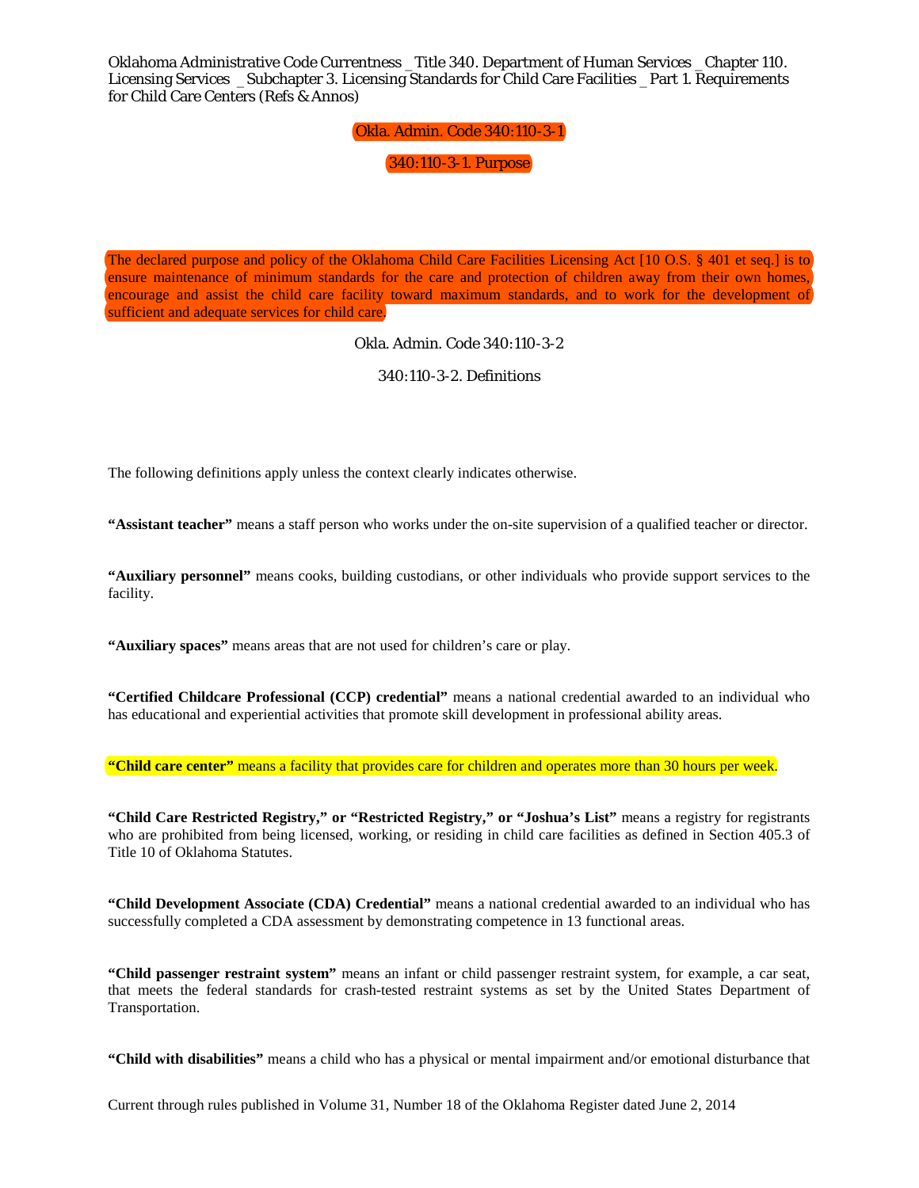Oklahoma Administrative Code Currentness _Title 340. Department of Human Services _Chapter 110. Licensing Services _Subchapter 3. Licensing Standards for Child Care Facilities _Part 1. Requirements for Child Care Centers (Refs & Annos)

## Okla. Admin. Code 340:110-3-1

### 340:110-3-1. Purpose

The declared purpose and policy of the Oklahoma Child Care Facilities Licensing Act [10 O.S. § 401 et seq.] is to ensure maintenance of minimum standards for the care and protection of children away from their own homes, encourage and assist the child care facility toward maximum standards, and to work for the development of sufficient and adequate services for child care.

## Okla. Admin. Code 340:110-3-2

### 340:110-3-2. Definitions

The following definitions apply unless the context clearly indicates otherwise.

**"Assistant teacher"** means a staff person who works under the on-site supervision of a qualified teacher or director.

**"Auxiliary personnel"** means cooks, building custodians, or other individuals who provide support services to the facility.

**"Auxiliary spaces"** means areas that are not used for children's care or play.

**"Certified Childcare Professional (CCP) credential"** means a national credential awarded to an individual who has educational and experiential activities that promote skill development in professional ability areas.

**"Child care center"** means a facility that provides care for children and operates more than 30 hours per week.

**"Child Care Restricted Registry," or "Restricted Registry," or "Joshua's List"** means a registry for registrants who are prohibited from being licensed, working, or residing in child care facilities as defined in Section 405.3 of Title 10 of Oklahoma Statutes.

**"Child Development Associate (CDA) Credential"** means a national credential awarded to an individual who has successfully completed a CDA assessment by demonstrating competence in 13 functional areas.

**"Child passenger restraint system"** means an infant or child passenger restraint system, for example, a car seat, that meets the federal standards for crash-tested restraint systems as set by the United States Department of Transportation.

**"Child with disabilities"** means a child who has a physical or mental impairment and/or emotional disturbance that

Current through rules published in Volume 31, Number 18 of the Oklahoma Register dated June 2, 2014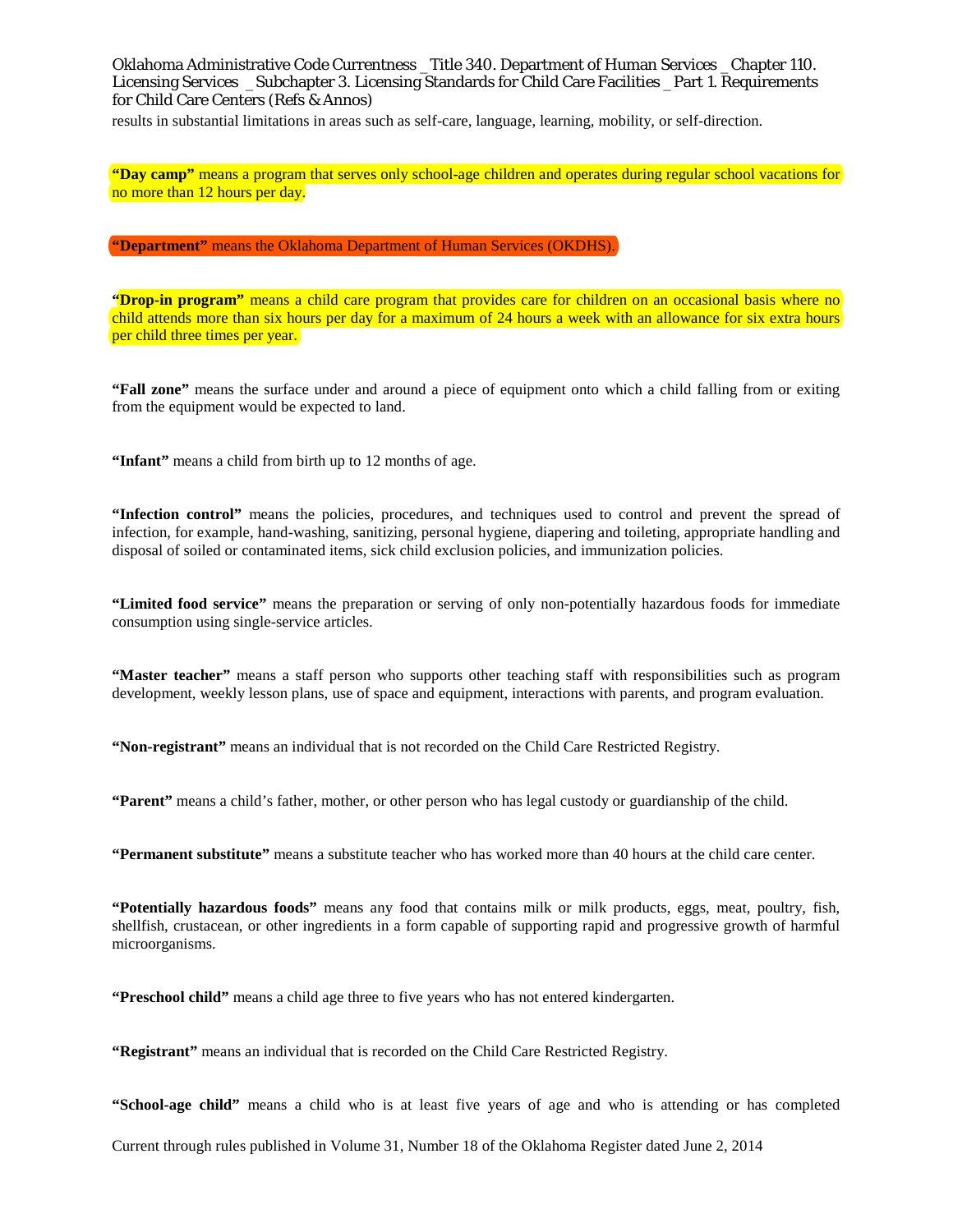results in substantial limitations in areas such as self-care, language, learning, mobility, or self-direction.

**"Day camp"** means a program that serves only school-age children and operates during regular school vacations for no more than 12 hours per day.

**"Department"** means the Oklahoma Department of Human Services (OKDHS).

**"Drop-in program"** means a child care program that provides care for children on an occasional basis where no child attends more than six hours per day for a maximum of 24 hours a week with an allowance for six extra hours per child three times per year.

**"Fall zone"** means the surface under and around a piece of equipment onto which a child falling from or exiting from the equipment would be expected to land.

**"Infant"** means a child from birth up to 12 months of age.

**"Infection control"** means the policies, procedures, and techniques used to control and prevent the spread of infection, for example, hand-washing, sanitizing, personal hygiene, diapering and toileting, appropriate handling and disposal of soiled or contaminated items, sick child exclusion policies, and immunization policies.

**"Limited food service"** means the preparation or serving of only non-potentially hazardous foods for immediate consumption using single-service articles.

**"Master teacher"** means a staff person who supports other teaching staff with responsibilities such as program development, weekly lesson plans, use of space and equipment, interactions with parents, and program evaluation.

**"Non-registrant"** means an individual that is not recorded on the Child Care Restricted Registry.

**"Parent"** means a child's father, mother, or other person who has legal custody or guardianship of the child.

**"Permanent substitute"** means a substitute teacher who has worked more than 40 hours at the child care center.

**"Potentially hazardous foods"** means any food that contains milk or milk products, eggs, meat, poultry, fish, shellfish, crustacean, or other ingredients in a form capable of supporting rapid and progressive growth of harmful microorganisms.

**"Preschool child"** means a child age three to five years who has not entered kindergarten.

**"Registrant"** means an individual that is recorded on the Child Care Restricted Registry.

**"School-age child"** means a child who is at least five years of age and who is attending or has completed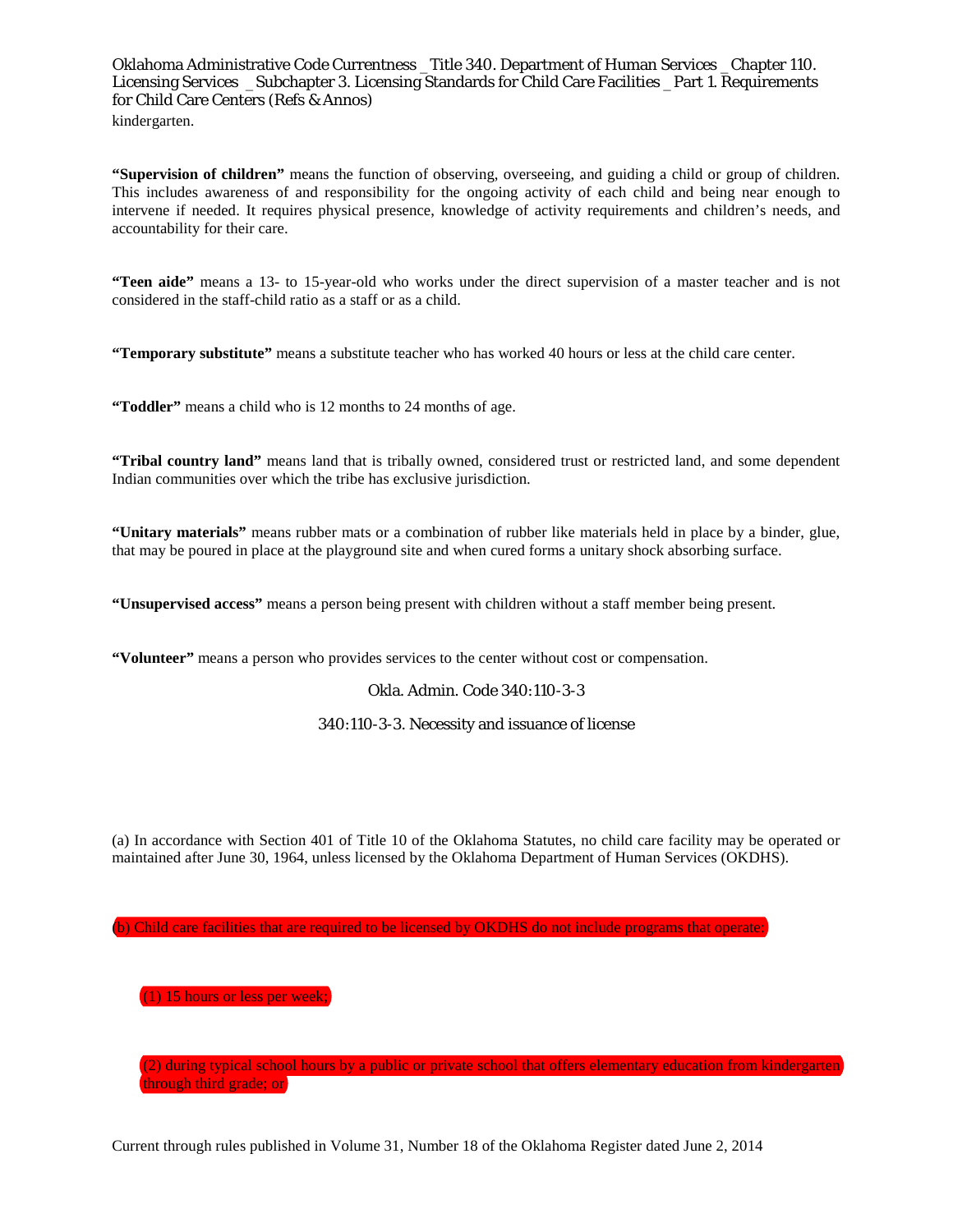kindergarten.

**"Supervision of children"** means the function of observing, overseeing, and guiding a child or group of children. This includes awareness of and responsibility for the ongoing activity of each child and being near enough to intervene if needed. It requires physical presence, knowledge of activity requirements and children's needs, and accountability for their care.

**"Teen aide"** means a 13- to 15-year-old who works under the direct supervision of a master teacher and is not considered in the staff-child ratio as a staff or as a child.

**"Temporary substitute"** means a substitute teacher who has worked 40 hours or less at the child care center.

**"Toddler"** means a child who is 12 months to 24 months of age.

**"Tribal country land"** means land that is tribally owned, considered trust or restricted land, and some dependent Indian communities over which the tribe has exclusive jurisdiction.

**"Unitary materials"** means rubber mats or a combination of rubber like materials held in place by a binder, glue, that may be poured in place at the playground site and when cured forms a unitary shock absorbing surface.

**"Unsupervised access"** means a person being present with children without a staff member being present.

**"Volunteer"** means a person who provides services to the center without cost or compensation.

Okla. Admin. Code 340:110-3-3

## 340:110-3-3. Necessity and issuance of license

(a) In accordance with Section 401 of Title 10 of the Oklahoma Statutes, no child care facility may be operated or maintained after June 30, 1964, unless licensed by the Oklahoma Department of Human Services (OKDHS).

(b) Child care facilities that are required to be licensed by OKDHS do not include programs that operate:

(1) 15 hours or less per week;

(2) during typical school hours by a public or private school that offers elementary education from kindergarten through third grade; or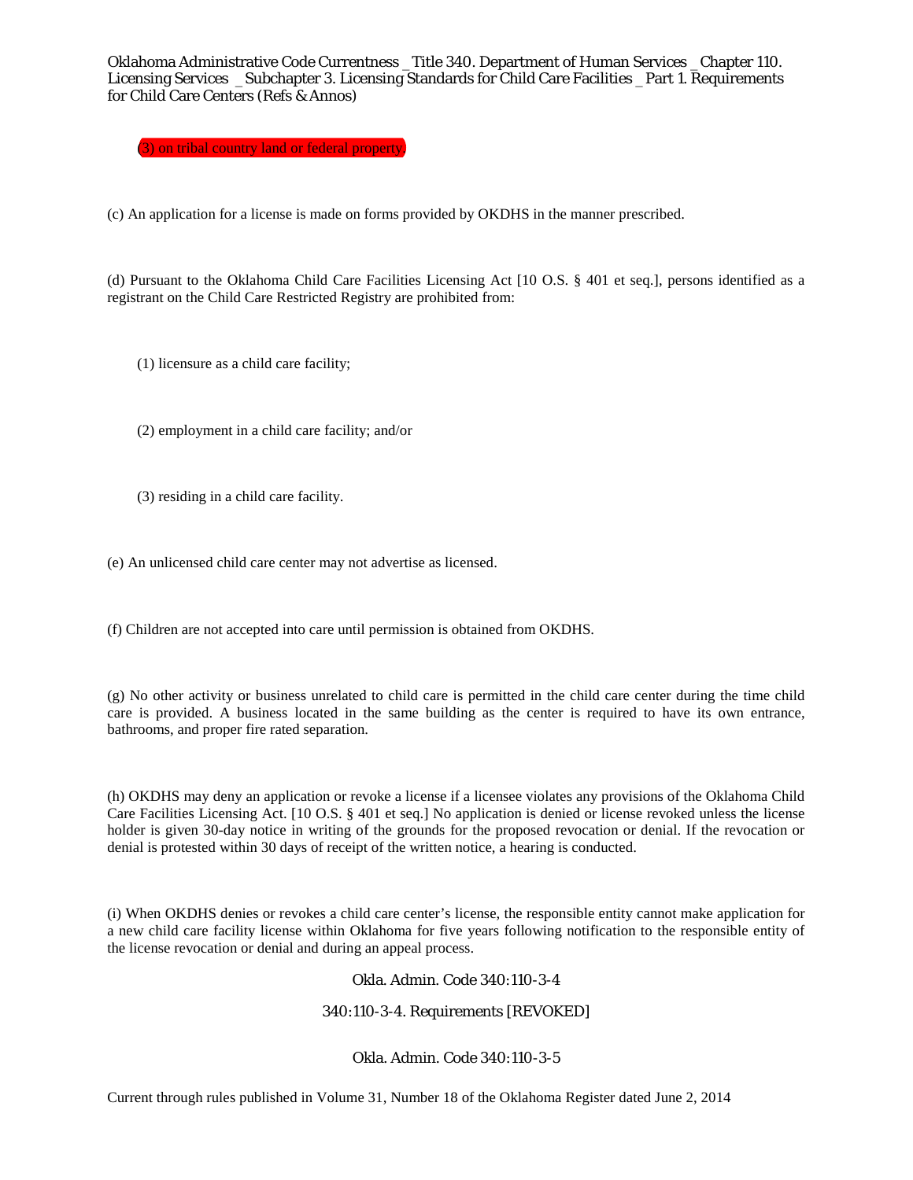(3) on tribal country land or federal property.

(c) An application for a license is made on forms provided by OKDHS in the manner prescribed.

(d) Pursuant to the Oklahoma Child Care Facilities Licensing Act [10 O.S. § 401 et seq.], persons identified as a registrant on the Child Care Restricted Registry are prohibited from:

(1) licensure as a child care facility;

(2) employment in a child care facility; and/or

(3) residing in a child care facility.

(e) An unlicensed child care center may not advertise as licensed.

(f) Children are not accepted into care until permission is obtained from OKDHS.

(g) No other activity or business unrelated to child care is permitted in the child care center during the time child care is provided. A business located in the same building as the center is required to have its own entrance, bathrooms, and proper fire rated separation.

(h) OKDHS may deny an application or revoke a license if a licensee violates any provisions of the Oklahoma Child Care Facilities Licensing Act. [10 O.S. § 401 et seq.] No application is denied or license revoked unless the license holder is given 30-day notice in writing of the grounds for the proposed revocation or denial. If the revocation or denial is protested within 30 days of receipt of the written notice, a hearing is conducted.

(i) When OKDHS denies or revokes a child care center's license, the responsible entity cannot make application for a new child care facility license within Oklahoma for five years following notification to the responsible entity of the license revocation or denial and during an appeal process.

Okla. Admin. Code 340:110-3-4

340:110-3-4. Requirements [REVOKED]

Okla. Admin. Code 340:110-3-5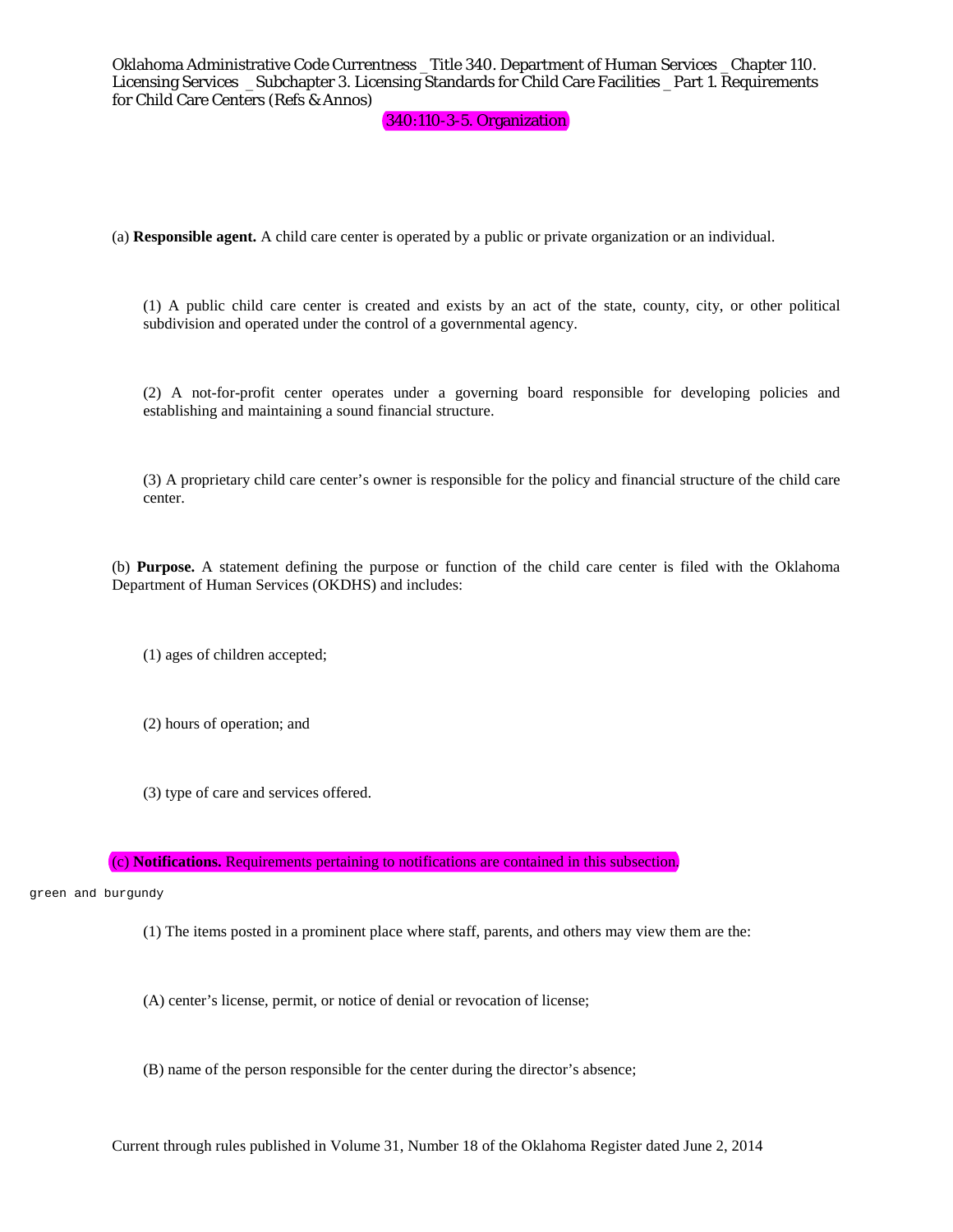## 340:110-3-5. Organization

(a) **Responsible agent.** A child care center is operated by a public or private organization or an individual.

(1) A public child care center is created and exists by an act of the state, county, city, or other political subdivision and operated under the control of a governmental agency.

(2) A not-for-profit center operates under a governing board responsible for developing policies and establishing and maintaining a sound financial structure.

(3) A proprietary child care center's owner is responsible for the policy and financial structure of the child care center.

(b) **Purpose.** A statement defining the purpose or function of the child care center is filed with the Oklahoma Department of Human Services (OKDHS) and includes:

(1) ages of children accepted;

(2) hours of operation; and

(3) type of care and services offered.

(c) **Notifications.** Requirements pertaining to notifications are contained in this subsection.

green and burgundy

(1) The items posted in a prominent place where staff, parents, and others may view them are the:

(A) center's license, permit, or notice of denial or revocation of license;

(B) name of the person responsible for the center during the director's absence;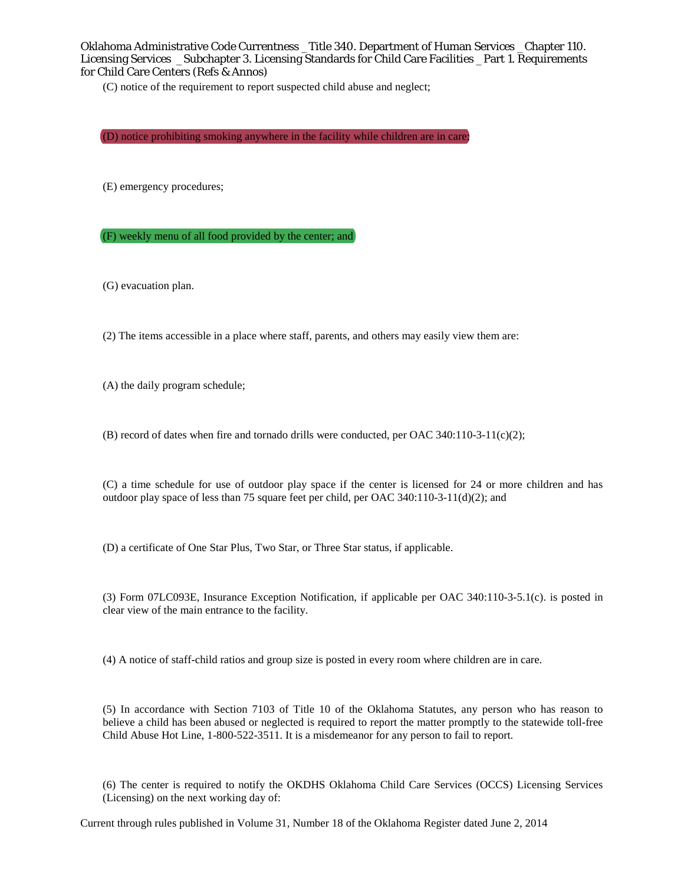(C) notice of the requirement to report suspected child abuse and neglect;

(D) notice prohibiting smoking anywhere in the facility while children are in care;

(E) emergency procedures;

(F) weekly menu of all food provided by the center; and

(G) evacuation plan.

(2) The items accessible in a place where staff, parents, and others may easily view them are:

(A) the daily program schedule;

(B) record of dates when fire and tornado drills were conducted, per OAC 340:110-3-11(c)(2);

(C) a time schedule for use of outdoor play space if the center is licensed for 24 or more children and has outdoor play space of less than 75 square feet per child, per OAC 340:110-3-11(d)(2); and

(D) a certificate of One Star Plus, Two Star, or Three Star status, if applicable.

(3) Form 07LC093E, Insurance Exception Notification, if applicable per OAC 340:110-3-5.1(c). is posted in clear view of the main entrance to the facility.

(4) A notice of staff-child ratios and group size is posted in every room where children are in care.

(5) In accordance with Section 7103 of Title 10 of the Oklahoma Statutes, any person who has reason to believe a child has been abused or neglected is required to report the matter promptly to the statewide toll-free Child Abuse Hot Line, 1-800-522-3511. It is a misdemeanor for any person to fail to report.

(6) The center is required to notify the OKDHS Oklahoma Child Care Services (OCCS) Licensing Services (Licensing) on the next working day of: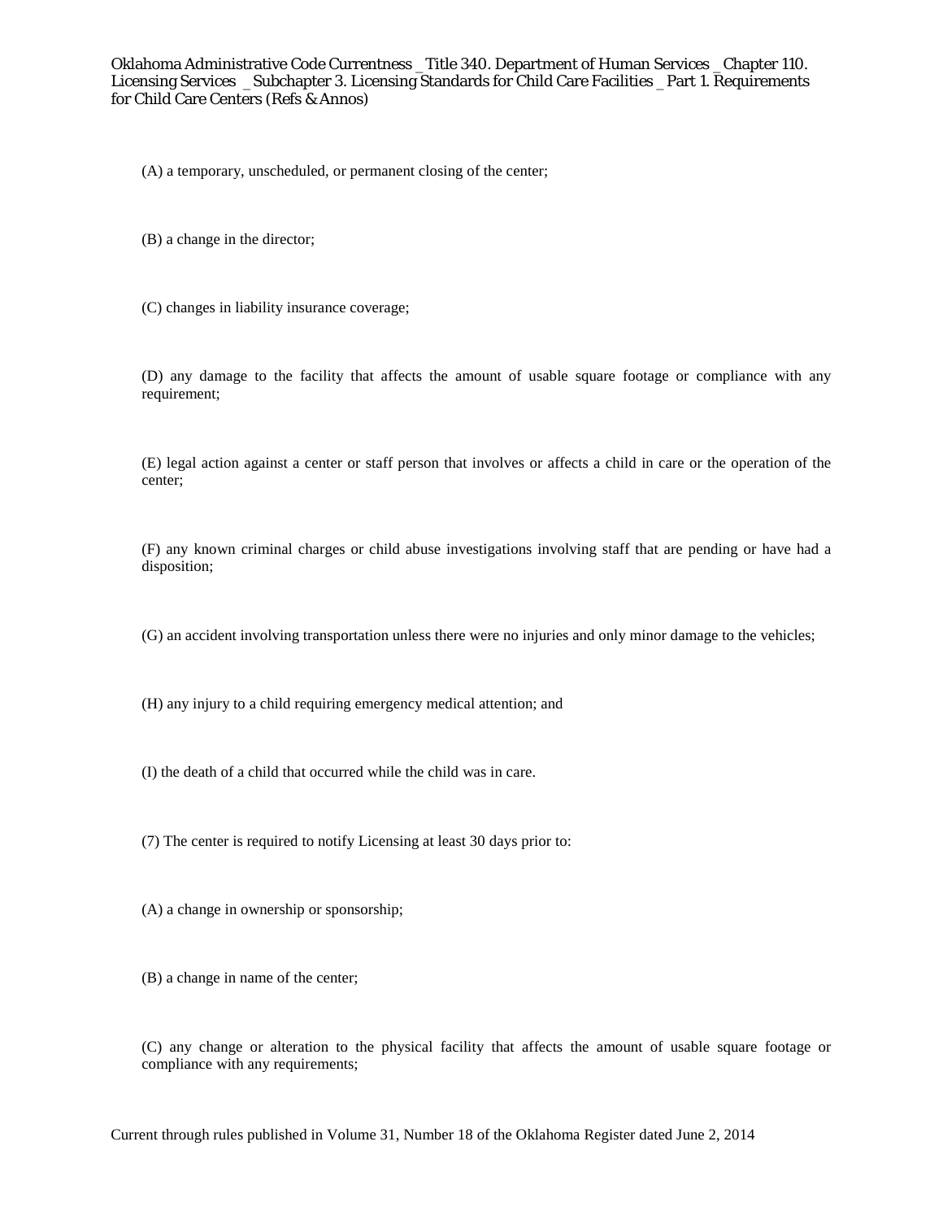(A) a temporary, unscheduled, or permanent closing of the center;

(B) a change in the director;

(C) changes in liability insurance coverage;

(D) any damage to the facility that affects the amount of usable square footage or compliance with any requirement;

(E) legal action against a center or staff person that involves or affects a child in care or the operation of the center;

(F) any known criminal charges or child abuse investigations involving staff that are pending or have had a disposition;

(G) an accident involving transportation unless there were no injuries and only minor damage to the vehicles;

(H) any injury to a child requiring emergency medical attention; and

(I) the death of a child that occurred while the child was in care.

(7) The center is required to notify Licensing at least 30 days prior to:

(A) a change in ownership or sponsorship;

(B) a change in name of the center;

(C) any change or alteration to the physical facility that affects the amount of usable square footage or compliance with any requirements;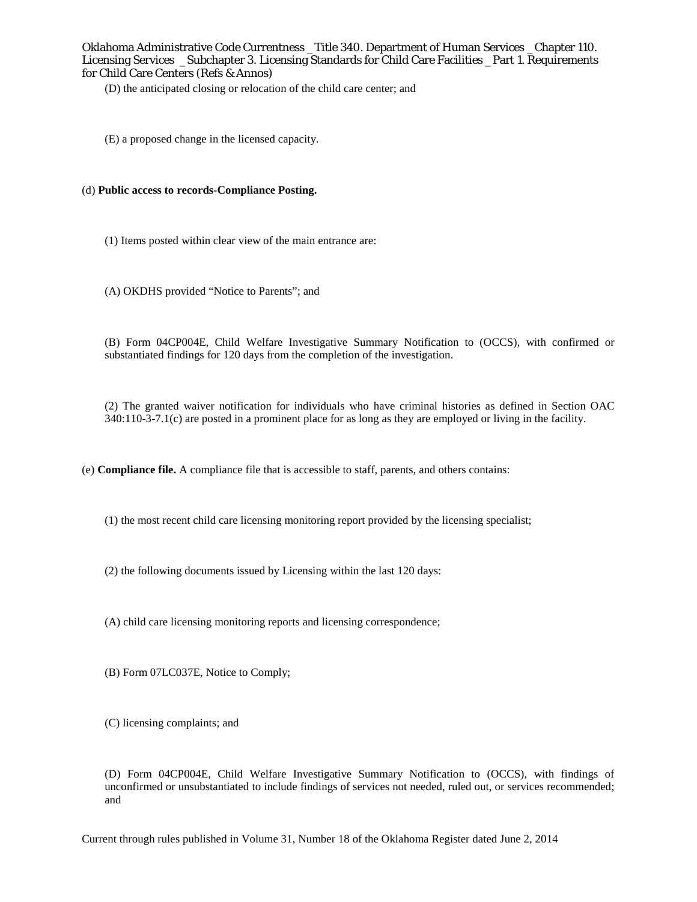(D) the anticipated closing or relocation of the child care center; and

(E) a proposed change in the licensed capacity.

(d) **Public access to records-Compliance Posting.**

(1) Items posted within clear view of the main entrance are:

(A) OKDHS provided "Notice to Parents"; and

(B) Form 04CP004E, Child Welfare Investigative Summary Notification to (OCCS), with confirmed or substantiated findings for 120 days from the completion of the investigation.

(2) The granted waiver notification for individuals who have criminal histories as defined in Section OAC 340:110-3-7.1(c) are posted in a prominent place for as long as they are employed or living in the facility.

(e) **Compliance file.** A compliance file that is accessible to staff, parents, and others contains:

(1) the most recent child care licensing monitoring report provided by the licensing specialist;

(2) the following documents issued by Licensing within the last 120 days:

(A) child care licensing monitoring reports and licensing correspondence;

(B) Form 07LC037E, Notice to Comply;

(C) licensing complaints; and

(D) Form 04CP004E, Child Welfare Investigative Summary Notification to (OCCS), with findings of unconfirmed or unsubstantiated to include findings of services not needed, ruled out, or services recommended; and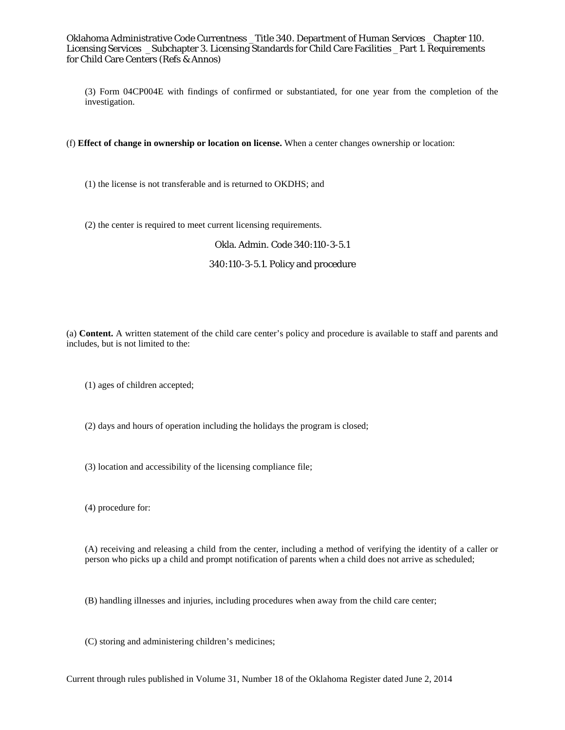(3) Form 04CP004E with findings of confirmed or substantiated, for one year from the completion of the investigation.

(f) **Effect of change in ownership or location on license.** When a center changes ownership or location:

(1) the license is not transferable and is returned to OKDHS; and

(2) the center is required to meet current licensing requirements.

Okla. Admin. Code 340:110-3-5.1

## 340:110-3-5.1. Policy and procedure

(a) **Content.** A written statement of the child care center's policy and procedure is available to staff and parents and includes, but is not limited to the:

(1) ages of children accepted;

(2) days and hours of operation including the holidays the program is closed;

(3) location and accessibility of the licensing compliance file;

(4) procedure for:

(A) receiving and releasing a child from the center, including a method of verifying the identity of a caller or person who picks up a child and prompt notification of parents when a child does not arrive as scheduled;

(B) handling illnesses and injuries, including procedures when away from the child care center;

(C) storing and administering children's medicines;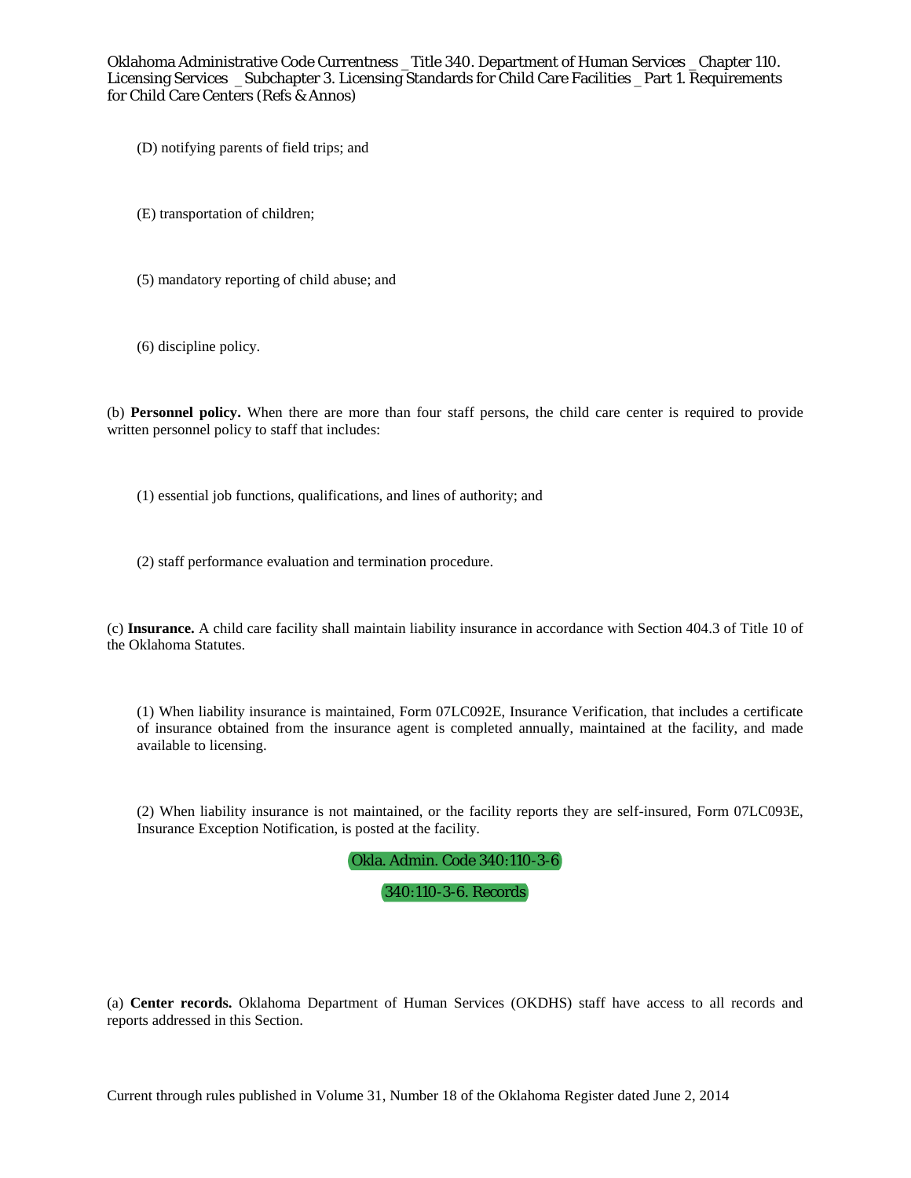(D) notifying parents of field trips; and

(E) transportation of children;

(5) mandatory reporting of child abuse; and

(6) discipline policy.

(b) **Personnel policy.** When there are more than four staff persons, the child care center is required to provide written personnel policy to staff that includes:

(1) essential job functions, qualifications, and lines of authority; and

(2) staff performance evaluation and termination procedure.

(c) **Insurance.** A child care facility shall maintain liability insurance in accordance with Section 404.3 of Title 10 of the Oklahoma Statutes.

(1) When liability insurance is maintained, Form 07LC092E, Insurance Verification, that includes a certificate of insurance obtained from the insurance agent is completed annually, maintained at the facility, and made available to licensing.

(2) When liability insurance is not maintained, or the facility reports they are self-insured, Form 07LC093E, Insurance Exception Notification, is posted at the facility.

Okla. Admin. Code 340:110-3-6

## 340:110-3-6. Records

(a) **Center records.** Oklahoma Department of Human Services (OKDHS) staff have access to all records and reports addressed in this Section.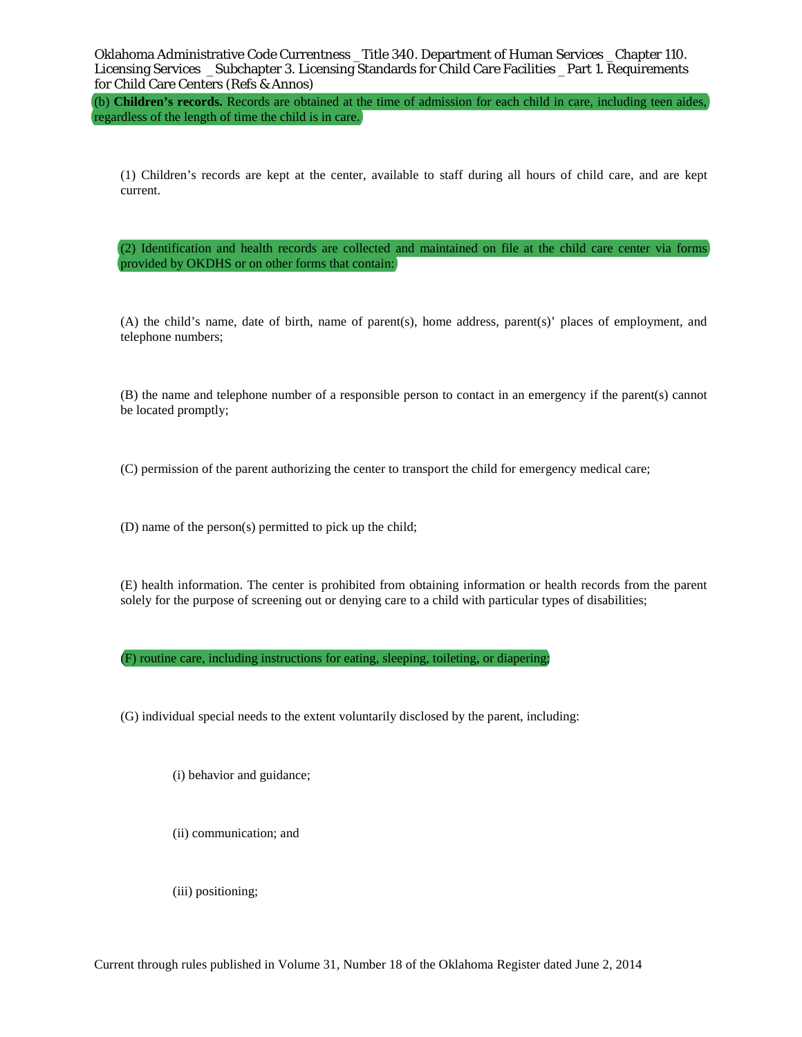(b) **Children's records.** Records are obtained at the time of admission for each child in care, including teen aides, regardless of the length of time the child is in care.

(1) Children's records are kept at the center, available to staff during all hours of child care, and are kept current.

(2) Identification and health records are collected and maintained on file at the child care center via forms provided by OKDHS or on other forms that contain:

(A) the child's name, date of birth, name of parent(s), home address, parent(s)' places of employment, and telephone numbers;

(B) the name and telephone number of a responsible person to contact in an emergency if the parent(s) cannot be located promptly;

(C) permission of the parent authorizing the center to transport the child for emergency medical care;

(D) name of the person(s) permitted to pick up the child;

(E) health information. The center is prohibited from obtaining information or health records from the parent solely for the purpose of screening out or denying care to a child with particular types of disabilities;

(F) routine care, including instructions for eating, sleeping, toileting, or diapering;

(G) individual special needs to the extent voluntarily disclosed by the parent, including:

(i) behavior and guidance;

(ii) communication; and

(iii) positioning;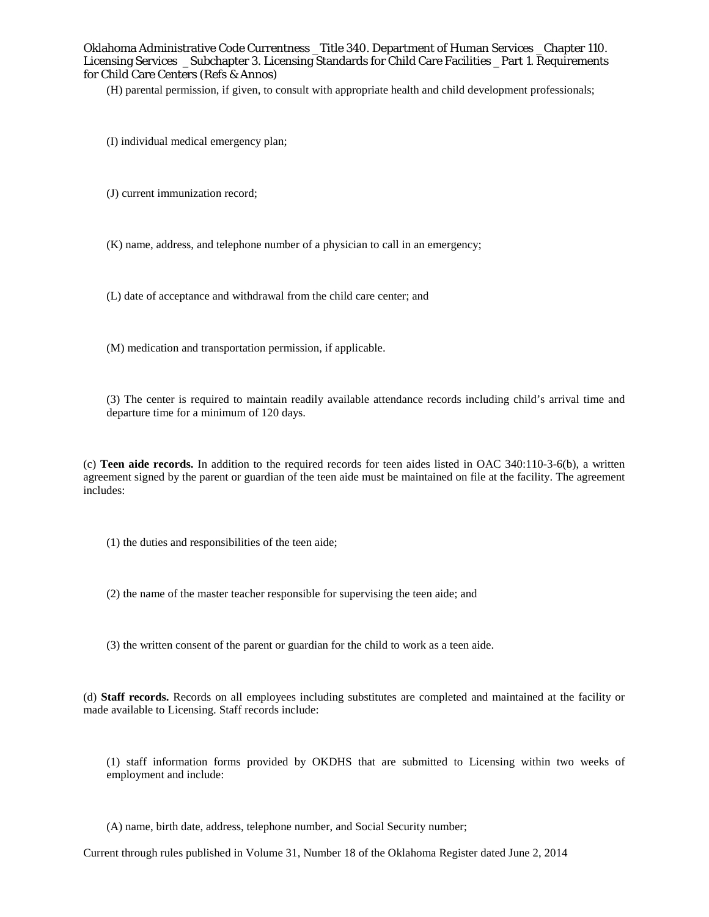(H) parental permission, if given, to consult with appropriate health and child development professionals;

(I) individual medical emergency plan;

(J) current immunization record;

(K) name, address, and telephone number of a physician to call in an emergency;

(L) date of acceptance and withdrawal from the child care center; and

(M) medication and transportation permission, if applicable.

(3) The center is required to maintain readily available attendance records including child's arrival time and departure time for a minimum of 120 days.

(c) **Teen aide records.** In addition to the required records for teen aides listed in OAC 340:110-3-6(b), a written agreement signed by the parent or guardian of the teen aide must be maintained on file at the facility. The agreement includes:

(1) the duties and responsibilities of the teen aide;

(2) the name of the master teacher responsible for supervising the teen aide; and

(3) the written consent of the parent or guardian for the child to work as a teen aide.

(d) **Staff records.** Records on all employees including substitutes are completed and maintained at the facility or made available to Licensing. Staff records include:

(1) staff information forms provided by OKDHS that are submitted to Licensing within two weeks of employment and include:

(A) name, birth date, address, telephone number, and Social Security number;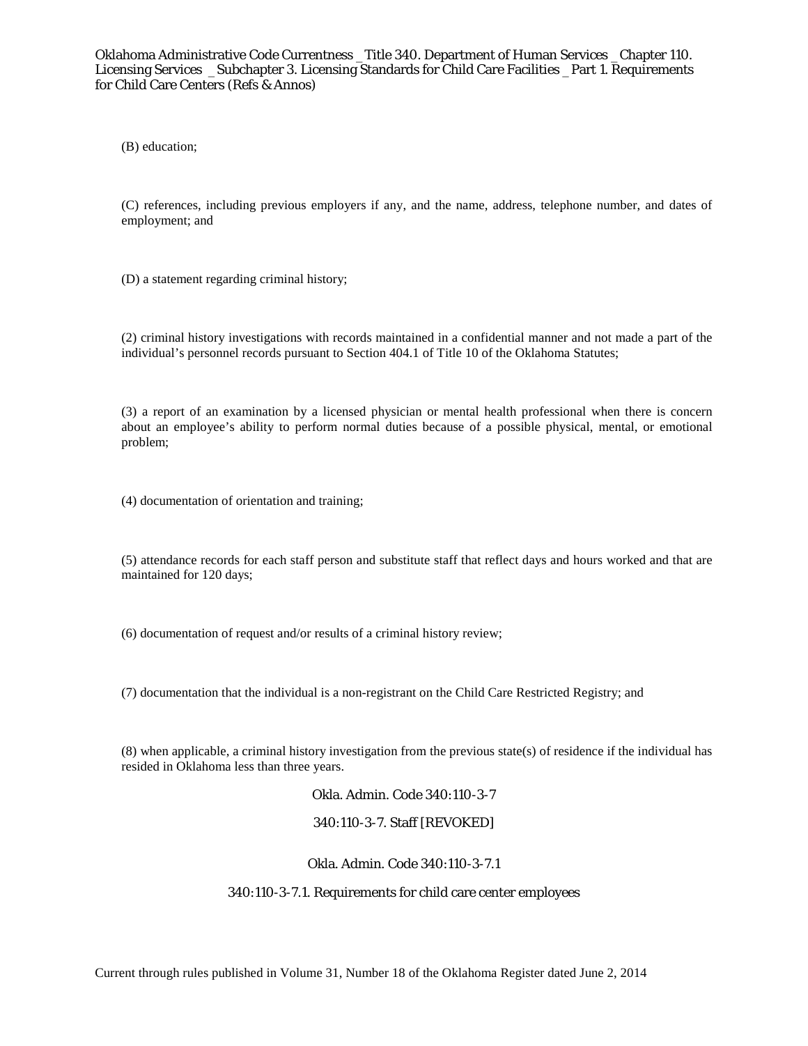(B) education;

(C) references, including previous employers if any, and the name, address, telephone number, and dates of employment; and

(D) a statement regarding criminal history;

(2) criminal history investigations with records maintained in a confidential manner and not made a part of the individual's personnel records pursuant to Section 404.1 of Title 10 of the Oklahoma Statutes;

(3) a report of an examination by a licensed physician or mental health professional when there is concern about an employee's ability to perform normal duties because of a possible physical, mental, or emotional problem;

(4) documentation of orientation and training;

(5) attendance records for each staff person and substitute staff that reflect days and hours worked and that are maintained for 120 days;

(6) documentation of request and/or results of a criminal history review;

(7) documentation that the individual is a non-registrant on the Child Care Restricted Registry; and

(8) when applicable, a criminal history investigation from the previous state(s) of residence if the individual has resided in Oklahoma less than three years.

Okla. Admin. Code 340:110-3-7

340:110-3-7. Staff [REVOKED]

Okla. Admin. Code 340:110-3-7.1

340:110-3-7.1. Requirements for child care center employees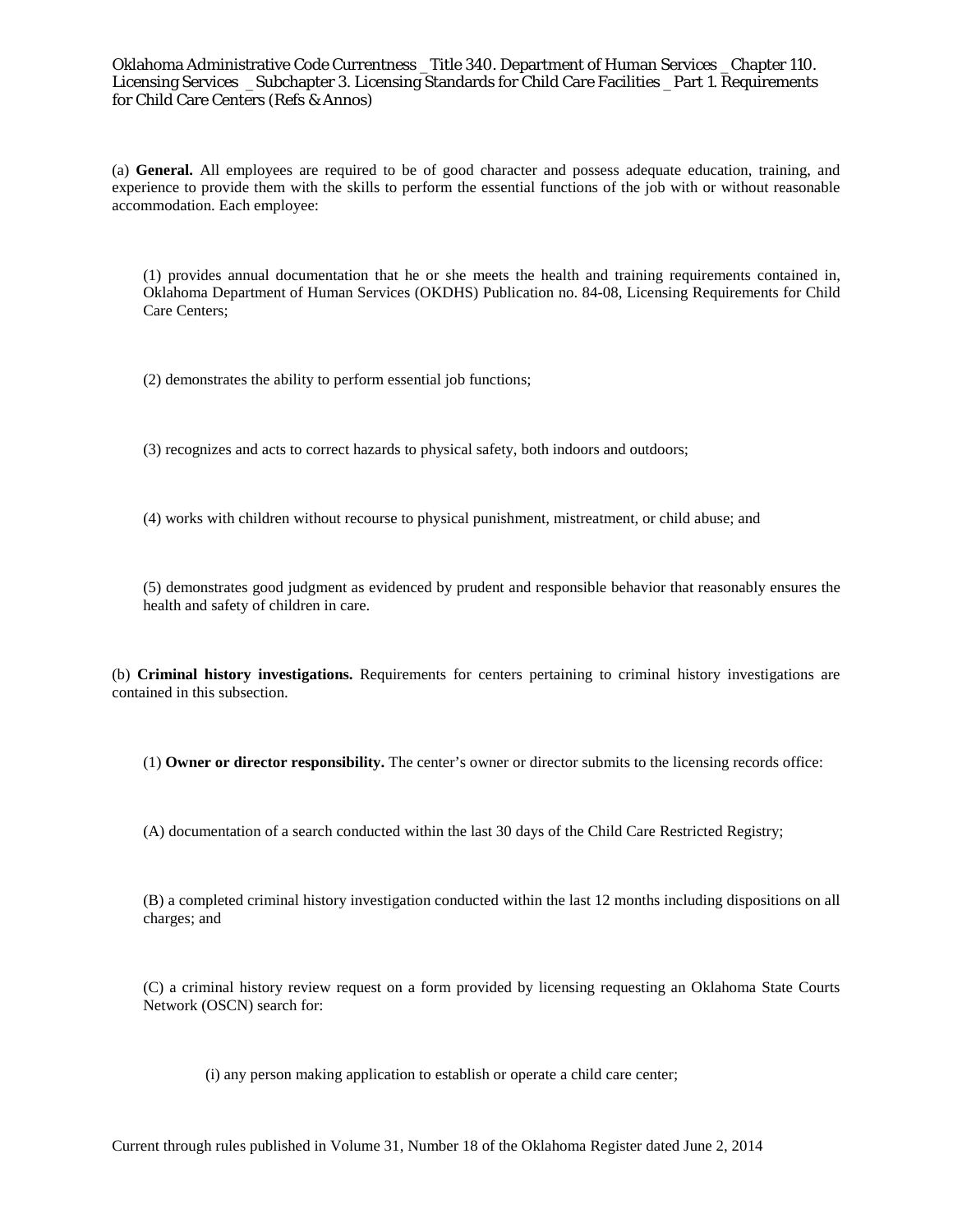(a) **General.** All employees are required to be of good character and possess adequate education, training, and experience to provide them with the skills to perform the essential functions of the job with or without reasonable accommodation. Each employee:

(1) provides annual documentation that he or she meets the health and training requirements contained in, Oklahoma Department of Human Services (OKDHS) Publication no. 84-08, Licensing Requirements for Child Care Centers;

(2) demonstrates the ability to perform essential job functions;

(3) recognizes and acts to correct hazards to physical safety, both indoors and outdoors;

(4) works with children without recourse to physical punishment, mistreatment, or child abuse; and

(5) demonstrates good judgment as evidenced by prudent and responsible behavior that reasonably ensures the health and safety of children in care.

(b) **Criminal history investigations.** Requirements for centers pertaining to criminal history investigations are contained in this subsection.

(1) **Owner or director responsibility.** The center's owner or director submits to the licensing records office:

(A) documentation of a search conducted within the last 30 days of the Child Care Restricted Registry;

(B) a completed criminal history investigation conducted within the last 12 months including dispositions on all charges; and

(C) a criminal history review request on a form provided by licensing requesting an Oklahoma State Courts Network (OSCN) search for:

(i) any person making application to establish or operate a child care center;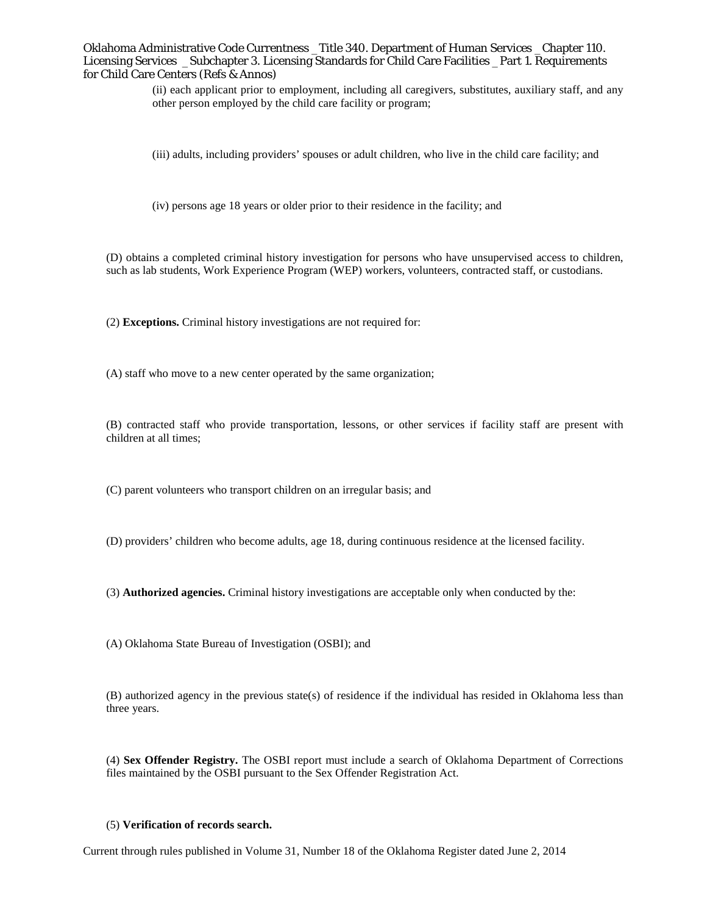(ii) each applicant prior to employment, including all caregivers, substitutes, auxiliary staff, and any other person employed by the child care facility or program;

(iii) adults, including providers' spouses or adult children, who live in the child care facility; and

(iv) persons age 18 years or older prior to their residence in the facility; and

(D) obtains a completed criminal history investigation for persons who have unsupervised access to children, such as lab students, Work Experience Program (WEP) workers, volunteers, contracted staff, or custodians.

(2) **Exceptions.** Criminal history investigations are not required for:

(A) staff who move to a new center operated by the same organization;

(B) contracted staff who provide transportation, lessons, or other services if facility staff are present with children at all times;

(C) parent volunteers who transport children on an irregular basis; and

(D) providers' children who become adults, age 18, during continuous residence at the licensed facility.

(3) **Authorized agencies.** Criminal history investigations are acceptable only when conducted by the:

(A) Oklahoma State Bureau of Investigation (OSBI); and

(B) authorized agency in the previous state(s) of residence if the individual has resided in Oklahoma less than three years.

(4) **Sex Offender Registry.** The OSBI report must include a search of Oklahoma Department of Corrections files maintained by the OSBI pursuant to the Sex Offender Registration Act.

(5) **Verification of records search.**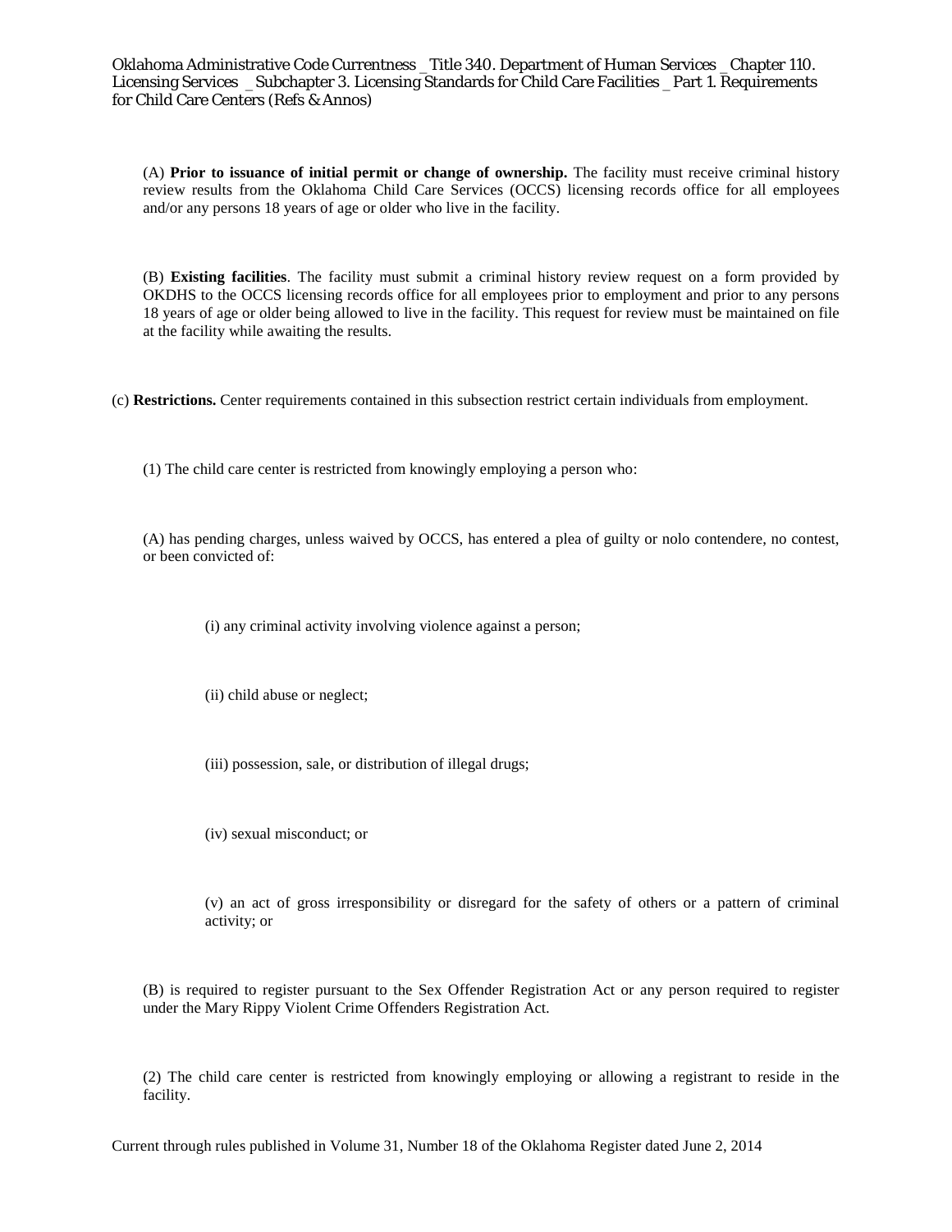(A) **Prior to issuance of initial permit or change of ownership.** The facility must receive criminal history review results from the Oklahoma Child Care Services (OCCS) licensing records office for all employees and/or any persons 18 years of age or older who live in the facility.

(B) **Existing facilities**. The facility must submit a criminal history review request on a form provided by OKDHS to the OCCS licensing records office for all employees prior to employment and prior to any persons 18 years of age or older being allowed to live in the facility. This request for review must be maintained on file at the facility while awaiting the results.

(c) **Restrictions.** Center requirements contained in this subsection restrict certain individuals from employment.

(1) The child care center is restricted from knowingly employing a person who:

(A) has pending charges, unless waived by OCCS, has entered a plea of guilty or nolo contendere, no contest, or been convicted of:

(i) any criminal activity involving violence against a person;

(ii) child abuse or neglect;

(iii) possession, sale, or distribution of illegal drugs;

(iv) sexual misconduct; or

(v) an act of gross irresponsibility or disregard for the safety of others or a pattern of criminal activity; or

(B) is required to register pursuant to the Sex Offender Registration Act or any person required to register under the Mary Rippy Violent Crime Offenders Registration Act.

(2) The child care center is restricted from knowingly employing or allowing a registrant to reside in the facility.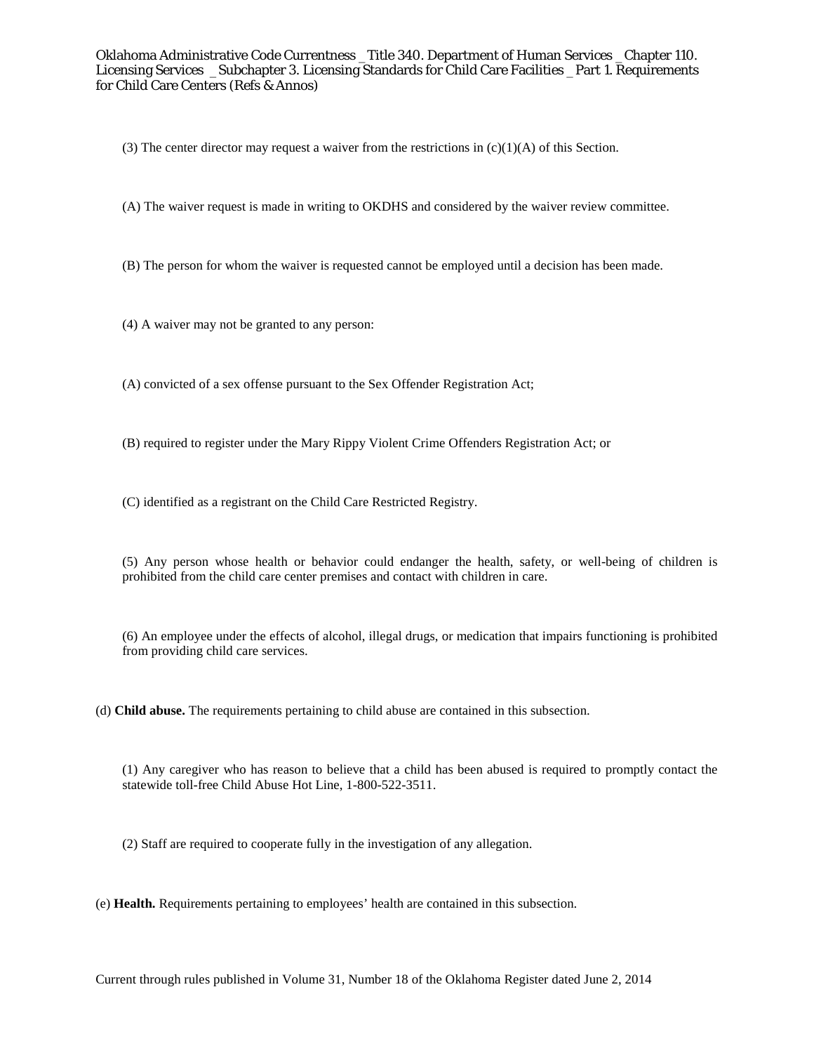(3) The center director may request a waiver from the restrictions in (c)(1)(A) of this Section.

(A) The waiver request is made in writing to OKDHS and considered by the waiver review committee.

(B) The person for whom the waiver is requested cannot be employed until a decision has been made.

(4) A waiver may not be granted to any person:

(A) convicted of a sex offense pursuant to the Sex Offender Registration Act;

(B) required to register under the Mary Rippy Violent Crime Offenders Registration Act; or

(C) identified as a registrant on the Child Care Restricted Registry.

(5) Any person whose health or behavior could endanger the health, safety, or well-being of children is prohibited from the child care center premises and contact with children in care.

(6) An employee under the effects of alcohol, illegal drugs, or medication that impairs functioning is prohibited from providing child care services.

(d) **Child abuse.** The requirements pertaining to child abuse are contained in this subsection.

(1) Any caregiver who has reason to believe that a child has been abused is required to promptly contact the statewide toll-free Child Abuse Hot Line, 1-800-522-3511.

(2) Staff are required to cooperate fully in the investigation of any allegation.

(e) **Health.** Requirements pertaining to employees' health are contained in this subsection.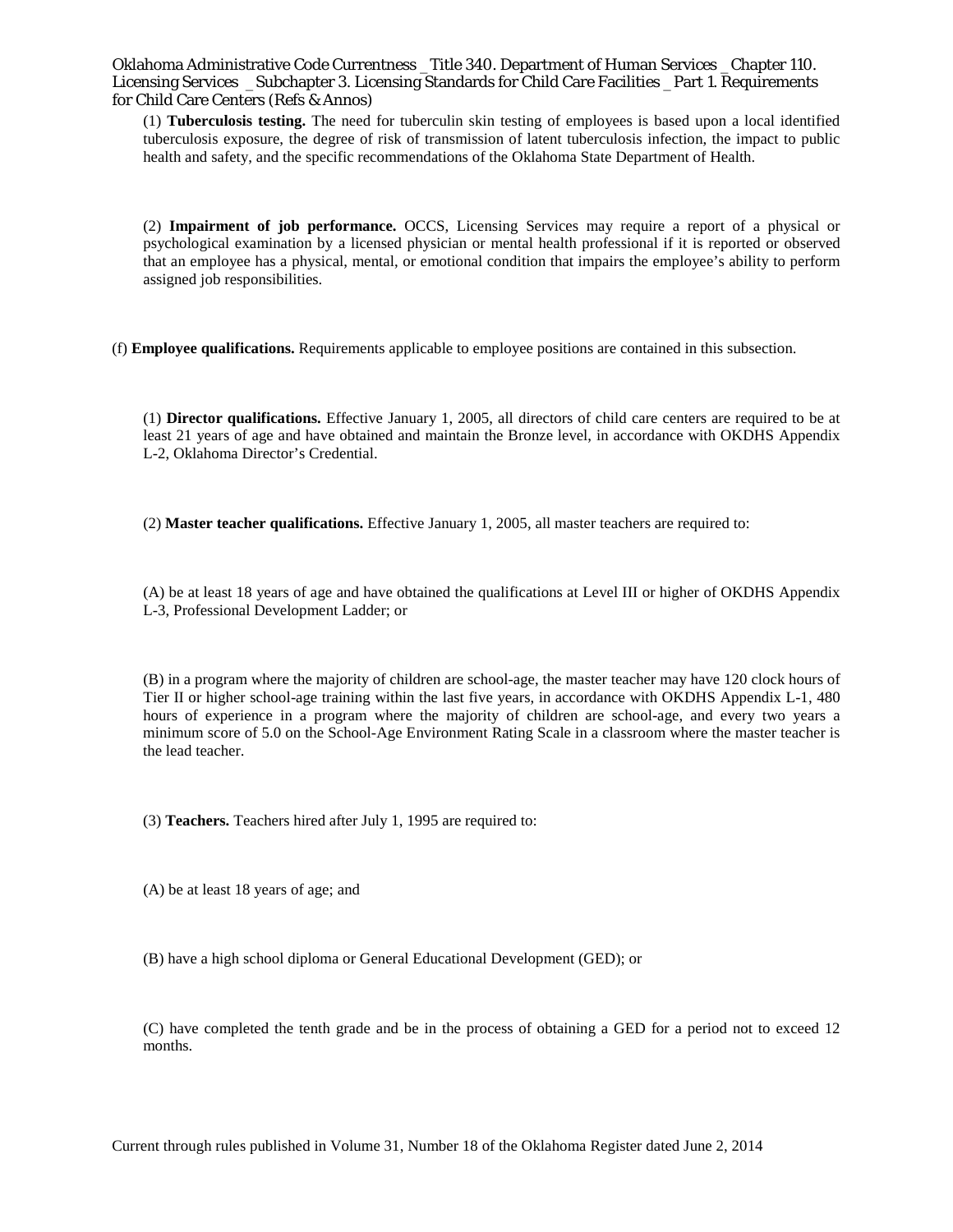(1) **Tuberculosis testing.** The need for tuberculin skin testing of employees is based upon a local identified tuberculosis exposure, the degree of risk of transmission of latent tuberculosis infection, the impact to public health and safety, and the specific recommendations of the Oklahoma State Department of Health.

(2) **Impairment of job performance.** OCCS, Licensing Services may require a report of a physical or psychological examination by a licensed physician or mental health professional if it is reported or observed that an employee has a physical, mental, or emotional condition that impairs the employee's ability to perform assigned job responsibilities.

(f) **Employee qualifications.** Requirements applicable to employee positions are contained in this subsection.

(1) **Director qualifications.** Effective January 1, 2005, all directors of child care centers are required to be at least 21 years of age and have obtained and maintain the Bronze level, in accordance with OKDHS Appendix L-2, Oklahoma Director's Credential.

(2) **Master teacher qualifications.** Effective January 1, 2005, all master teachers are required to:

(A) be at least 18 years of age and have obtained the qualifications at Level III or higher of OKDHS Appendix L-3, Professional Development Ladder; or

(B) in a program where the majority of children are school-age, the master teacher may have 120 clock hours of Tier II or higher school-age training within the last five years, in accordance with OKDHS Appendix L-1, 480 hours of experience in a program where the majority of children are school-age, and every two years a minimum score of 5.0 on the School-Age Environment Rating Scale in a classroom where the master teacher is the lead teacher.

(3) **Teachers.** Teachers hired after July 1, 1995 are required to:

(A) be at least 18 years of age; and

(B) have a high school diploma or General Educational Development (GED); or

(C) have completed the tenth grade and be in the process of obtaining a GED for a period not to exceed 12 months.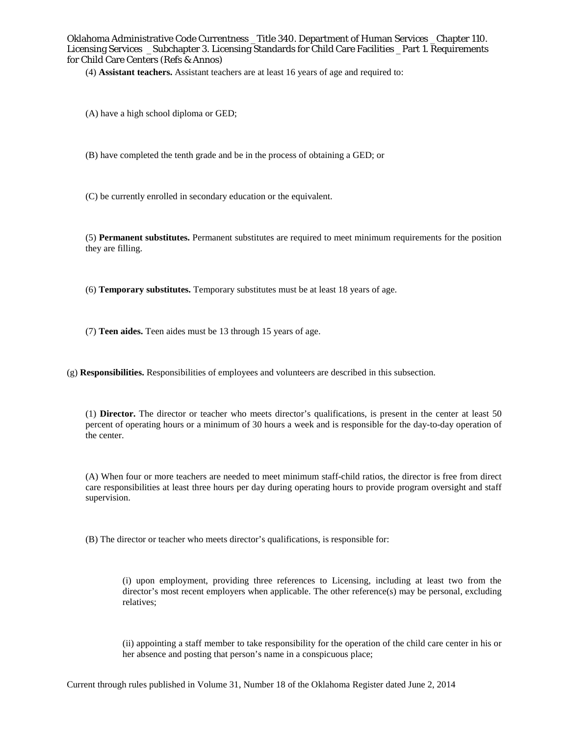(4) **Assistant teachers.** Assistant teachers are at least 16 years of age and required to:

(A) have a high school diploma or GED;

(B) have completed the tenth grade and be in the process of obtaining a GED; or

(C) be currently enrolled in secondary education or the equivalent.

(5) **Permanent substitutes.** Permanent substitutes are required to meet minimum requirements for the position they are filling.

(6) **Temporary substitutes.** Temporary substitutes must be at least 18 years of age.

(7) **Teen aides.** Teen aides must be 13 through 15 years of age.

(g) **Responsibilities.** Responsibilities of employees and volunteers are described in this subsection.

(1) **Director.** The director or teacher who meets director's qualifications, is present in the center at least 50 percent of operating hours or a minimum of 30 hours a week and is responsible for the day-to-day operation of the center.

(A) When four or more teachers are needed to meet minimum staff-child ratios, the director is free from direct care responsibilities at least three hours per day during operating hours to provide program oversight and staff supervision.

(B) The director or teacher who meets director's qualifications, is responsible for:

(i) upon employment, providing three references to Licensing, including at least two from the director's most recent employers when applicable. The other reference(s) may be personal, excluding relatives;

(ii) appointing a staff member to take responsibility for the operation of the child care center in his or her absence and posting that person's name in a conspicuous place;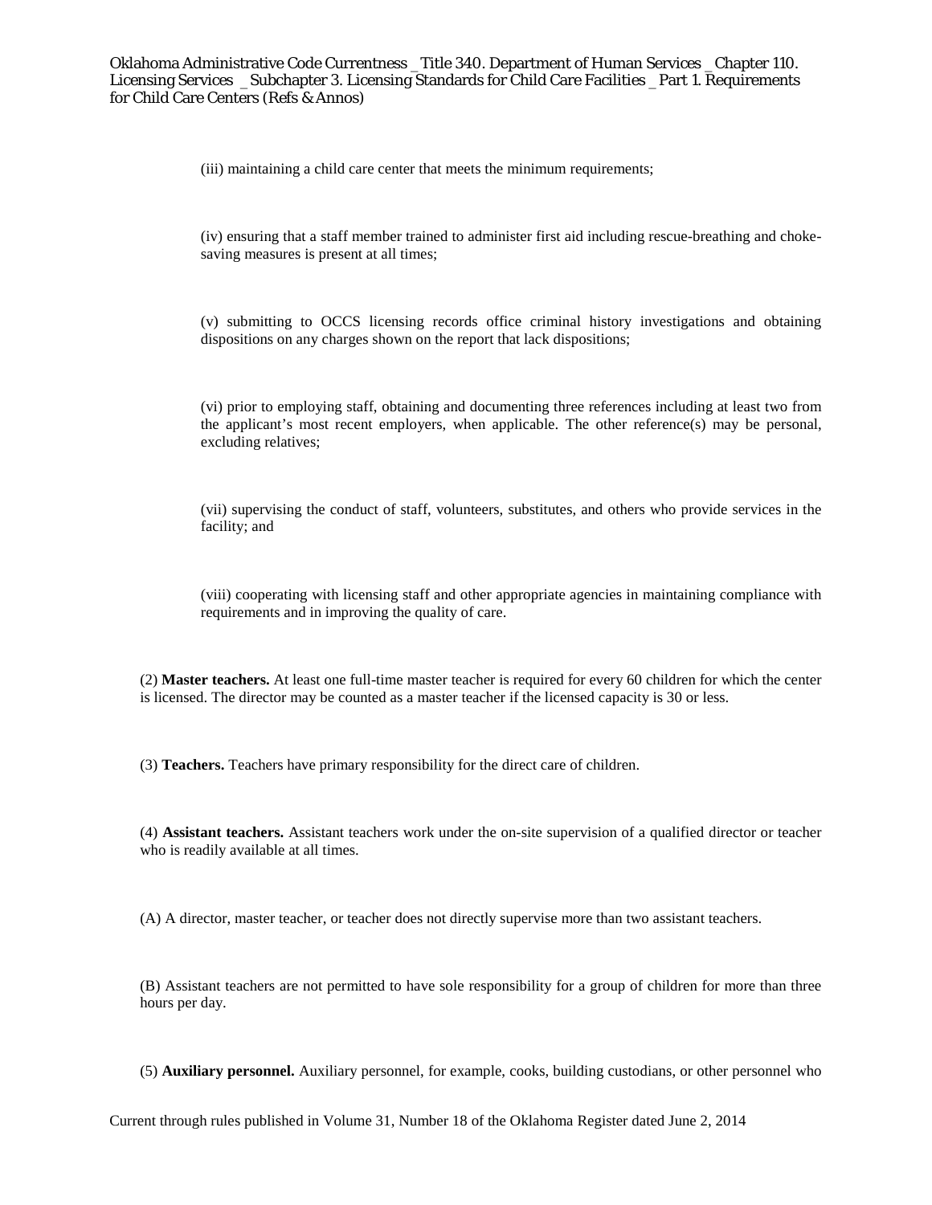(iii) maintaining a child care center that meets the minimum requirements;

(iv) ensuring that a staff member trained to administer first aid including rescue-breathing and choke-saving measures is present at all times;

(v) submitting to OCCS licensing records office criminal history investigations and obtaining dispositions on any charges shown on the report that lack dispositions;

(vi) prior to employing staff, obtaining and documenting three references including at least two from the applicant's most recent employers, when applicable. The other reference(s) may be personal, excluding relatives;

(vii) supervising the conduct of staff, volunteers, substitutes, and others who provide services in the facility; and

(viii) cooperating with licensing staff and other appropriate agencies in maintaining compliance with requirements and in improving the quality of care.

(2) **Master teachers.** At least one full-time master teacher is required for every 60 children for which the center is licensed. The director may be counted as a master teacher if the licensed capacity is 30 or less.

(3) **Teachers.** Teachers have primary responsibility for the direct care of children.

(4) **Assistant teachers.** Assistant teachers work under the on-site supervision of a qualified director or teacher who is readily available at all times.

(A) A director, master teacher, or teacher does not directly supervise more than two assistant teachers.

(B) Assistant teachers are not permitted to have sole responsibility for a group of children for more than three hours per day.

(5) **Auxiliary personnel.** Auxiliary personnel, for example, cooks, building custodians, or other personnel who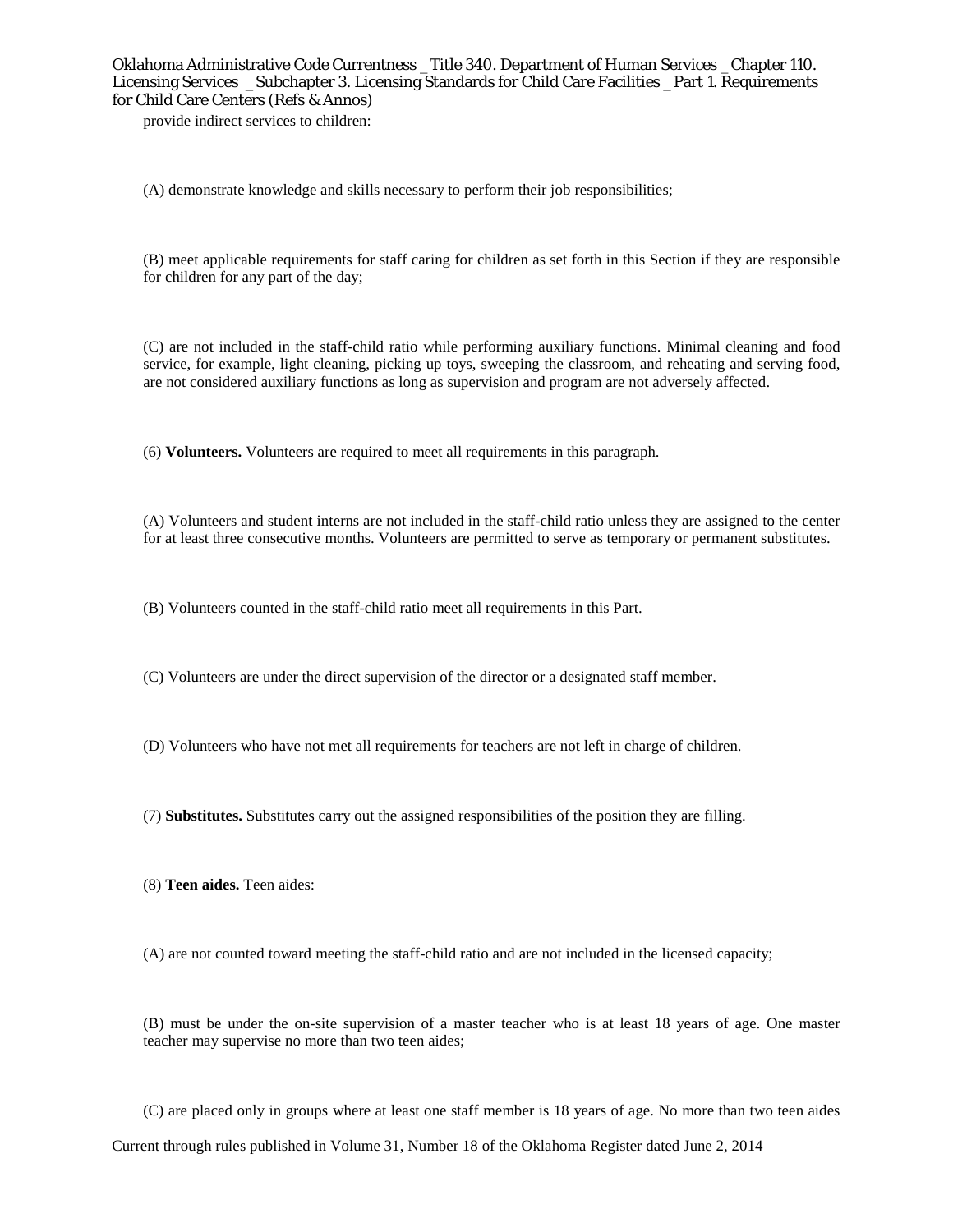provide indirect services to children:

(A) demonstrate knowledge and skills necessary to perform their job responsibilities;

(B) meet applicable requirements for staff caring for children as set forth in this Section if they are responsible for children for any part of the day;

(C) are not included in the staff-child ratio while performing auxiliary functions. Minimal cleaning and food service, for example, light cleaning, picking up toys, sweeping the classroom, and reheating and serving food, are not considered auxiliary functions as long as supervision and program are not adversely affected.

(6) **Volunteers.** Volunteers are required to meet all requirements in this paragraph.

(A) Volunteers and student interns are not included in the staff-child ratio unless they are assigned to the center for at least three consecutive months. Volunteers are permitted to serve as temporary or permanent substitutes.

(B) Volunteers counted in the staff-child ratio meet all requirements in this Part.

(C) Volunteers are under the direct supervision of the director or a designated staff member.

(D) Volunteers who have not met all requirements for teachers are not left in charge of children.

(7) **Substitutes.** Substitutes carry out the assigned responsibilities of the position they are filling.

(8) **Teen aides.** Teen aides:

(A) are not counted toward meeting the staff-child ratio and are not included in the licensed capacity;

(B) must be under the on-site supervision of a master teacher who is at least 18 years of age. One master teacher may supervise no more than two teen aides;

(C) are placed only in groups where at least one staff member is 18 years of age. No more than two teen aides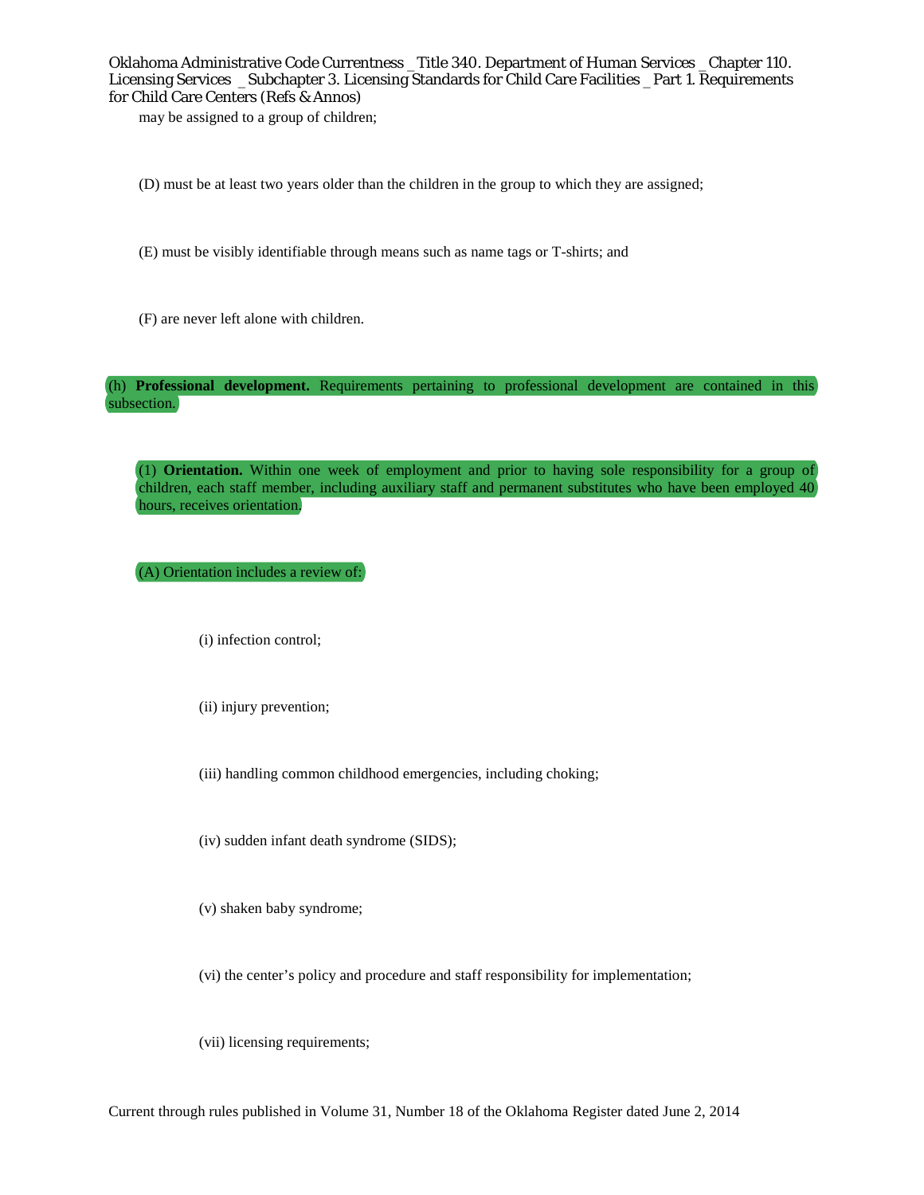may be assigned to a group of children;

(D) must be at least two years older than the children in the group to which they are assigned;

(E) must be visibly identifiable through means such as name tags or T-shirts; and

(F) are never left alone with children.

(h) **Professional development.** Requirements pertaining to professional development are contained in this subsection.

(1) **Orientation.** Within one week of employment and prior to having sole responsibility for a group of children, each staff member, including auxiliary staff and permanent substitutes who have been employed 40 hours, receives orientation.

(A) Orientation includes a review of:

(i) infection control;

(ii) injury prevention;

(iii) handling common childhood emergencies, including choking;

(iv) sudden infant death syndrome (SIDS);

(v) shaken baby syndrome;

(vi) the center's policy and procedure and staff responsibility for implementation;

(vii) licensing requirements;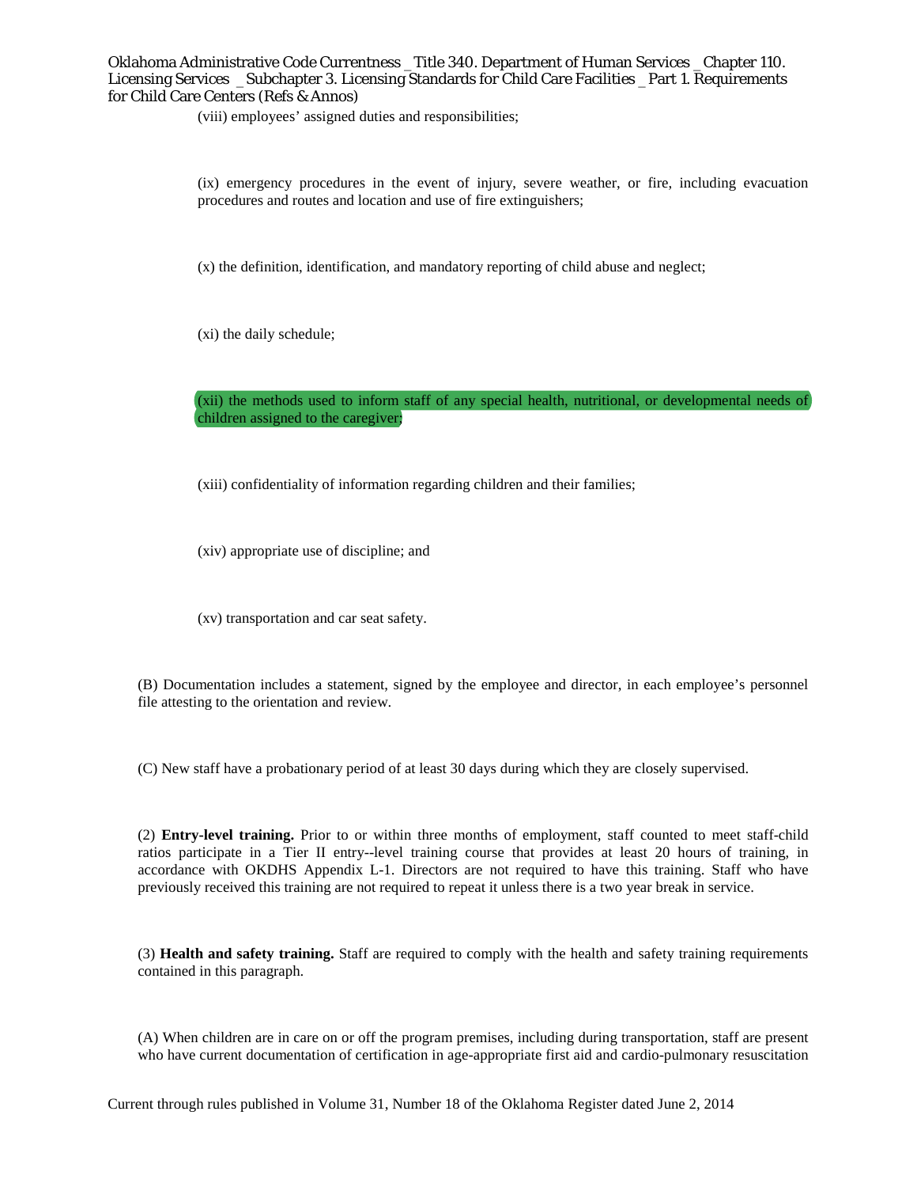(viii) employees' assigned duties and responsibilities;

(ix) emergency procedures in the event of injury, severe weather, or fire, including evacuation procedures and routes and location and use of fire extinguishers;

(x) the definition, identification, and mandatory reporting of child abuse and neglect;

(xi) the daily schedule;

(xii) the methods used to inform staff of any special health, nutritional, or developmental needs of children assigned to the caregiver;

(xiii) confidentiality of information regarding children and their families;

(xiv) appropriate use of discipline; and

(xv) transportation and car seat safety.

(B) Documentation includes a statement, signed by the employee and director, in each employee's personnel file attesting to the orientation and review.

(C) New staff have a probationary period of at least 30 days during which they are closely supervised.

(2) **Entry-level training.** Prior to or within three months of employment, staff counted to meet staff-child ratios participate in a Tier II entry--level training course that provides at least 20 hours of training, in accordance with OKDHS Appendix L-1. Directors are not required to have this training. Staff who have previously received this training are not required to repeat it unless there is a two year break in service.

(3) **Health and safety training.** Staff are required to comply with the health and safety training requirements contained in this paragraph.

(A) When children are in care on or off the program premises, including during transportation, staff are present who have current documentation of certification in age-appropriate first aid and cardio-pulmonary resuscitation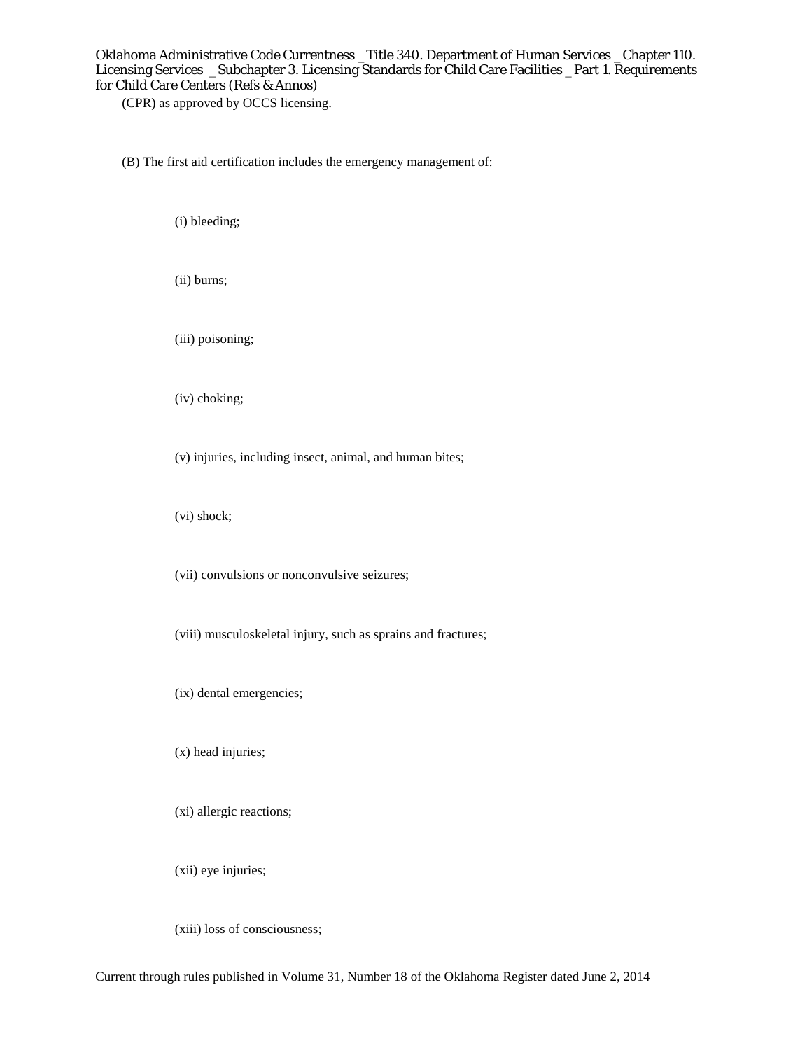(CPR) as approved by OCCS licensing.

(B) The first aid certification includes the emergency management of:

(i) bleeding;

(ii) burns;

(iii) poisoning;

(iv) choking;

(v) injuries, including insect, animal, and human bites;

(vi) shock;

(vii) convulsions or nonconvulsive seizures;

(viii) musculoskeletal injury, such as sprains and fractures;

(ix) dental emergencies;

(x) head injuries;

(xi) allergic reactions;

(xii) eye injuries;

(xiii) loss of consciousness;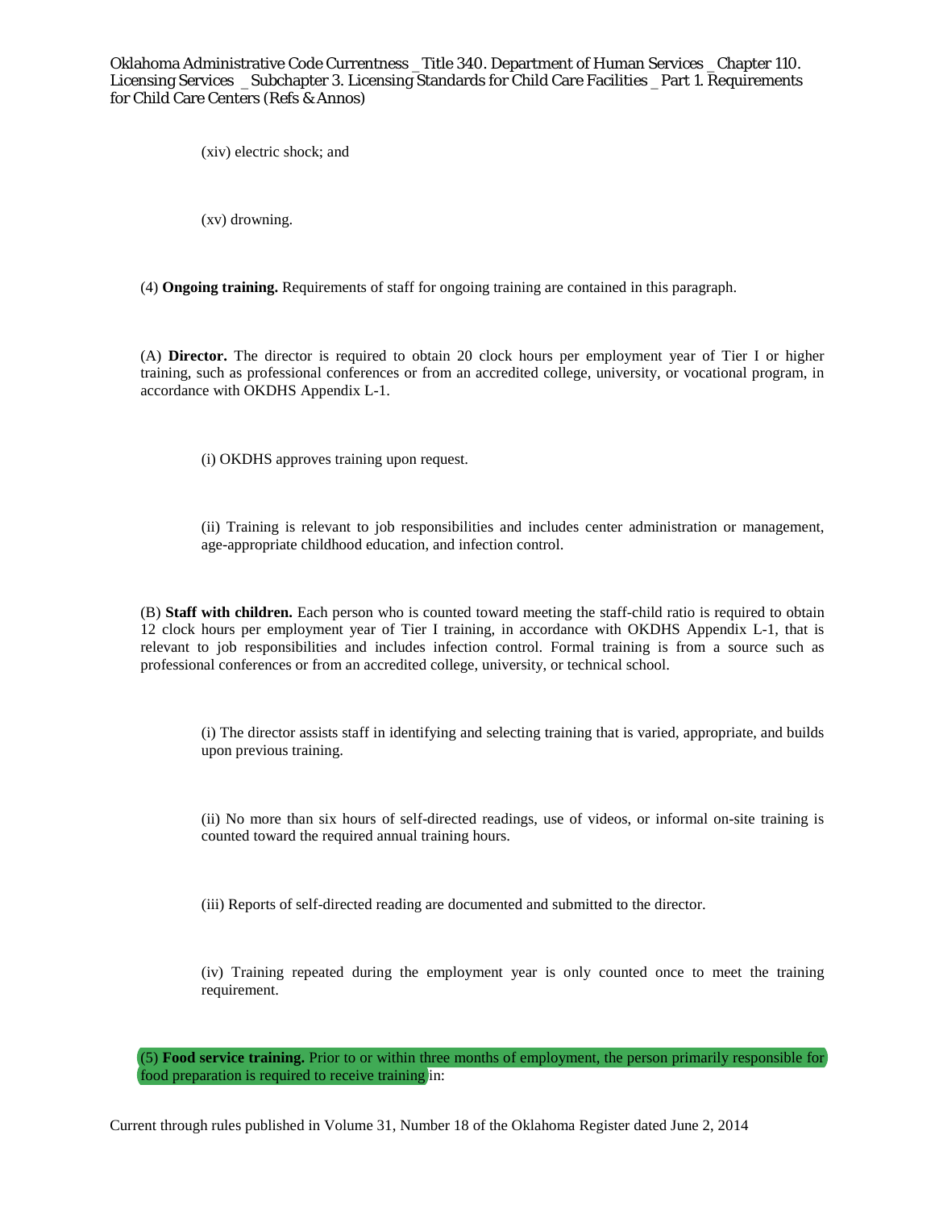(xiv) electric shock; and

(xv) drowning.

(4) **Ongoing training.** Requirements of staff for ongoing training are contained in this paragraph.

(A) **Director.** The director is required to obtain 20 clock hours per employment year of Tier I or higher training, such as professional conferences or from an accredited college, university, or vocational program, in accordance with OKDHS Appendix L-1.

(i) OKDHS approves training upon request.

(ii) Training is relevant to job responsibilities and includes center administration or management, age-appropriate childhood education, and infection control.

(B) **Staff with children.** Each person who is counted toward meeting the staff-child ratio is required to obtain 12 clock hours per employment year of Tier I training, in accordance with OKDHS Appendix L-1, that is relevant to job responsibilities and includes infection control. Formal training is from a source such as professional conferences or from an accredited college, university, or technical school.

(i) The director assists staff in identifying and selecting training that is varied, appropriate, and builds upon previous training.

(ii) No more than six hours of self-directed readings, use of videos, or informal on-site training is counted toward the required annual training hours.

(iii) Reports of self-directed reading are documented and submitted to the director.

(iv) Training repeated during the employment year is only counted once to meet the training requirement.

(5) **Food service training.** Prior to or within three months of employment, the person primarily responsible for food preparation is required to receive training in: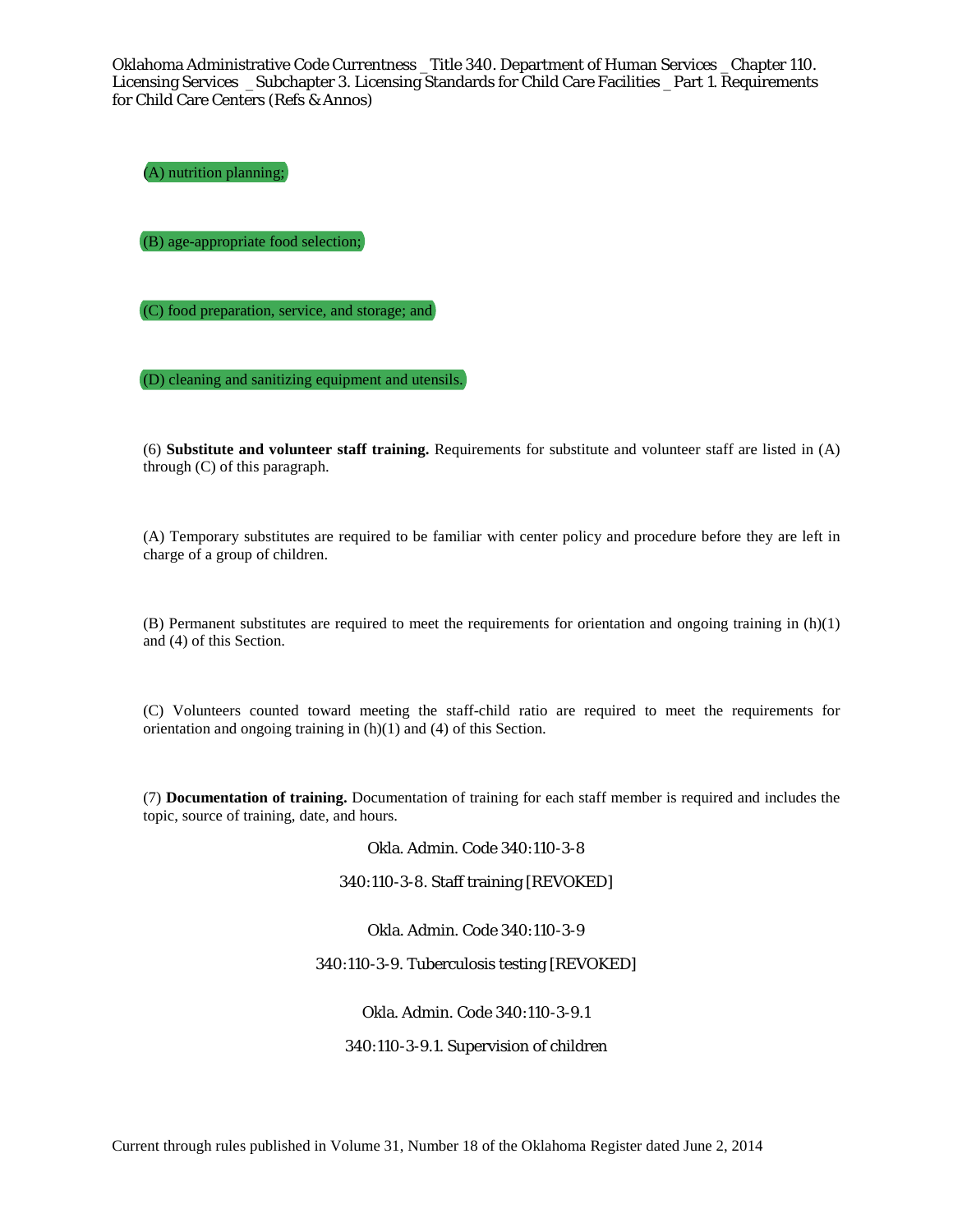(A) nutrition planning;

(B) age-appropriate food selection;

(C) food preparation, service, and storage; and

(D) cleaning and sanitizing equipment and utensils.

(6) **Substitute and volunteer staff training.** Requirements for substitute and volunteer staff are listed in (A) through (C) of this paragraph.

(A) Temporary substitutes are required to be familiar with center policy and procedure before they are left in charge of a group of children.

(B) Permanent substitutes are required to meet the requirements for orientation and ongoing training in (h)(1) and (4) of this Section.

(C) Volunteers counted toward meeting the staff-child ratio are required to meet the requirements for orientation and ongoing training in (h)(1) and (4) of this Section.

(7) **Documentation of training.** Documentation of training for each staff member is required and includes the topic, source of training, date, and hours.

Okla. Admin. Code 340:110-3-8

340:110-3-8. Staff training [REVOKED]

Okla. Admin. Code 340:110-3-9

340:110-3-9. Tuberculosis testing [REVOKED]

Okla. Admin. Code 340:110-3-9.1

340:110-3-9.1. Supervision of children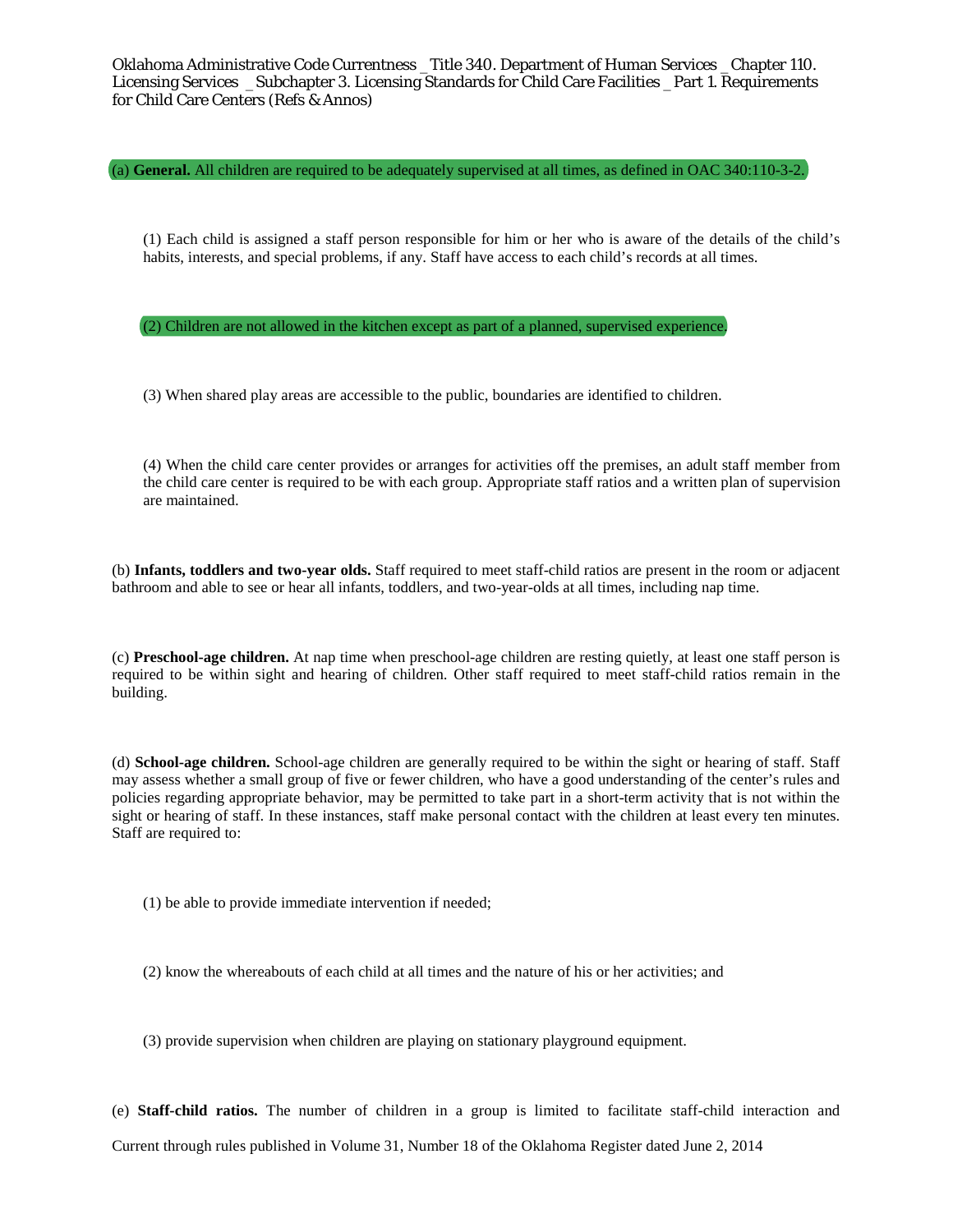Oklahoma Administrative Code Currentness _Title 340. Department of Human Services _Chapter 110. Licensing Services _Subchapter 3. Licensing Standards for Child Care Facilities _Part 1. Requirements for Child Care Centers (Refs & Annos)

(a) **General.** All children are required to be adequately supervised at all times, as defined in OAC 340:110-3-2.

(1) Each child is assigned a staff person responsible for him or her who is aware of the details of the child's habits, interests, and special problems, if any. Staff have access to each child's records at all times.

(2) Children are not allowed in the kitchen except as part of a planned, supervised experience.

(3) When shared play areas are accessible to the public, boundaries are identified to children.

(4) When the child care center provides or arranges for activities off the premises, an adult staff member from the child care center is required to be with each group. Appropriate staff ratios and a written plan of supervision are maintained.

(b) **Infants, toddlers and two-year olds.** Staff required to meet staff-child ratios are present in the room or adjacent bathroom and able to see or hear all infants, toddlers, and two-year-olds at all times, including nap time.

(c) **Preschool-age children.** At nap time when preschool-age children are resting quietly, at least one staff person is required to be within sight and hearing of children. Other staff required to meet staff-child ratios remain in the building.

(d) **School-age children.** School-age children are generally required to be within the sight or hearing of staff. Staff may assess whether a small group of five or fewer children, who have a good understanding of the center's rules and policies regarding appropriate behavior, may be permitted to take part in a short-term activity that is not within the sight or hearing of staff. In these instances, staff make personal contact with the children at least every ten minutes. Staff are required to:

(1) be able to provide immediate intervention if needed;

(2) know the whereabouts of each child at all times and the nature of his or her activities; and

(3) provide supervision when children are playing on stationary playground equipment.

(e) **Staff-child ratios.** The number of children in a group is limited to facilitate staff-child interaction and

Current through rules published in Volume 31, Number 18 of the Oklahoma Register dated June 2, 2014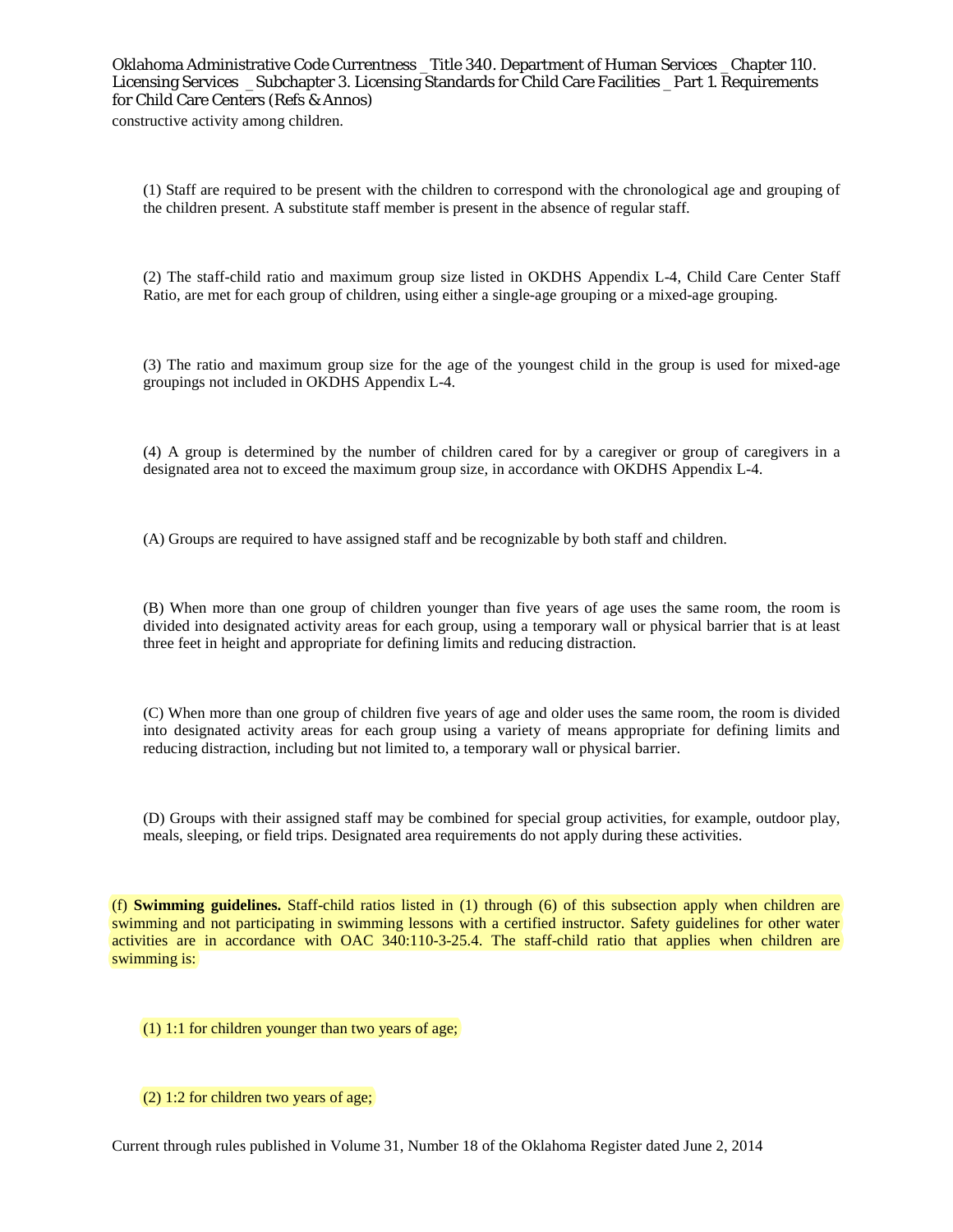constructive activity among children.

(1) Staff are required to be present with the children to correspond with the chronological age and grouping of the children present. A substitute staff member is present in the absence of regular staff.

(2) The staff-child ratio and maximum group size listed in OKDHS Appendix L-4, Child Care Center Staff Ratio, are met for each group of children, using either a single-age grouping or a mixed-age grouping.

(3) The ratio and maximum group size for the age of the youngest child in the group is used for mixed-age groupings not included in OKDHS Appendix L-4.

(4) A group is determined by the number of children cared for by a caregiver or group of caregivers in a designated area not to exceed the maximum group size, in accordance with OKDHS Appendix L-4.

(A) Groups are required to have assigned staff and be recognizable by both staff and children.

(B) When more than one group of children younger than five years of age uses the same room, the room is divided into designated activity areas for each group, using a temporary wall or physical barrier that is at least three feet in height and appropriate for defining limits and reducing distraction.

(C) When more than one group of children five years of age and older uses the same room, the room is divided into designated activity areas for each group using a variety of means appropriate for defining limits and reducing distraction, including but not limited to, a temporary wall or physical barrier.

(D) Groups with their assigned staff may be combined for special group activities, for example, outdoor play, meals, sleeping, or field trips. Designated area requirements do not apply during these activities.

(f) **Swimming guidelines.** Staff-child ratios listed in (1) through (6) of this subsection apply when children are swimming and not participating in swimming lessons with a certified instructor. Safety guidelines for other water activities are in accordance with OAC 340:110-3-25.4. The staff-child ratio that applies when children are swimming is:

(1) 1:1 for children younger than two years of age;

(2) 1:2 for children two years of age;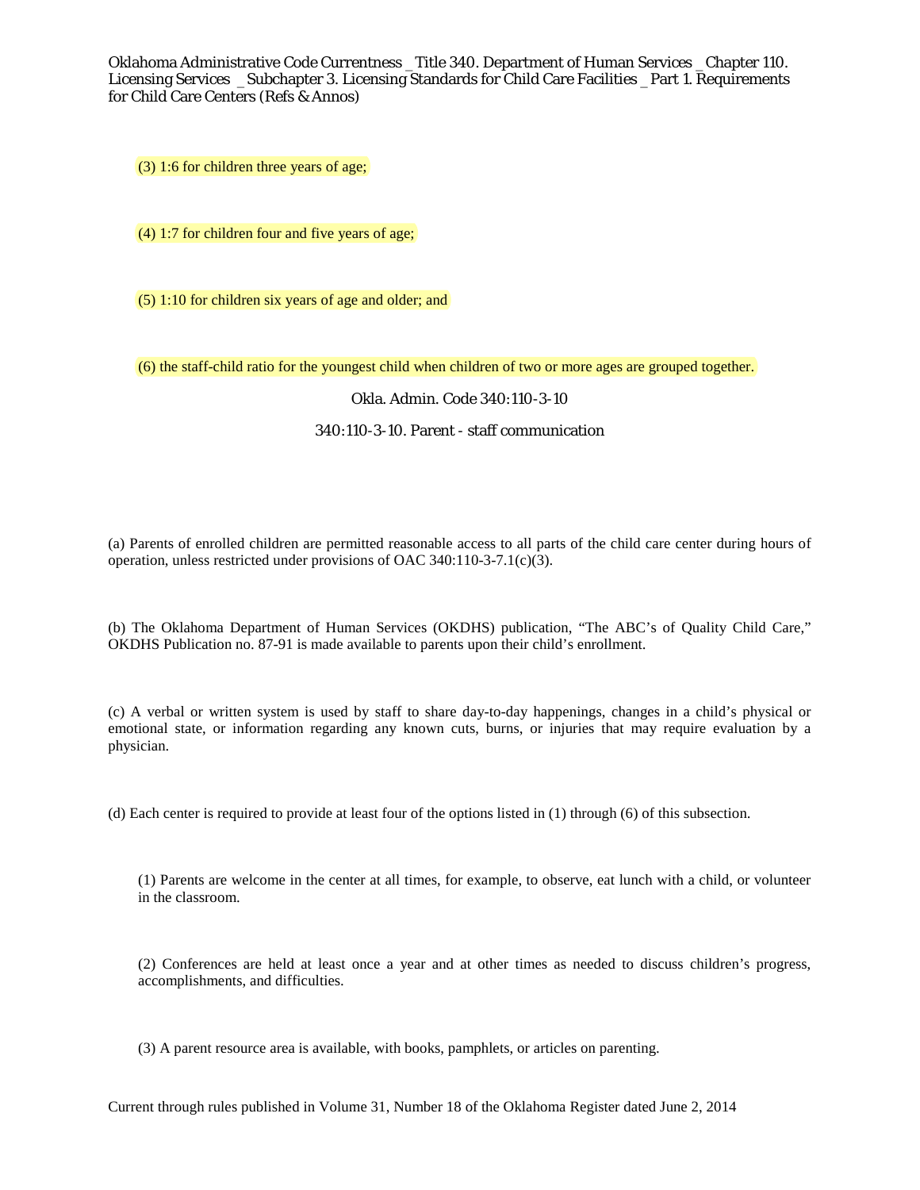(3) 1:6 for children three years of age;

(4) 1:7 for children four and five years of age;

(5) 1:10 for children six years of age and older; and

(6) the staff-child ratio for the youngest child when children of two or more ages are grouped together.

Okla. Admin. Code 340:110-3-10

340:110-3-10. Parent - staff communication

(a) Parents of enrolled children are permitted reasonable access to all parts of the child care center during hours of operation, unless restricted under provisions of OAC 340:110-3-7.1(c)(3).

(b) The Oklahoma Department of Human Services (OKDHS) publication, "The ABC's of Quality Child Care," OKDHS Publication no. 87-91 is made available to parents upon their child's enrollment.

(c) A verbal or written system is used by staff to share day-to-day happenings, changes in a child's physical or emotional state, or information regarding any known cuts, burns, or injuries that may require evaluation by a physician.

(d) Each center is required to provide at least four of the options listed in (1) through (6) of this subsection.

(1) Parents are welcome in the center at all times, for example, to observe, eat lunch with a child, or volunteer in the classroom.

(2) Conferences are held at least once a year and at other times as needed to discuss children's progress, accomplishments, and difficulties.

(3) A parent resource area is available, with books, pamphlets, or articles on parenting.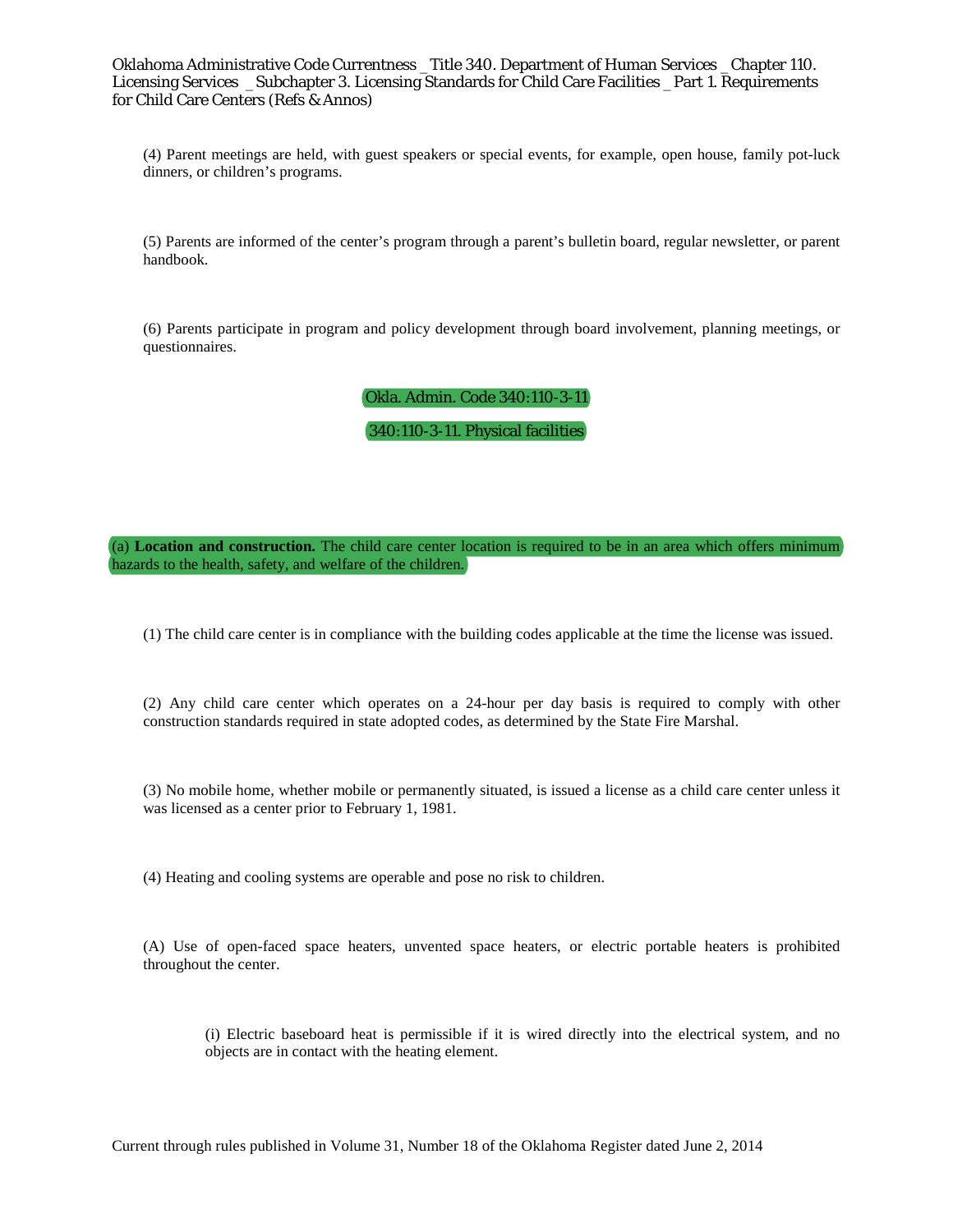(4) Parent meetings are held, with guest speakers or special events, for example, open house, family pot-luck dinners, or children's programs.

(5) Parents are informed of the center's program through a parent's bulletin board, regular newsletter, or parent handbook.

(6) Parents participate in program and policy development through board involvement, planning meetings, or questionnaires.

Okla. Admin. Code 340:110-3-11

## 340:110-3-11. Physical facilities

(a) **Location and construction.** The child care center location is required to be in an area which offers minimum hazards to the health, safety, and welfare of the children.

(1) The child care center is in compliance with the building codes applicable at the time the license was issued.

(2) Any child care center which operates on a 24-hour per day basis is required to comply with other construction standards required in state adopted codes, as determined by the State Fire Marshal.

(3) No mobile home, whether mobile or permanently situated, is issued a license as a child care center unless it was licensed as a center prior to February 1, 1981.

(4) Heating and cooling systems are operable and pose no risk to children.

(A) Use of open-faced space heaters, unvented space heaters, or electric portable heaters is prohibited throughout the center.

(i) Electric baseboard heat is permissible if it is wired directly into the electrical system, and no objects are in contact with the heating element.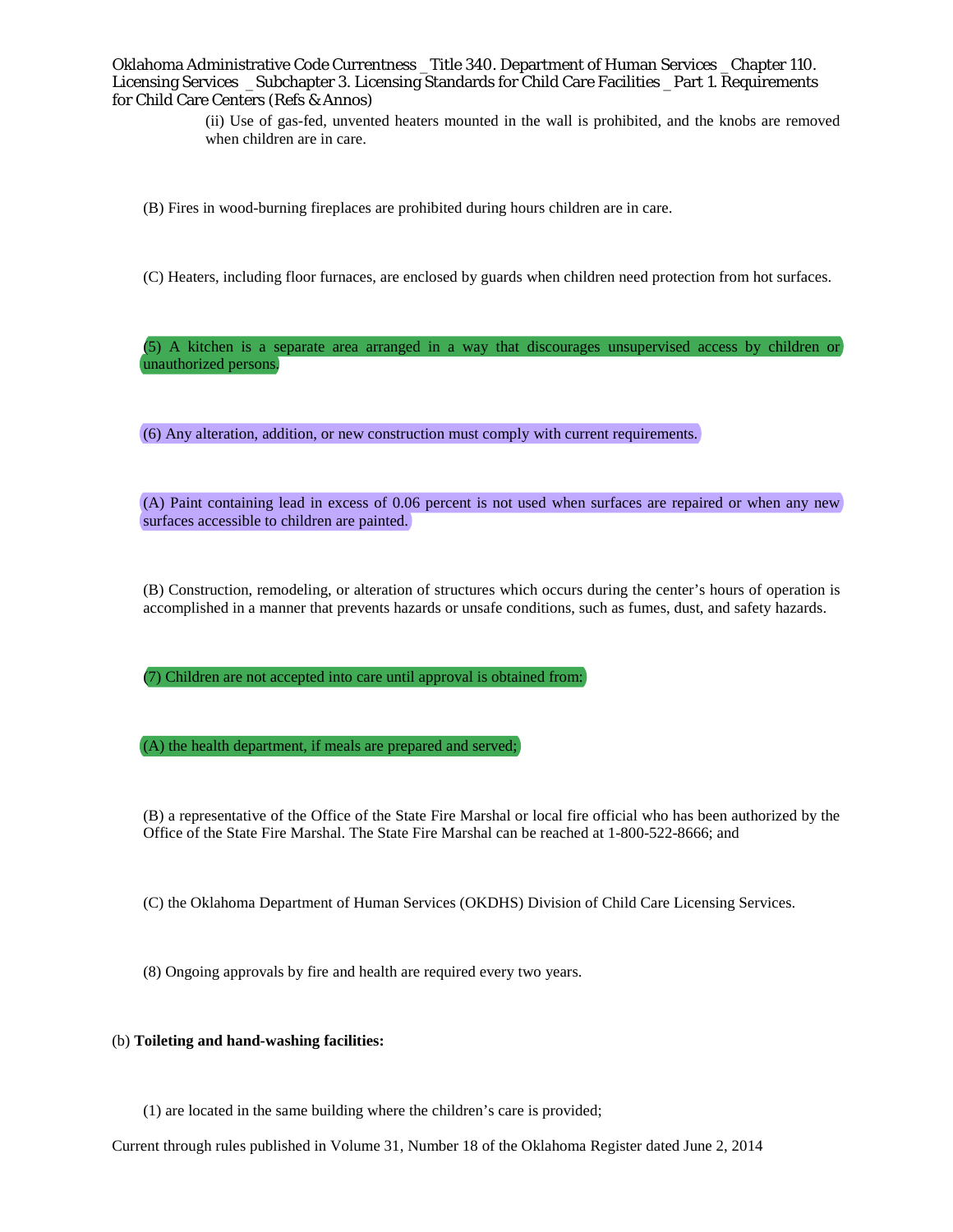(ii) Use of gas-fed, unvented heaters mounted in the wall is prohibited, and the knobs are removed when children are in care.

(B) Fires in wood-burning fireplaces are prohibited during hours children are in care.

(C) Heaters, including floor furnaces, are enclosed by guards when children need protection from hot surfaces.

(5) A kitchen is a separate area arranged in a way that discourages unsupervised access by children or unauthorized persons.

(6) Any alteration, addition, or new construction must comply with current requirements.

(A) Paint containing lead in excess of 0.06 percent is not used when surfaces are repaired or when any new surfaces accessible to children are painted.

(B) Construction, remodeling, or alteration of structures which occurs during the center's hours of operation is accomplished in a manner that prevents hazards or unsafe conditions, such as fumes, dust, and safety hazards.

(7) Children are not accepted into care until approval is obtained from:

(A) the health department, if meals are prepared and served;

(B) a representative of the Office of the State Fire Marshal or local fire official who has been authorized by the Office of the State Fire Marshal. The State Fire Marshal can be reached at 1-800-522-8666; and

(C) the Oklahoma Department of Human Services (OKDHS) Division of Child Care Licensing Services.

(8) Ongoing approvals by fire and health are required every two years.

(b) **Toileting and hand-washing facilities:**

(1) are located in the same building where the children's care is provided;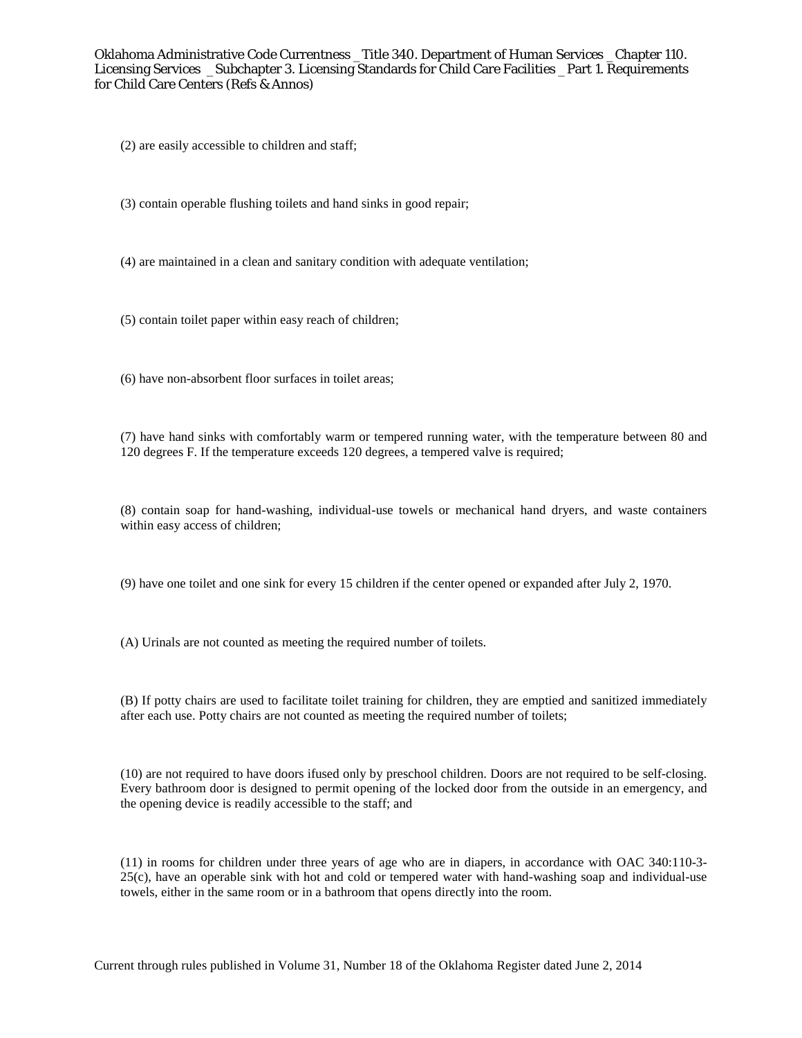(2) are easily accessible to children and staff;

(3) contain operable flushing toilets and hand sinks in good repair;

(4) are maintained in a clean and sanitary condition with adequate ventilation;

(5) contain toilet paper within easy reach of children;

(6) have non-absorbent floor surfaces in toilet areas;

(7) have hand sinks with comfortably warm or tempered running water, with the temperature between 80 and 120 degrees F. If the temperature exceeds 120 degrees, a tempered valve is required;

(8) contain soap for hand-washing, individual-use towels or mechanical hand dryers, and waste containers within easy access of children;

(9) have one toilet and one sink for every 15 children if the center opened or expanded after July 2, 1970.

(A) Urinals are not counted as meeting the required number of toilets.

(B) If potty chairs are used to facilitate toilet training for children, they are emptied and sanitized immediately after each use. Potty chairs are not counted as meeting the required number of toilets;

(10) are not required to have doors ifused only by preschool children. Doors are not required to be self-closing. Every bathroom door is designed to permit opening of the locked door from the outside in an emergency, and the opening device is readily accessible to the staff; and

(11) in rooms for children under three years of age who are in diapers, in accordance with OAC 340:110-3-25(c), have an operable sink with hot and cold or tempered water with hand-washing soap and individual-use towels, either in the same room or in a bathroom that opens directly into the room.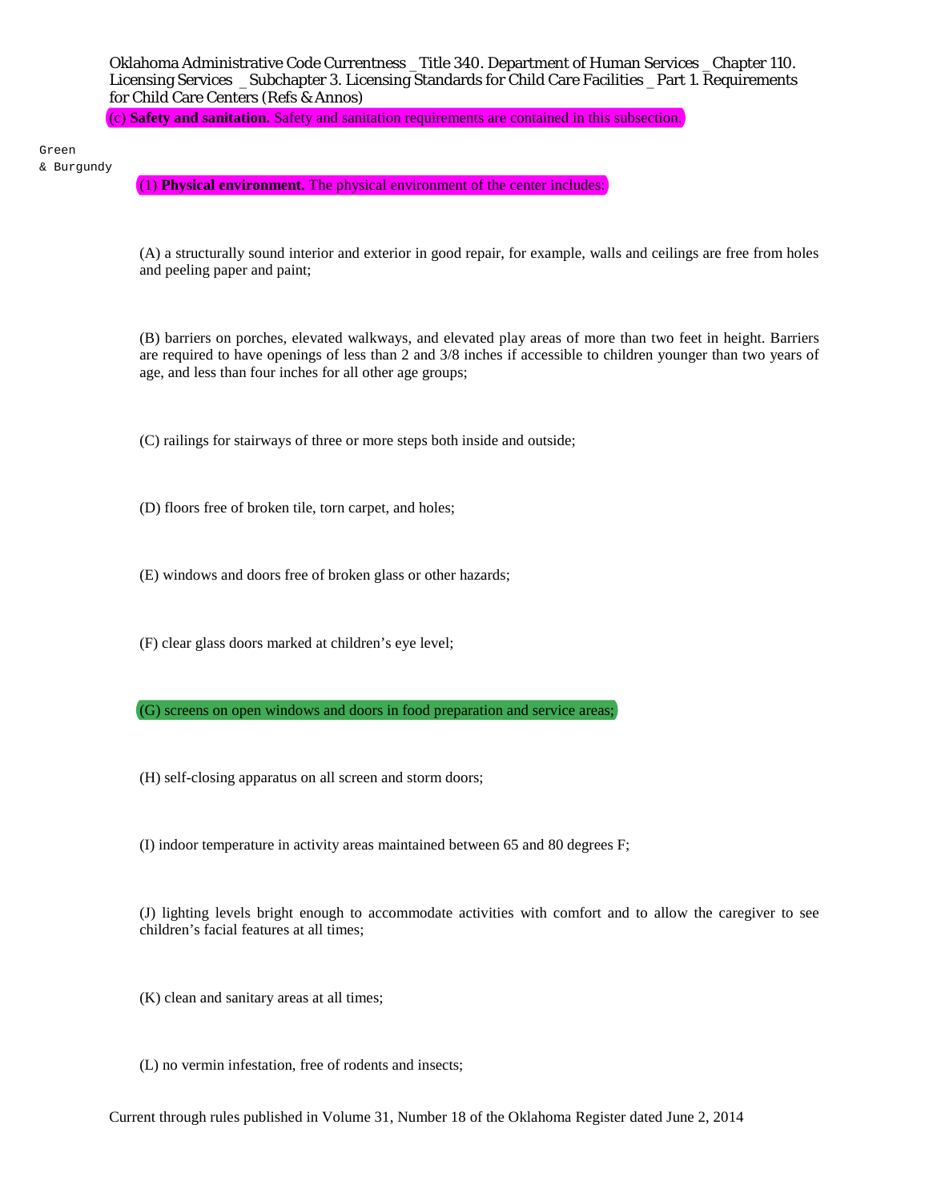Oklahoma Administrative Code Currentness _ Title 340. Department of Human Services _ Chapter 110. Licensing Services _ Subchapter 3. Licensing Standards for Child Care Facilities _ Part 1. Requirements for Child Care Centers (Refs & Annos)

(c) **Safety and sanitation.** Safety and sanitation requirements are contained in this subsection.

Green & Burgundy

(1) **Physical environment.** The physical environment of the center includes:

(A) a structurally sound interior and exterior in good repair, for example, walls and ceilings are free from holes and peeling paper and paint;

(B) barriers on porches, elevated walkways, and elevated play areas of more than two feet in height. Barriers are required to have openings of less than 2 and 3/8 inches if accessible to children younger than two years of age, and less than four inches for all other age groups;

(C) railings for stairways of three or more steps both inside and outside;

(D) floors free of broken tile, torn carpet, and holes;

(E) windows and doors free of broken glass or other hazards;

(F) clear glass doors marked at children's eye level;

(G) screens on open windows and doors in food preparation and service areas;

(H) self-closing apparatus on all screen and storm doors;

(I) indoor temperature in activity areas maintained between 65 and 80 degrees F;

(J) lighting levels bright enough to accommodate activities with comfort and to allow the caregiver to see children's facial features at all times;

(K) clean and sanitary areas at all times;

(L) no vermin infestation, free of rodents and insects;

Current through rules published in Volume 31, Number 18 of the Oklahoma Register dated June 2, 2014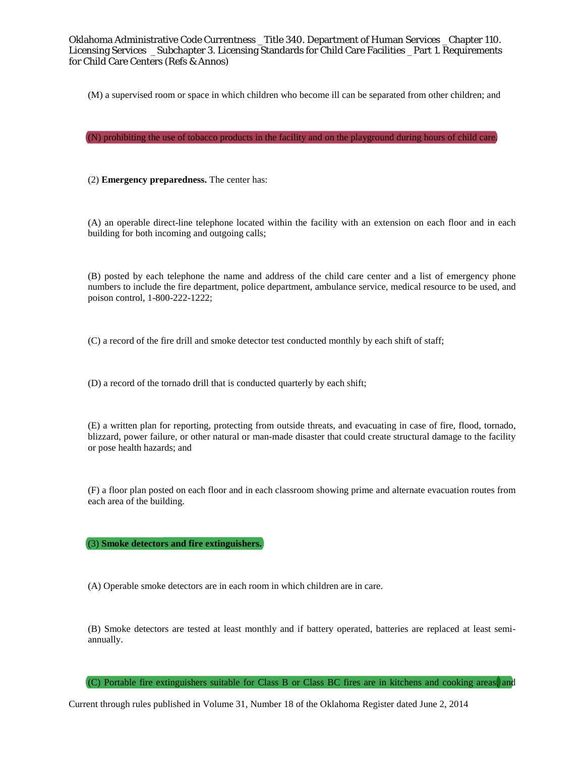(M) a supervised room or space in which children who become ill can be separated from other children; and

(N) prohibiting the use of tobacco products in the facility and on the playground during hours of child care.

(2) **Emergency preparedness.** The center has:

(A) an operable direct-line telephone located within the facility with an extension on each floor and in each building for both incoming and outgoing calls;

(B) posted by each telephone the name and address of the child care center and a list of emergency phone numbers to include the fire department, police department, ambulance service, medical resource to be used, and poison control, 1-800-222-1222;

(C) a record of the fire drill and smoke detector test conducted monthly by each shift of staff;

(D) a record of the tornado drill that is conducted quarterly by each shift;

(E) a written plan for reporting, protecting from outside threats, and evacuating in case of fire, flood, tornado, blizzard, power failure, or other natural or man-made disaster that could create structural damage to the facility or pose health hazards; and

(F) a floor plan posted on each floor and in each classroom showing prime and alternate evacuation routes from each area of the building.

(3) **Smoke detectors and fire extinguishers.**

(A) Operable smoke detectors are in each room in which children are in care.

(B) Smoke detectors are tested at least monthly and if battery operated, batteries are replaced at least semi-annually.

(C) Portable fire extinguishers suitable for Class B or Class BC fires are in kitchens and cooking areas, and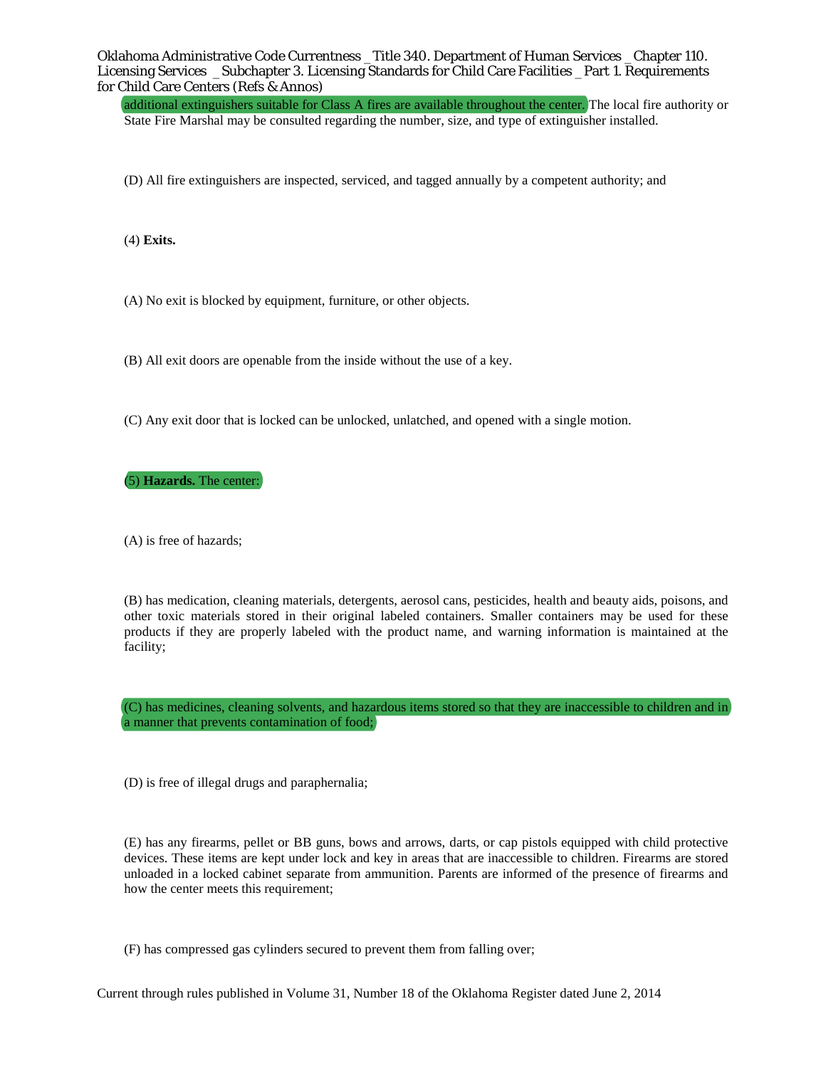additional extinguishers suitable for Class A fires are available throughout the center. The local fire authority or State Fire Marshal may be consulted regarding the number, size, and type of extinguisher installed.

(D) All fire extinguishers are inspected, serviced, and tagged annually by a competent authority; and

(4) **Exits.**

(A) No exit is blocked by equipment, furniture, or other objects.

(B) All exit doors are openable from the inside without the use of a key.

(C) Any exit door that is locked can be unlocked, unlatched, and opened with a single motion.

(5) **Hazards.** The center:

(A) is free of hazards;

(B) has medication, cleaning materials, detergents, aerosol cans, pesticides, health and beauty aids, poisons, and other toxic materials stored in their original labeled containers. Smaller containers may be used for these products if they are properly labeled with the product name, and warning information is maintained at the facility;

(C) has medicines, cleaning solvents, and hazardous items stored so that they are inaccessible to children and in a manner that prevents contamination of food;

(D) is free of illegal drugs and paraphernalia;

(E) has any firearms, pellet or BB guns, bows and arrows, darts, or cap pistols equipped with child protective devices. These items are kept under lock and key in areas that are inaccessible to children. Firearms are stored unloaded in a locked cabinet separate from ammunition. Parents are informed of the presence of firearms and how the center meets this requirement;

(F) has compressed gas cylinders secured to prevent them from falling over;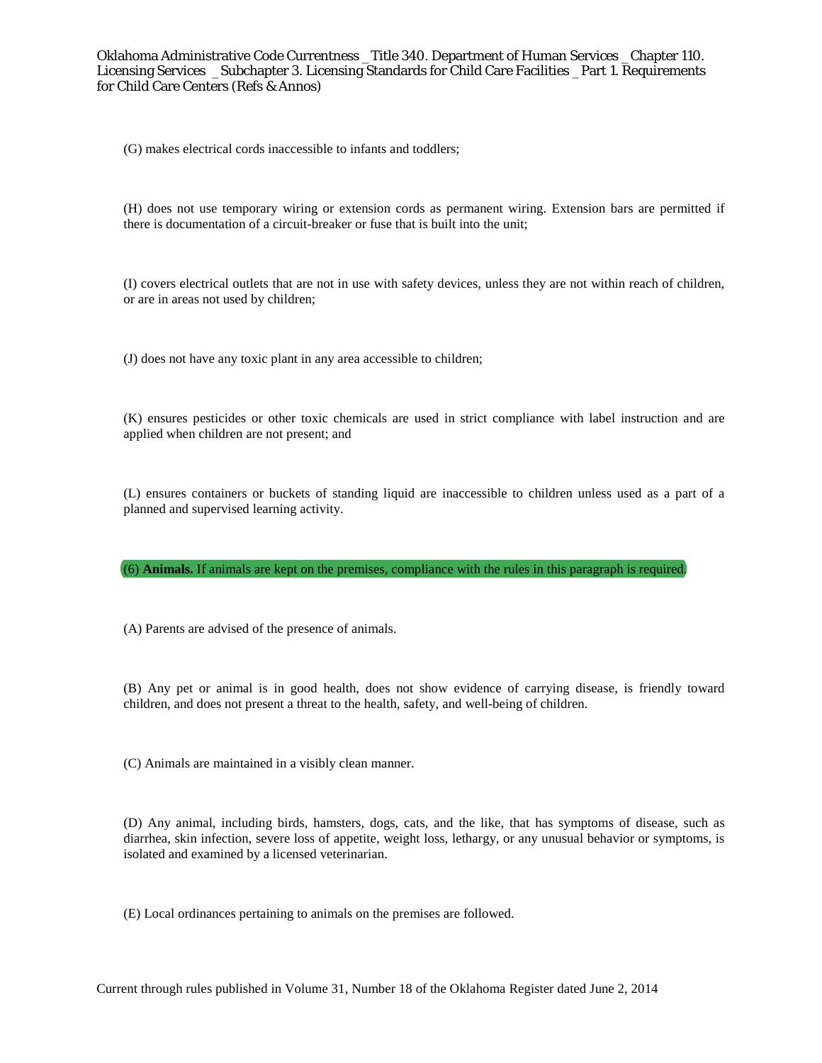(G) makes electrical cords inaccessible to infants and toddlers;

(H) does not use temporary wiring or extension cords as permanent wiring. Extension bars are permitted if there is documentation of a circuit-breaker or fuse that is built into the unit;

(I) covers electrical outlets that are not in use with safety devices, unless they are not within reach of children, or are in areas not used by children;

(J) does not have any toxic plant in any area accessible to children;

(K) ensures pesticides or other toxic chemicals are used in strict compliance with label instruction and are applied when children are not present; and

(L) ensures containers or buckets of standing liquid are inaccessible to children unless used as a part of a planned and supervised learning activity.

(6) **Animals.** If animals are kept on the premises, compliance with the rules in this paragraph is required.

(A) Parents are advised of the presence of animals.

(B) Any pet or animal is in good health, does not show evidence of carrying disease, is friendly toward children, and does not present a threat to the health, safety, and well-being of children.

(C) Animals are maintained in a visibly clean manner.

(D) Any animal, including birds, hamsters, dogs, cats, and the like, that has symptoms of disease, such as diarrhea, skin infection, severe loss of appetite, weight loss, lethargy, or any unusual behavior or symptoms, is isolated and examined by a licensed veterinarian.

(E) Local ordinances pertaining to animals on the premises are followed.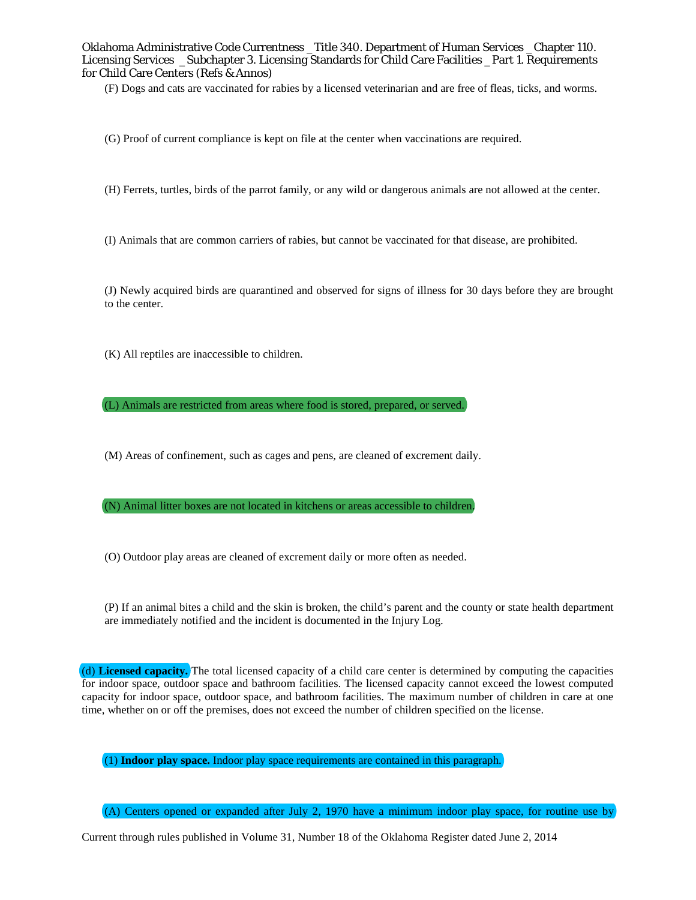(F) Dogs and cats are vaccinated for rabies by a licensed veterinarian and are free of fleas, ticks, and worms.

(G) Proof of current compliance is kept on file at the center when vaccinations are required.

(H) Ferrets, turtles, birds of the parrot family, or any wild or dangerous animals are not allowed at the center.

(I) Animals that are common carriers of rabies, but cannot be vaccinated for that disease, are prohibited.

(J) Newly acquired birds are quarantined and observed for signs of illness for 30 days before they are brought to the center.

(K) All reptiles are inaccessible to children.

(L) Animals are restricted from areas where food is stored, prepared, or served.

(M) Areas of confinement, such as cages and pens, are cleaned of excrement daily.

(N) Animal litter boxes are not located in kitchens or areas accessible to children.

(O) Outdoor play areas are cleaned of excrement daily or more often as needed.

(P) If an animal bites a child and the skin is broken, the child's parent and the county or state health department are immediately notified and the incident is documented in the Injury Log.

(d) **Licensed capacity.** The total licensed capacity of a child care center is determined by computing the capacities for indoor space, outdoor space and bathroom facilities. The licensed capacity cannot exceed the lowest computed capacity for indoor space, outdoor space, and bathroom facilities. The maximum number of children in care at one time, whether on or off the premises, does not exceed the number of children specified on the license.

(1) **Indoor play space.** Indoor play space requirements are contained in this paragraph.

(A) Centers opened or expanded after July 2, 1970 have a minimum indoor play space, for routine use by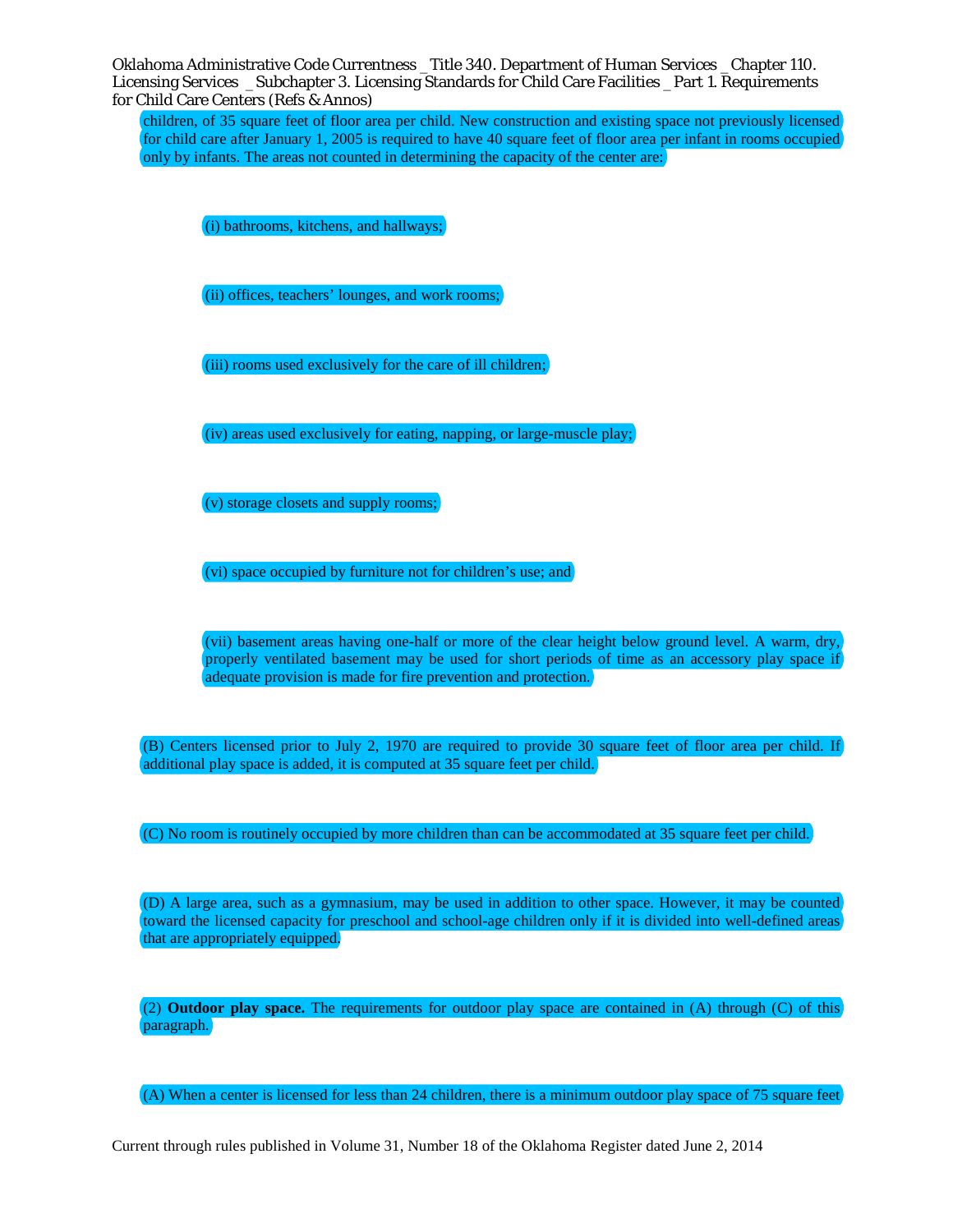children, of 35 square feet of floor area per child. New construction and existing space not previously licensed for child care after January 1, 2005 is required to have 40 square feet of floor area per infant in rooms occupied only by infants. The areas not counted in determining the capacity of the center are:

(i) bathrooms, kitchens, and hallways;

(ii) offices, teachers' lounges, and work rooms;

(iii) rooms used exclusively for the care of ill children;

(iv) areas used exclusively for eating, napping, or large-muscle play;

(v) storage closets and supply rooms;

(vi) space occupied by furniture not for children's use; and

(vii) basement areas having one-half or more of the clear height below ground level. A warm, dry, properly ventilated basement may be used for short periods of time as an accessory play space if adequate provision is made for fire prevention and protection.

(B) Centers licensed prior to July 2, 1970 are required to provide 30 square feet of floor area per child. If additional play space is added, it is computed at 35 square feet per child.

(C) No room is routinely occupied by more children than can be accommodated at 35 square feet per child.

(D) A large area, such as a gymnasium, may be used in addition to other space. However, it may be counted toward the licensed capacity for preschool and school-age children only if it is divided into well-defined areas that are appropriately equipped.

(2) **Outdoor play space.** The requirements for outdoor play space are contained in (A) through (C) of this paragraph.

(A) When a center is licensed for less than 24 children, there is a minimum outdoor play space of 75 square feet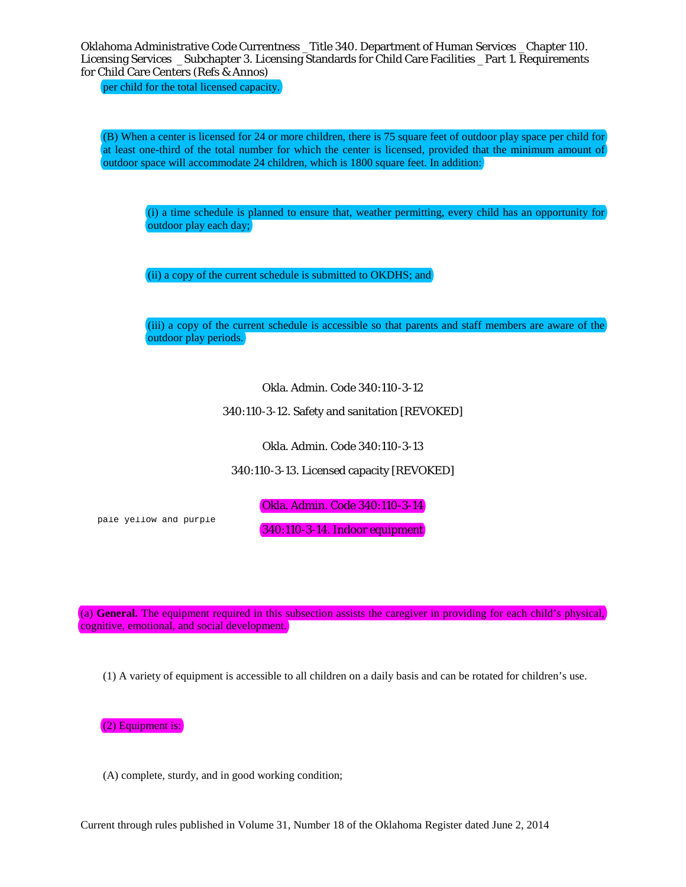per child for the total licensed capacity.

(B) When a center is licensed for 24 or more children, there is 75 square feet of outdoor play space per child for at least one-third of the total number for which the center is licensed, provided that the minimum amount of outdoor space will accommodate 24 children, which is 1800 square feet. In addition:

(i) a time schedule is planned to ensure that, weather permitting, every child has an opportunity for outdoor play each day;

(ii) a copy of the current schedule is submitted to OKDHS; and

(iii) a copy of the current schedule is accessible so that parents and staff members are aware of the outdoor play periods.

Okla. Admin. Code 340:110-3-12

340:110-3-12. Safety and sanitation [REVOKED]

Okla. Admin. Code 340:110-3-13

340:110-3-13. Licensed capacity [REVOKED]

pale yellow and purple

Okla. Admin. Code 340:110-3-14

340:110-3-14. Indoor equipment

(a) **General.** The equipment required in this subsection assists the caregiver in providing for each child's physical, cognitive, emotional, and social development.

(1) A variety of equipment is accessible to all children on a daily basis and can be rotated for children's use.

(2) Equipment is:

(A) complete, sturdy, and in good working condition;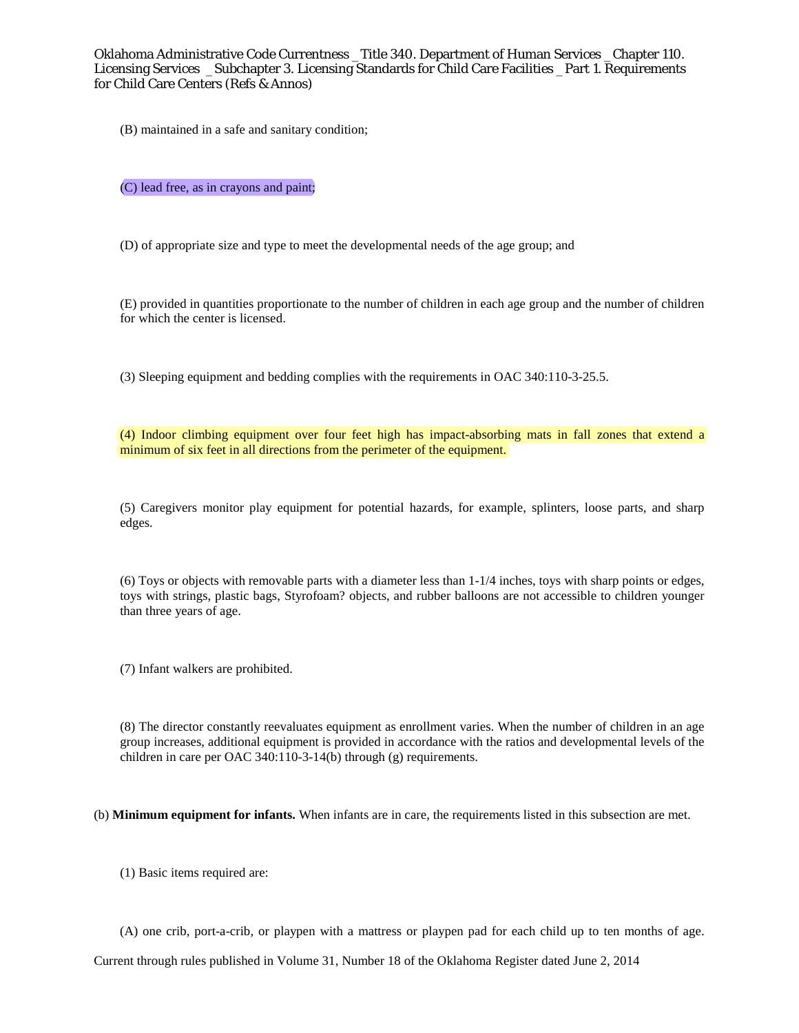(B) maintained in a safe and sanitary condition;

(C) lead free, as in crayons and paint;

(D) of appropriate size and type to meet the developmental needs of the age group; and

(E) provided in quantities proportionate to the number of children in each age group and the number of children for which the center is licensed.

(3) Sleeping equipment and bedding complies with the requirements in OAC 340:110-3-25.5.

(4) Indoor climbing equipment over four feet high has impact-absorbing mats in fall zones that extend a minimum of six feet in all directions from the perimeter of the equipment.

(5) Caregivers monitor play equipment for potential hazards, for example, splinters, loose parts, and sharp edges.

(6) Toys or objects with removable parts with a diameter less than 1-1/4 inches, toys with sharp points or edges, toys with strings, plastic bags, Styrofoam? objects, and rubber balloons are not accessible to children younger than three years of age.

(7) Infant walkers are prohibited.

(8) The director constantly reevaluates equipment as enrollment varies. When the number of children in an age group increases, additional equipment is provided in accordance with the ratios and developmental levels of the children in care per OAC 340:110-3-14(b) through (g) requirements.

(b) **Minimum equipment for infants.** When infants are in care, the requirements listed in this subsection are met.

(1) Basic items required are:

(A) one crib, port-a-crib, or playpen with a mattress or playpen pad for each child up to ten months of age.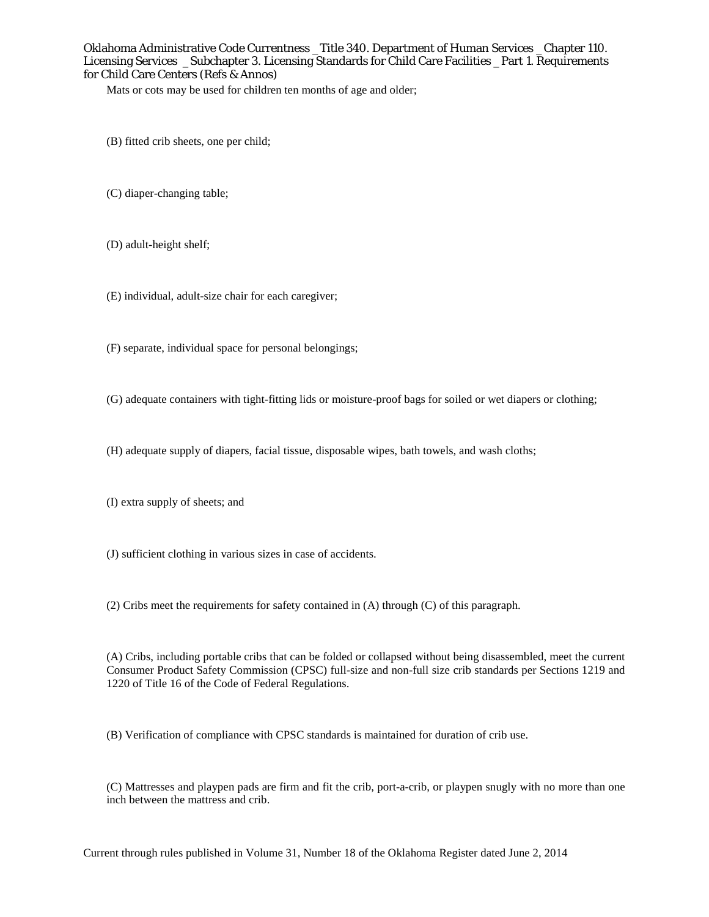Mats or cots may be used for children ten months of age and older;

(B) fitted crib sheets, one per child;

(C) diaper-changing table;

(D) adult-height shelf;

(E) individual, adult-size chair for each caregiver;

(F) separate, individual space for personal belongings;

(G) adequate containers with tight-fitting lids or moisture-proof bags for soiled or wet diapers or clothing;

(H) adequate supply of diapers, facial tissue, disposable wipes, bath towels, and wash cloths;

(I) extra supply of sheets; and

(J) sufficient clothing in various sizes in case of accidents.

(2) Cribs meet the requirements for safety contained in (A) through (C) of this paragraph.

(A) Cribs, including portable cribs that can be folded or collapsed without being disassembled, meet the current Consumer Product Safety Commission (CPSC) full-size and non-full size crib standards per Sections 1219 and 1220 of Title 16 of the Code of Federal Regulations.

(B) Verification of compliance with CPSC standards is maintained for duration of crib use.

(C) Mattresses and playpen pads are firm and fit the crib, port-a-crib, or playpen snugly with no more than one inch between the mattress and crib.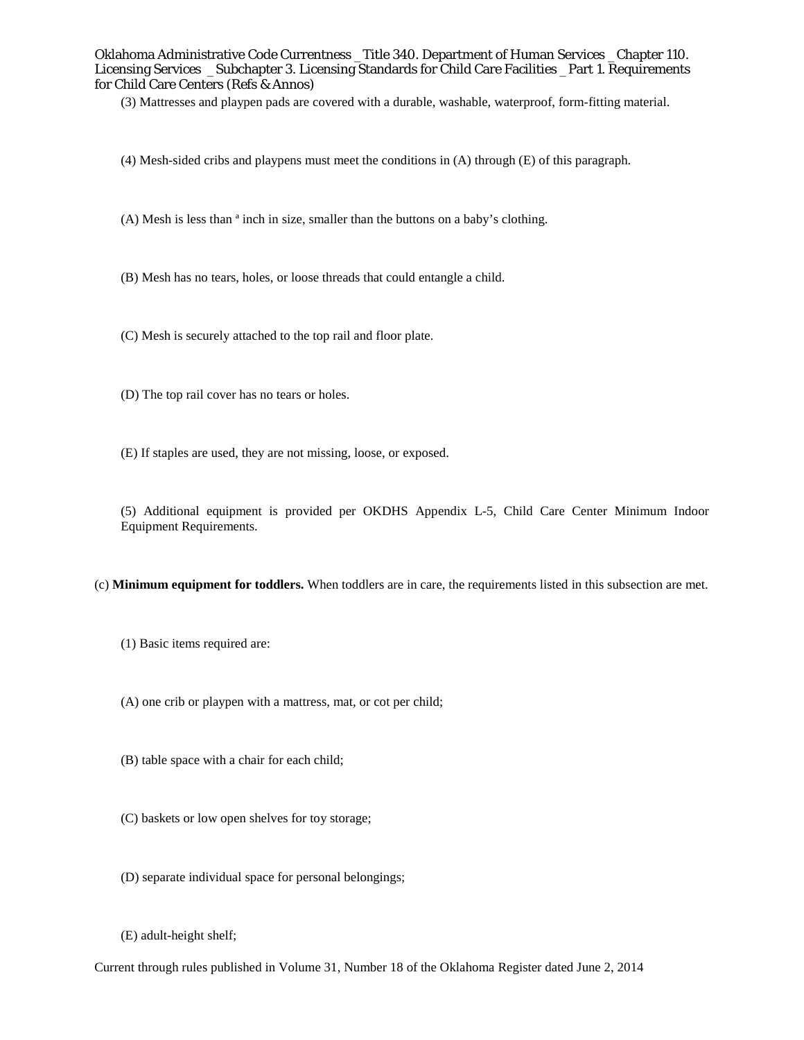(3) Mattresses and playpen pads are covered with a durable, washable, waterproof, form-fitting material.

(4) Mesh-sided cribs and playpens must meet the conditions in (A) through (E) of this paragraph.

(A) Mesh is less than ª inch in size, smaller than the buttons on a baby's clothing.

(B) Mesh has no tears, holes, or loose threads that could entangle a child.

(C) Mesh is securely attached to the top rail and floor plate.

(D) The top rail cover has no tears or holes.

(E) If staples are used, they are not missing, loose, or exposed.

(5) Additional equipment is provided per OKDHS Appendix L-5, Child Care Center Minimum Indoor Equipment Requirements.

(c) **Minimum equipment for toddlers.** When toddlers are in care, the requirements listed in this subsection are met.

(1) Basic items required are:

(A) one crib or playpen with a mattress, mat, or cot per child;

(B) table space with a chair for each child;

(C) baskets or low open shelves for toy storage;

(D) separate individual space for personal belongings;

(E) adult-height shelf;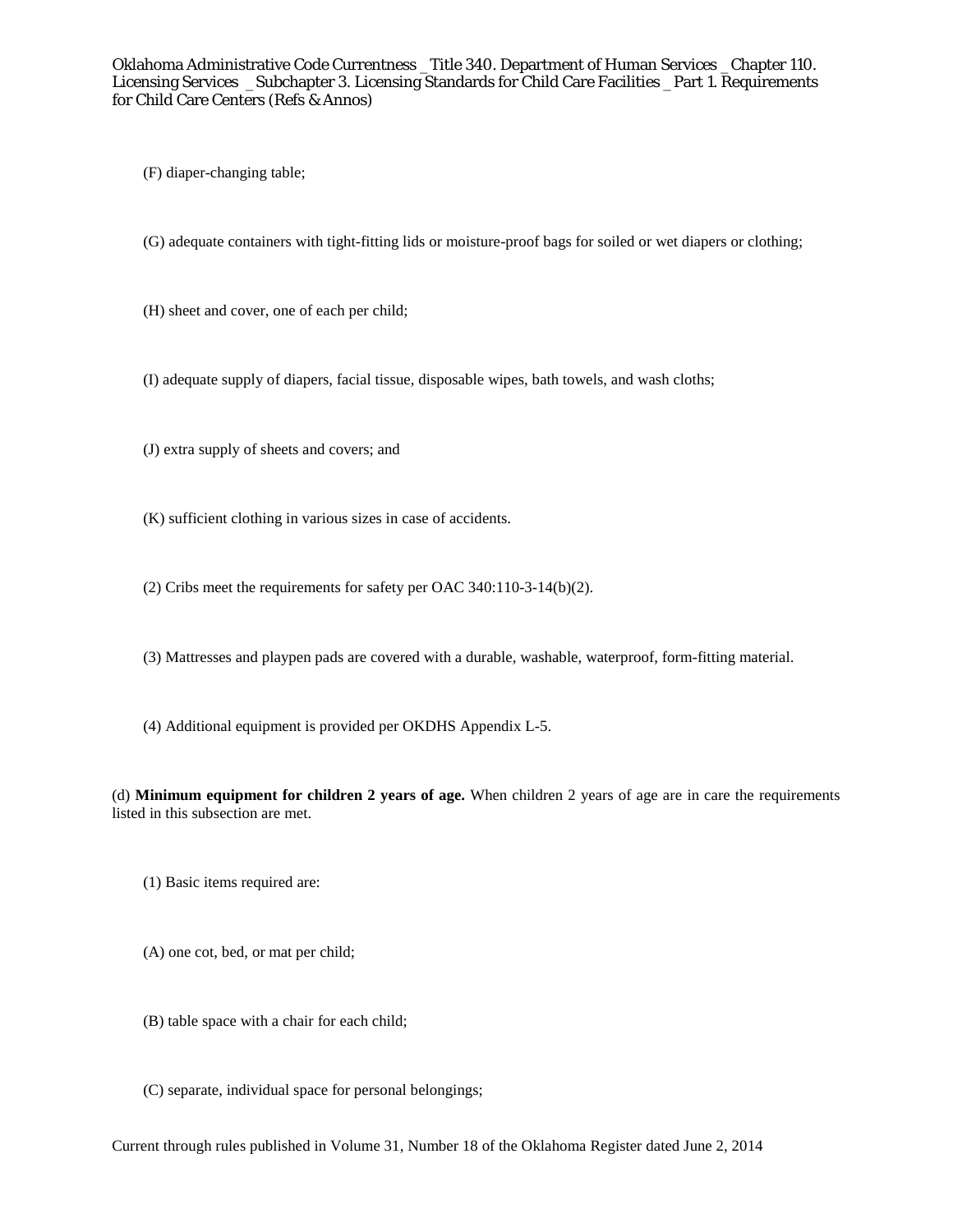(F) diaper-changing table;

(G) adequate containers with tight-fitting lids or moisture-proof bags for soiled or wet diapers or clothing;

(H) sheet and cover, one of each per child;

(I) adequate supply of diapers, facial tissue, disposable wipes, bath towels, and wash cloths;

(J) extra supply of sheets and covers; and

(K) sufficient clothing in various sizes in case of accidents.

(2) Cribs meet the requirements for safety per OAC 340:110-3-14(b)(2).

(3) Mattresses and playpen pads are covered with a durable, washable, waterproof, form-fitting material.

(4) Additional equipment is provided per OKDHS Appendix L-5.

(d) **Minimum equipment for children 2 years of age.** When children 2 years of age are in care the requirements listed in this subsection are met.

(1) Basic items required are:

(A) one cot, bed, or mat per child;

(B) table space with a chair for each child;

(C) separate, individual space for personal belongings;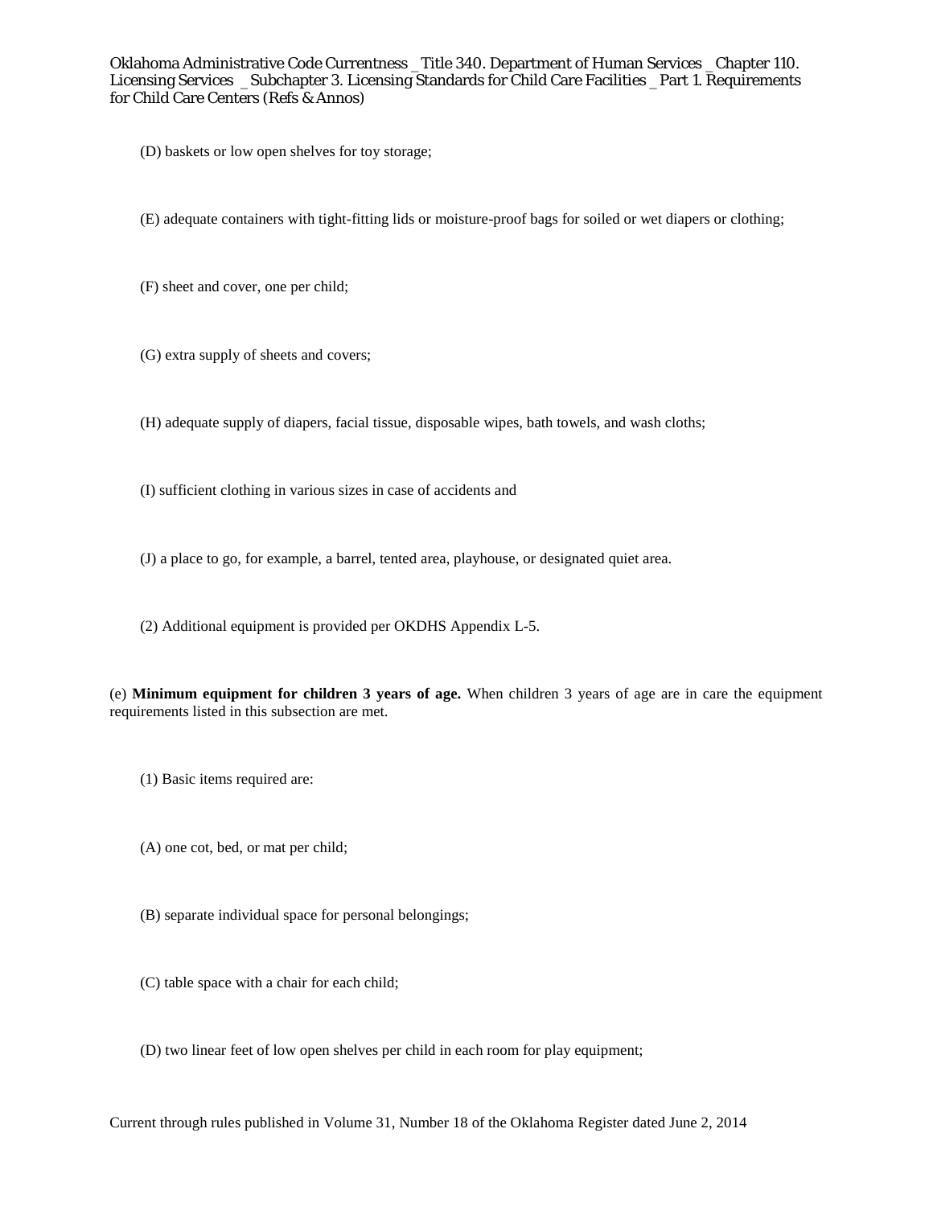(D) baskets or low open shelves for toy storage;

(E) adequate containers with tight-fitting lids or moisture-proof bags for soiled or wet diapers or clothing;

(F) sheet and cover, one per child;

(G) extra supply of sheets and covers;

(H) adequate supply of diapers, facial tissue, disposable wipes, bath towels, and wash cloths;

(I) sufficient clothing in various sizes in case of accidents and

(J) a place to go, for example, a barrel, tented area, playhouse, or designated quiet area.

(2) Additional equipment is provided per OKDHS Appendix L-5.

(e) **Minimum equipment for children 3 years of age.** When children 3 years of age are in care the equipment requirements listed in this subsection are met.

(1) Basic items required are:

(A) one cot, bed, or mat per child;

(B) separate individual space for personal belongings;

(C) table space with a chair for each child;

(D) two linear feet of low open shelves per child in each room for play equipment;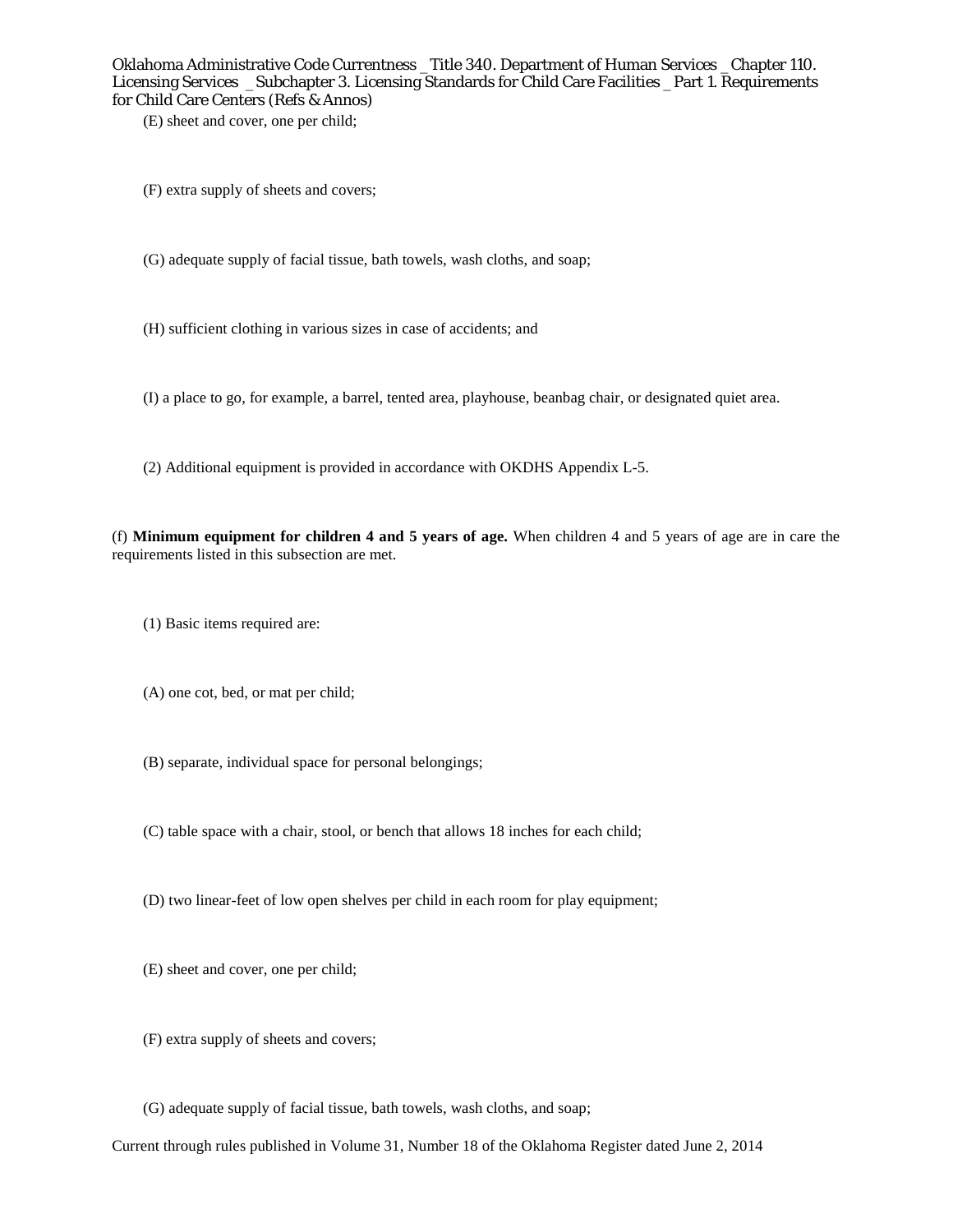(E) sheet and cover, one per child;

(F) extra supply of sheets and covers;

(G) adequate supply of facial tissue, bath towels, wash cloths, and soap;

(H) sufficient clothing in various sizes in case of accidents; and

(I) a place to go, for example, a barrel, tented area, playhouse, beanbag chair, or designated quiet area.

(2) Additional equipment is provided in accordance with OKDHS Appendix L-5.

(f) **Minimum equipment for children 4 and 5 years of age.** When children 4 and 5 years of age are in care the requirements listed in this subsection are met.

(1) Basic items required are:

(A) one cot, bed, or mat per child;

(B) separate, individual space for personal belongings;

(C) table space with a chair, stool, or bench that allows 18 inches for each child;

(D) two linear-feet of low open shelves per child in each room for play equipment;

(E) sheet and cover, one per child;

(F) extra supply of sheets and covers;

(G) adequate supply of facial tissue, bath towels, wash cloths, and soap;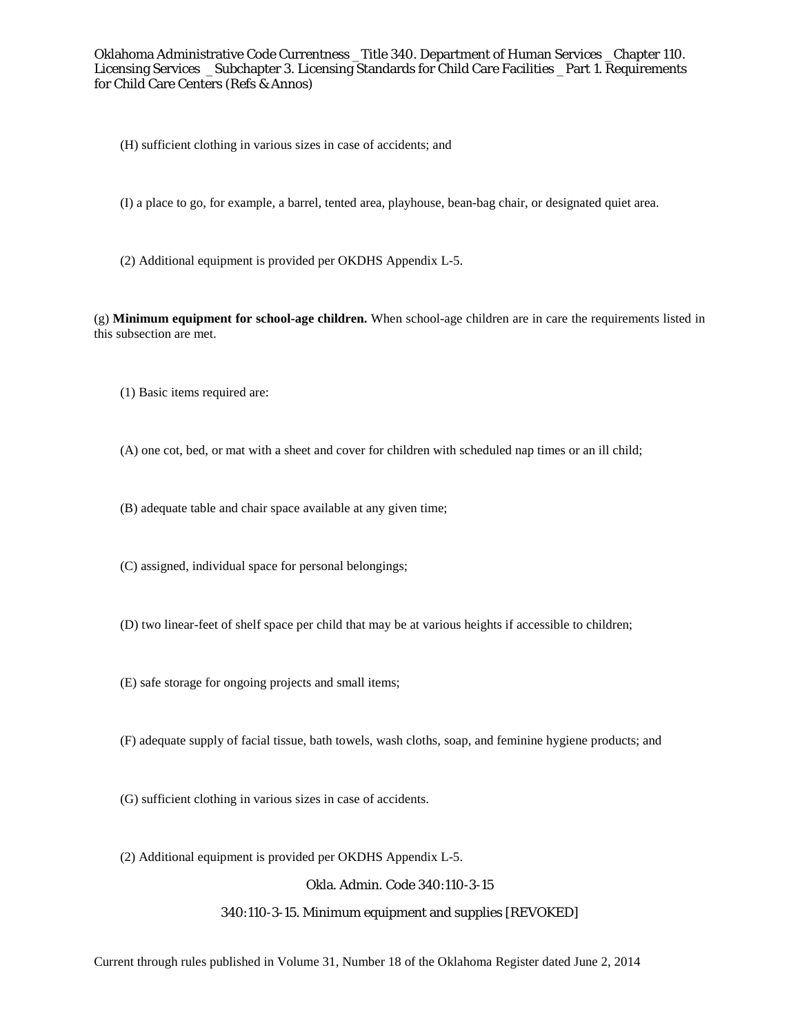(H) sufficient clothing in various sizes in case of accidents; and

(I) a place to go, for example, a barrel, tented area, playhouse, bean-bag chair, or designated quiet area.

(2) Additional equipment is provided per OKDHS Appendix L-5.

(g) **Minimum equipment for school-age children.** When school-age children are in care the requirements listed in this subsection are met.

(1) Basic items required are:

(A) one cot, bed, or mat with a sheet and cover for children with scheduled nap times or an ill child;

(B) adequate table and chair space available at any given time;

(C) assigned, individual space for personal belongings;

(D) two linear-feet of shelf space per child that may be at various heights if accessible to children;

(E) safe storage for ongoing projects and small items;

(F) adequate supply of facial tissue, bath towels, wash cloths, soap, and feminine hygiene products; and

(G) sufficient clothing in various sizes in case of accidents.

(2) Additional equipment is provided per OKDHS Appendix L-5.

Okla. Admin. Code 340:110-3-15

340:110-3-15. Minimum equipment and supplies [REVOKED]

Current through rules published in Volume 31, Number 18 of the Oklahoma Register dated June 2, 2014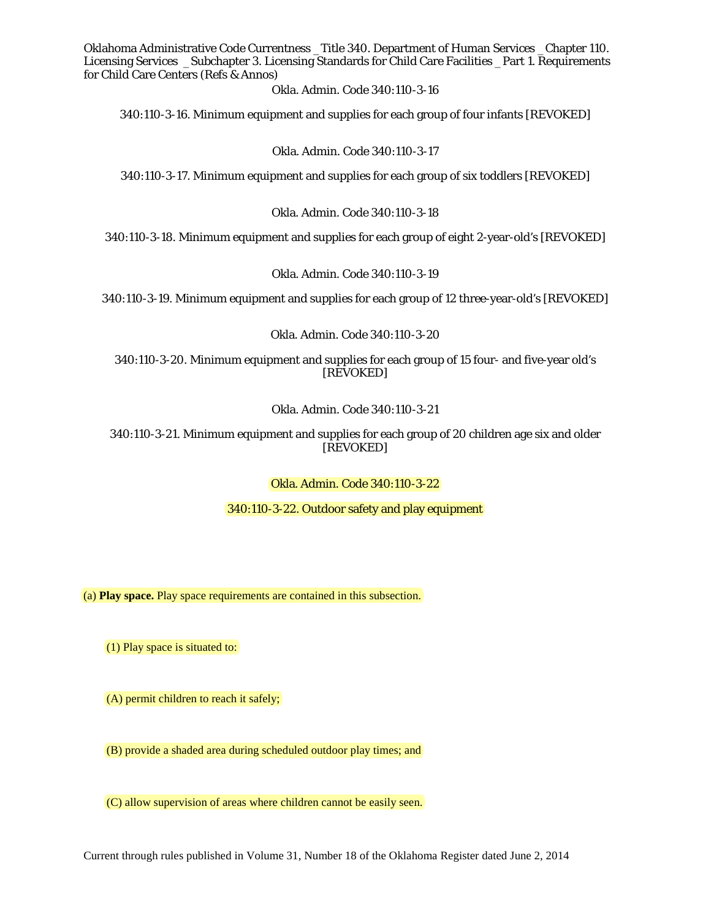Okla. Admin. Code 340:110-3-16

340:110-3-16. Minimum equipment and supplies for each group of four infants [REVOKED]

Okla. Admin. Code 340:110-3-17

340:110-3-17. Minimum equipment and supplies for each group of six toddlers [REVOKED]

Okla. Admin. Code 340:110-3-18

340:110-3-18. Minimum equipment and supplies for each group of eight 2-year-old's [REVOKED]

Okla. Admin. Code 340:110-3-19

340:110-3-19. Minimum equipment and supplies for each group of 12 three-year-old's [REVOKED]

Okla. Admin. Code 340:110-3-20

340:110-3-20. Minimum equipment and supplies for each group of 15 four- and five-year old's [REVOKED]

Okla. Admin. Code 340:110-3-21

340:110-3-21. Minimum equipment and supplies for each group of 20 children age six and older [REVOKED]

Okla. Admin. Code 340:110-3-22

340:110-3-22. Outdoor safety and play equipment

(a) **Play space.** Play space requirements are contained in this subsection.

(1) Play space is situated to:

(A) permit children to reach it safely;

(B) provide a shaded area during scheduled outdoor play times; and

(C) allow supervision of areas where children cannot be easily seen.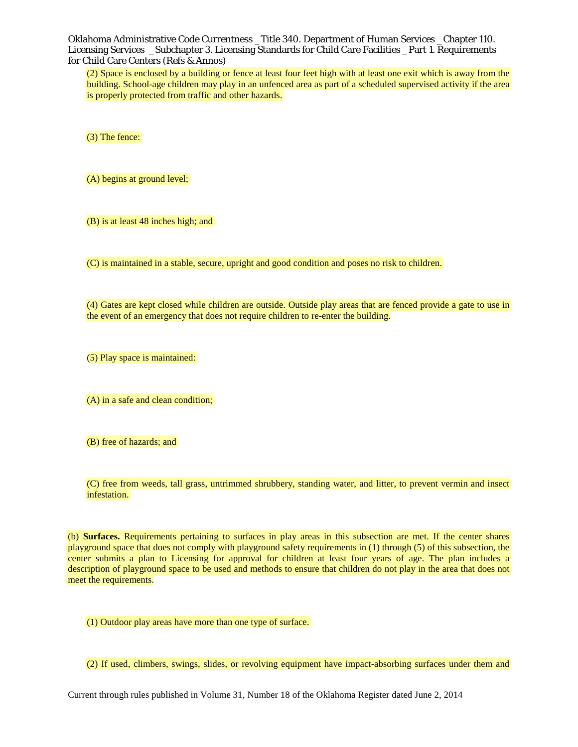(2) Space is enclosed by a building or fence at least four feet high with at least one exit which is away from the building. School-age children may play in an unfenced area as part of a scheduled supervised activity if the area is properly protected from traffic and other hazards.

(3) The fence:

(A) begins at ground level;

(B) is at least 48 inches high; and

(C) is maintained in a stable, secure, upright and good condition and poses no risk to children.

(4) Gates are kept closed while children are outside. Outside play areas that are fenced provide a gate to use in the event of an emergency that does not require children to re-enter the building.

(5) Play space is maintained:

(A) in a safe and clean condition;

(B) free of hazards; and

(C) free from weeds, tall grass, untrimmed shrubbery, standing water, and litter, to prevent vermin and insect infestation.

(b) **Surfaces.** Requirements pertaining to surfaces in play areas in this subsection are met. If the center shares playground space that does not comply with playground safety requirements in (1) through (5) of this subsection, the center submits a plan to Licensing for approval for children at least four years of age. The plan includes a description of playground space to be used and methods to ensure that children do not play in the area that does not meet the requirements.

(1) Outdoor play areas have more than one type of surface.

(2) If used, climbers, swings, slides, or revolving equipment have impact-absorbing surfaces under them and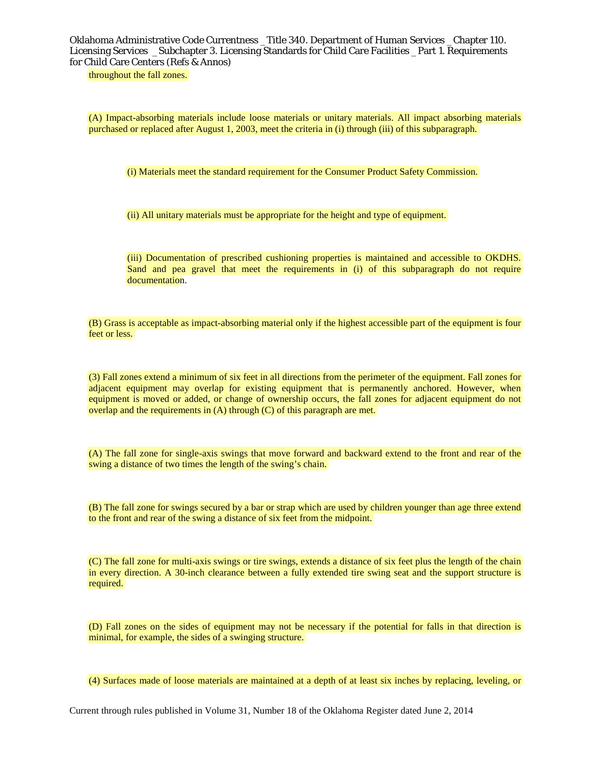throughout the fall zones.

(A) Impact-absorbing materials include loose materials or unitary materials. All impact absorbing materials purchased or replaced after August 1, 2003, meet the criteria in (i) through (iii) of this subparagraph.

(i) Materials meet the standard requirement for the Consumer Product Safety Commission.

(ii) All unitary materials must be appropriate for the height and type of equipment.

(iii) Documentation of prescribed cushioning properties is maintained and accessible to OKDHS. Sand and pea gravel that meet the requirements in (i) of this subparagraph do not require documentation.

(B) Grass is acceptable as impact-absorbing material only if the highest accessible part of the equipment is four feet or less.

(3) Fall zones extend a minimum of six feet in all directions from the perimeter of the equipment. Fall zones for adjacent equipment may overlap for existing equipment that is permanently anchored. However, when equipment is moved or added, or change of ownership occurs, the fall zones for adjacent equipment do not overlap and the requirements in (A) through (C) of this paragraph are met.

(A) The fall zone for single-axis swings that move forward and backward extend to the front and rear of the swing a distance of two times the length of the swing's chain.

(B) The fall zone for swings secured by a bar or strap which are used by children younger than age three extend to the front and rear of the swing a distance of six feet from the midpoint.

(C) The fall zone for multi-axis swings or tire swings, extends a distance of six feet plus the length of the chain in every direction. A 30-inch clearance between a fully extended tire swing seat and the support structure is required.

(D) Fall zones on the sides of equipment may not be necessary if the potential for falls in that direction is minimal, for example, the sides of a swinging structure.

(4) Surfaces made of loose materials are maintained at a depth of at least six inches by replacing, leveling, or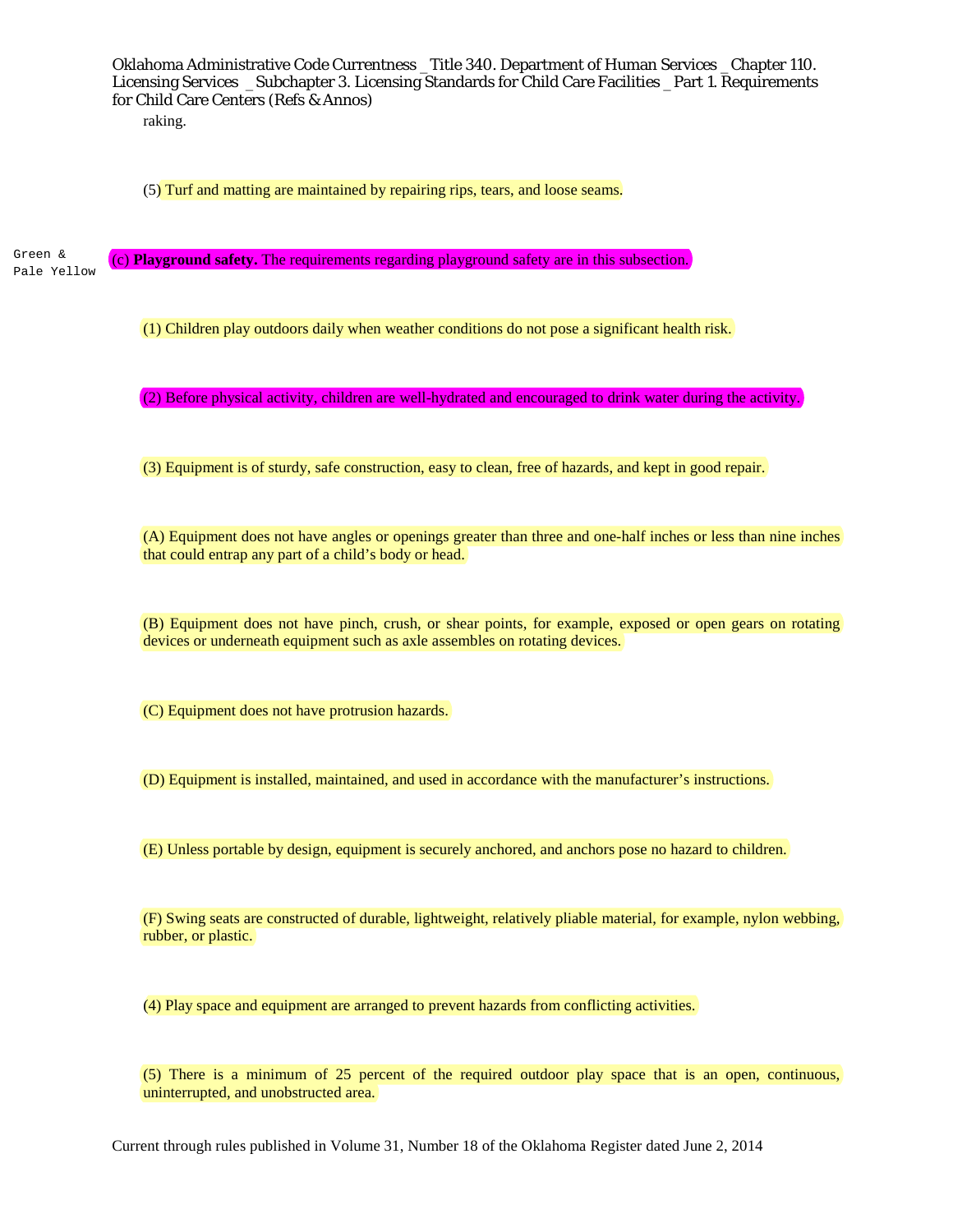raking.

(5) Turf and matting are maintained by repairing rips, tears, and loose seams.

Green & Pale Yellow

(c) **Playground safety.** The requirements regarding playground safety are in this subsection.

(1) Children play outdoors daily when weather conditions do not pose a significant health risk.

(2) Before physical activity, children are well-hydrated and encouraged to drink water during the activity.

(3) Equipment is of sturdy, safe construction, easy to clean, free of hazards, and kept in good repair.

(A) Equipment does not have angles or openings greater than three and one-half inches or less than nine inches that could entrap any part of a child's body or head.

(B) Equipment does not have pinch, crush, or shear points, for example, exposed or open gears on rotating devices or underneath equipment such as axle assembles on rotating devices.

(C) Equipment does not have protrusion hazards.

(D) Equipment is installed, maintained, and used in accordance with the manufacturer's instructions.

(E) Unless portable by design, equipment is securely anchored, and anchors pose no hazard to children.

(F) Swing seats are constructed of durable, lightweight, relatively pliable material, for example, nylon webbing, rubber, or plastic.

(4) Play space and equipment are arranged to prevent hazards from conflicting activities.

(5) There is a minimum of 25 percent of the required outdoor play space that is an open, continuous, uninterrupted, and unobstructed area.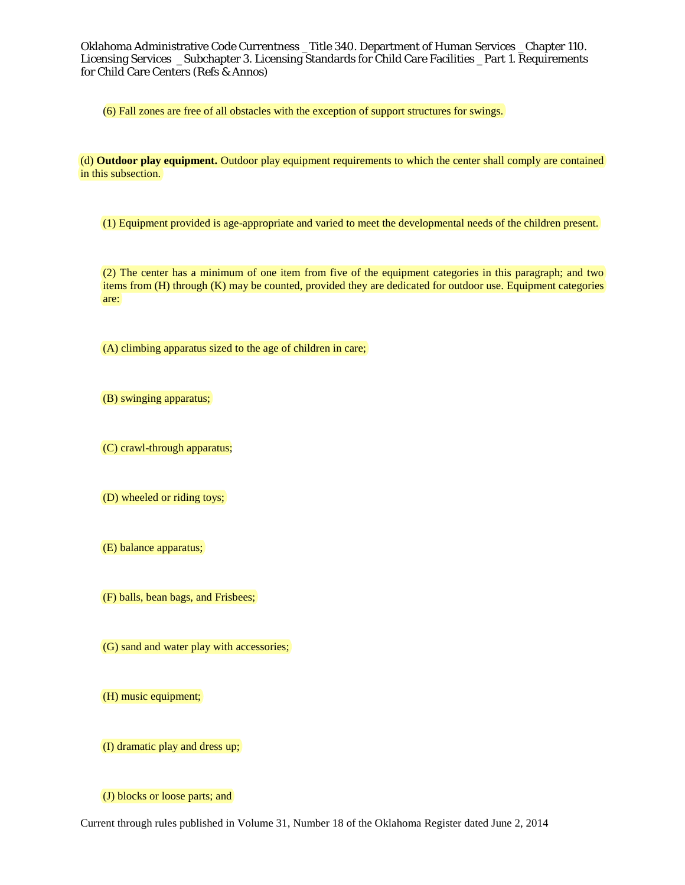(6) Fall zones are free of all obstacles with the exception of support structures for swings.

(d) **Outdoor play equipment.** Outdoor play equipment requirements to which the center shall comply are contained in this subsection.

(1) Equipment provided is age-appropriate and varied to meet the developmental needs of the children present.

(2) The center has a minimum of one item from five of the equipment categories in this paragraph; and two items from (H) through (K) may be counted, provided they are dedicated for outdoor use. Equipment categories are:

(A) climbing apparatus sized to the age of children in care;

(B) swinging apparatus;

(C) crawl-through apparatus;

(D) wheeled or riding toys;

(E) balance apparatus;

(F) balls, bean bags, and Frisbees;

(G) sand and water play with accessories;

(H) music equipment;

(I) dramatic play and dress up;

(J) blocks or loose parts; and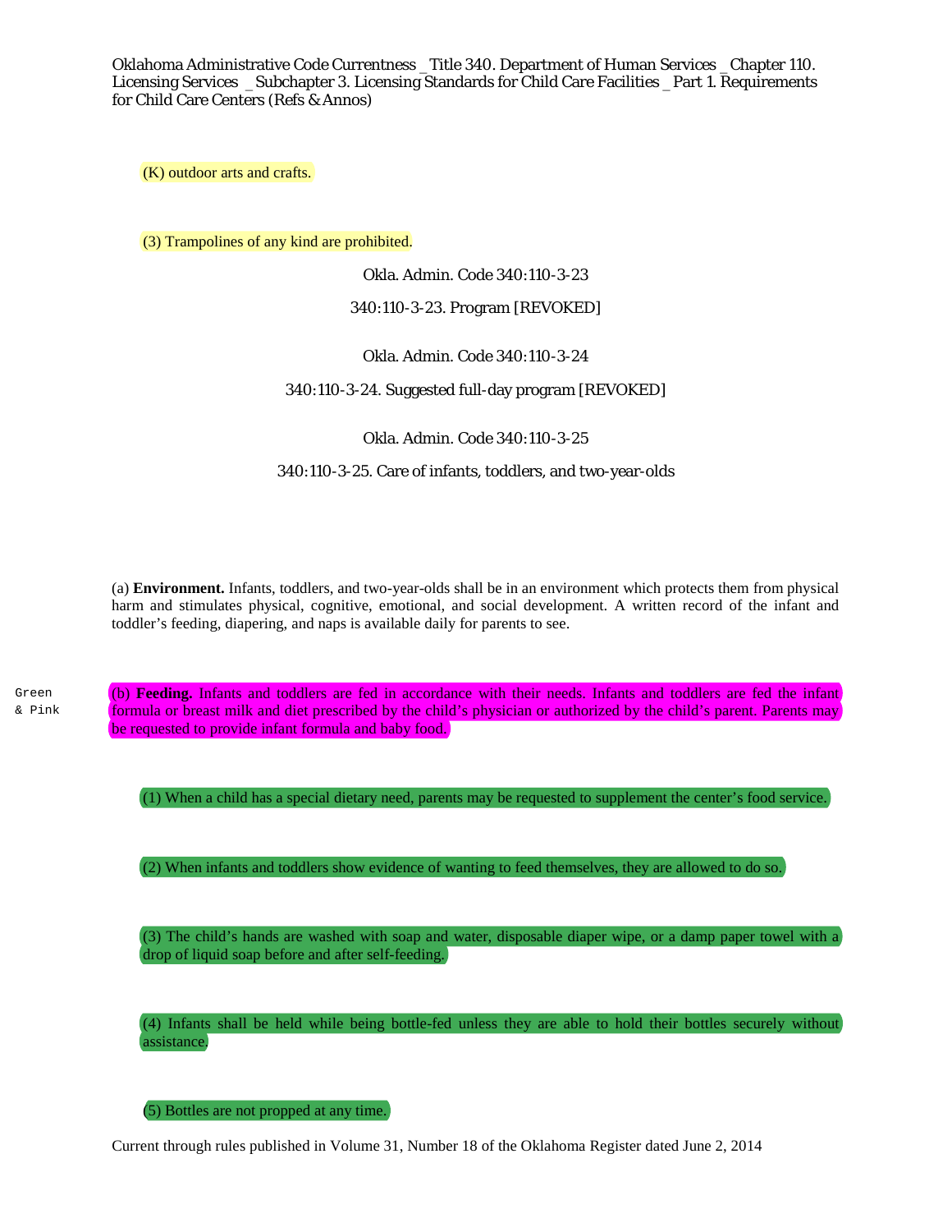(K) outdoor arts and crafts.

(3) Trampolines of any kind are prohibited.

Okla. Admin. Code 340:110-3-23

340:110-3-23. Program [REVOKED]

Okla. Admin. Code 340:110-3-24

340:110-3-24. Suggested full-day program [REVOKED]

Okla. Admin. Code 340:110-3-25

340:110-3-25. Care of infants, toddlers, and two-year-olds

(a) **Environment.** Infants, toddlers, and two-year-olds shall be in an environment which protects them from physical harm and stimulates physical, cognitive, emotional, and social development. A written record of the infant and toddler's feeding, diapering, and naps is available daily for parents to see.

Green & Pink

(b) **Feeding.** Infants and toddlers are fed in accordance with their needs. Infants and toddlers are fed the infant formula or breast milk and diet prescribed by the child's physician or authorized by the child's parent. Parents may be requested to provide infant formula and baby food.

(1) When a child has a special dietary need, parents may be requested to supplement the center's food service.

(2) When infants and toddlers show evidence of wanting to feed themselves, they are allowed to do so.

(3) The child's hands are washed with soap and water, disposable diaper wipe, or a damp paper towel with a drop of liquid soap before and after self-feeding.

(4) Infants shall be held while being bottle-fed unless they are able to hold their bottles securely without assistance.

(5) Bottles are not propped at any time.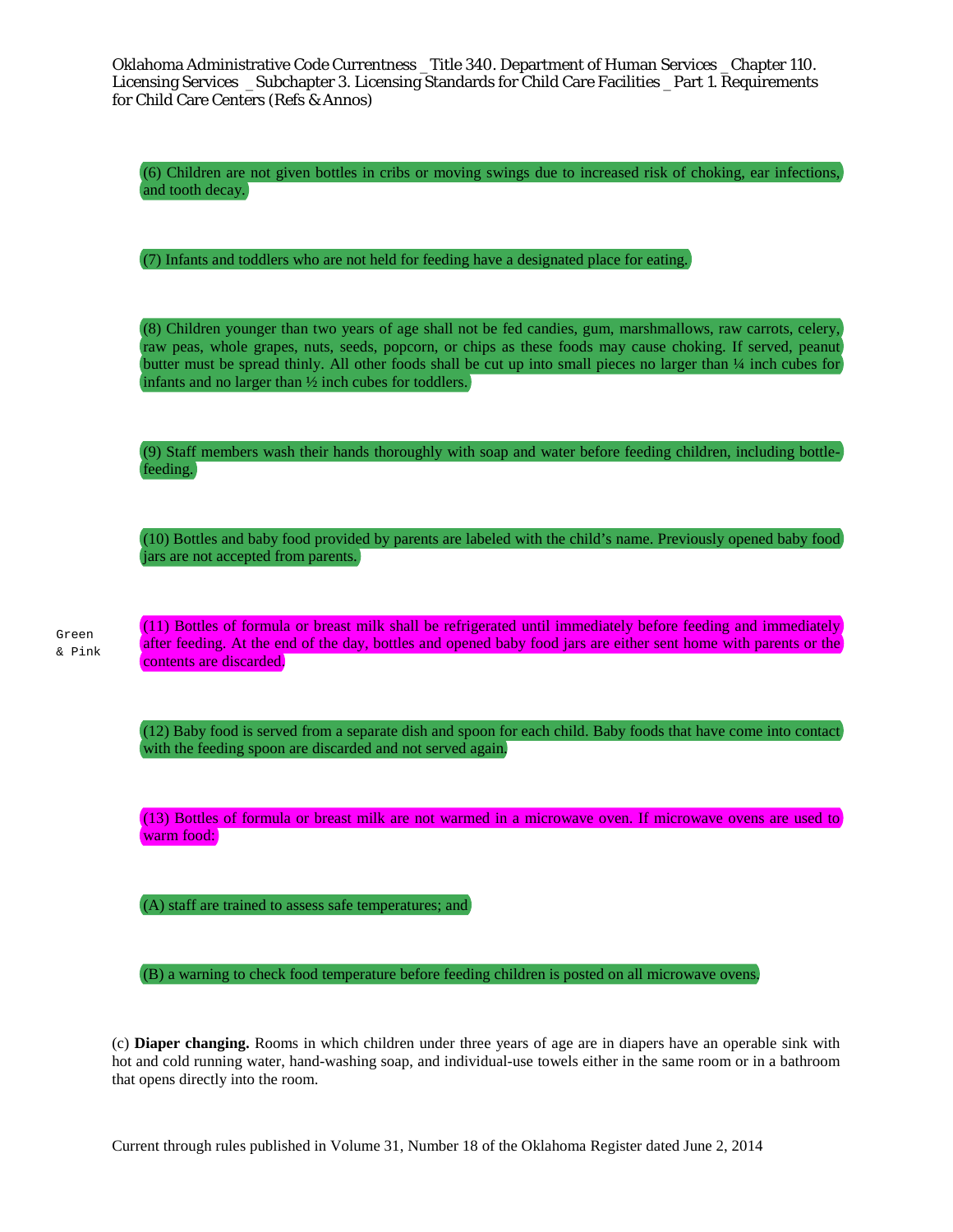(6) Children are not given bottles in cribs or moving swings due to increased risk of choking, ear infections, and tooth decay.

(7) Infants and toddlers who are not held for feeding have a designated place for eating.

(8) Children younger than two years of age shall not be fed candies, gum, marshmallows, raw carrots, celery, raw peas, whole grapes, nuts, seeds, popcorn, or chips as these foods may cause choking. If served, peanut butter must be spread thinly. All other foods shall be cut up into small pieces no larger than ¼ inch cubes for infants and no larger than ½ inch cubes for toddlers.

(9) Staff members wash their hands thoroughly with soap and water before feeding children, including bottle-feeding.

(10) Bottles and baby food provided by parents are labeled with the child's name. Previously opened baby food jars are not accepted from parents.

Green & Pink

(11) Bottles of formula or breast milk shall be refrigerated until immediately before feeding and immediately after feeding. At the end of the day, bottles and opened baby food jars are either sent home with parents or the contents are discarded.

(12) Baby food is served from a separate dish and spoon for each child. Baby foods that have come into contact with the feeding spoon are discarded and not served again.

(13) Bottles of formula or breast milk are not warmed in a microwave oven. If microwave ovens are used to warm food:

(A) staff are trained to assess safe temperatures; and

(B) a warning to check food temperature before feeding children is posted on all microwave ovens.

(c) **Diaper changing.** Rooms in which children under three years of age are in diapers have an operable sink with hot and cold running water, hand-washing soap, and individual-use towels either in the same room or in a bathroom that opens directly into the room.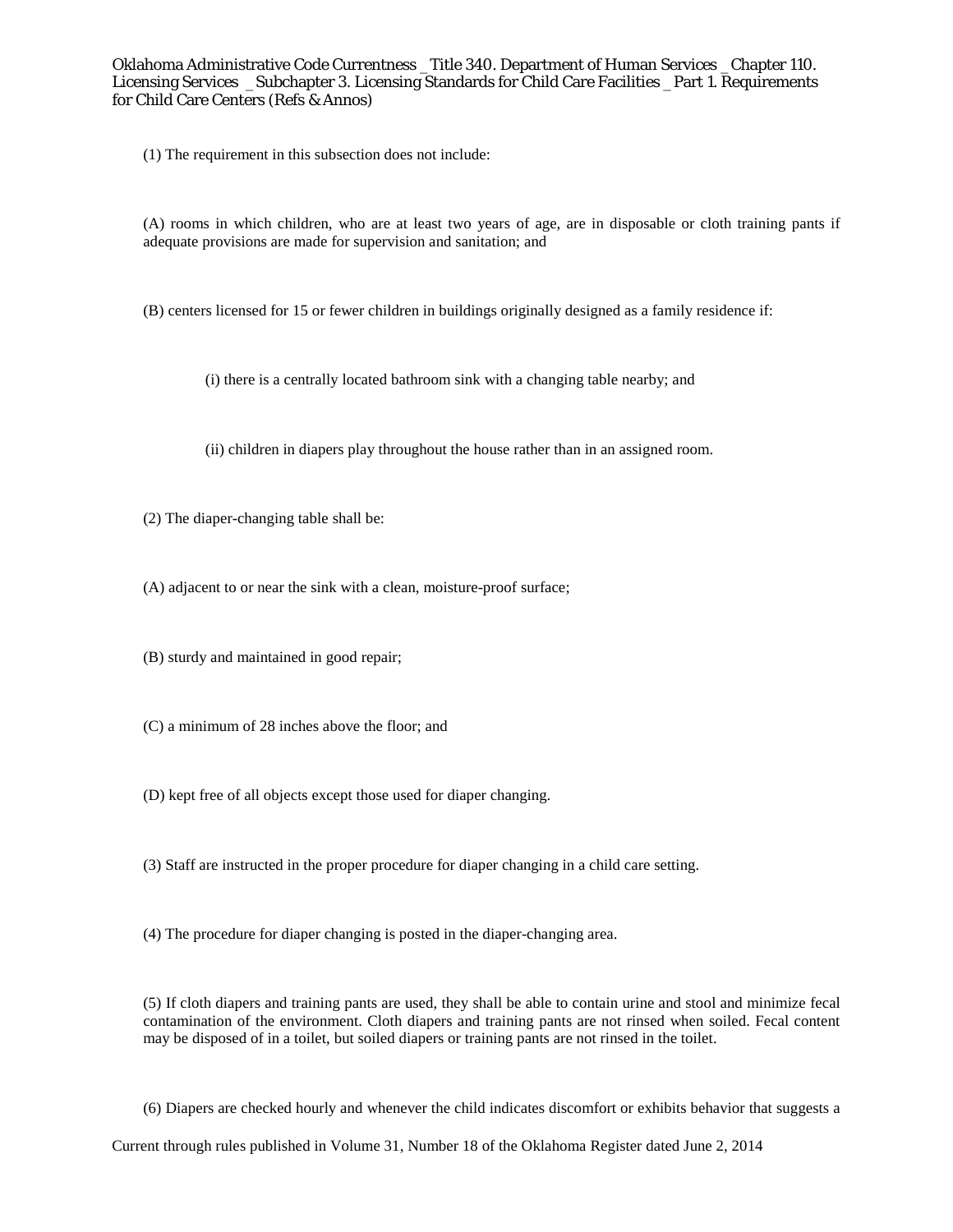(1) The requirement in this subsection does not include:

(A) rooms in which children, who are at least two years of age, are in disposable or cloth training pants if adequate provisions are made for supervision and sanitation; and

(B) centers licensed for 15 or fewer children in buildings originally designed as a family residence if:

(i) there is a centrally located bathroom sink with a changing table nearby; and

(ii) children in diapers play throughout the house rather than in an assigned room.

(2) The diaper-changing table shall be:

(A) adjacent to or near the sink with a clean, moisture-proof surface;

(B) sturdy and maintained in good repair;

(C) a minimum of 28 inches above the floor; and

(D) kept free of all objects except those used for diaper changing.

(3) Staff are instructed in the proper procedure for diaper changing in a child care setting.

(4) The procedure for diaper changing is posted in the diaper-changing area.

(5) If cloth diapers and training pants are used, they shall be able to contain urine and stool and minimize fecal contamination of the environment. Cloth diapers and training pants are not rinsed when soiled. Fecal content may be disposed of in a toilet, but soiled diapers or training pants are not rinsed in the toilet.

(6) Diapers are checked hourly and whenever the child indicates discomfort or exhibits behavior that suggests a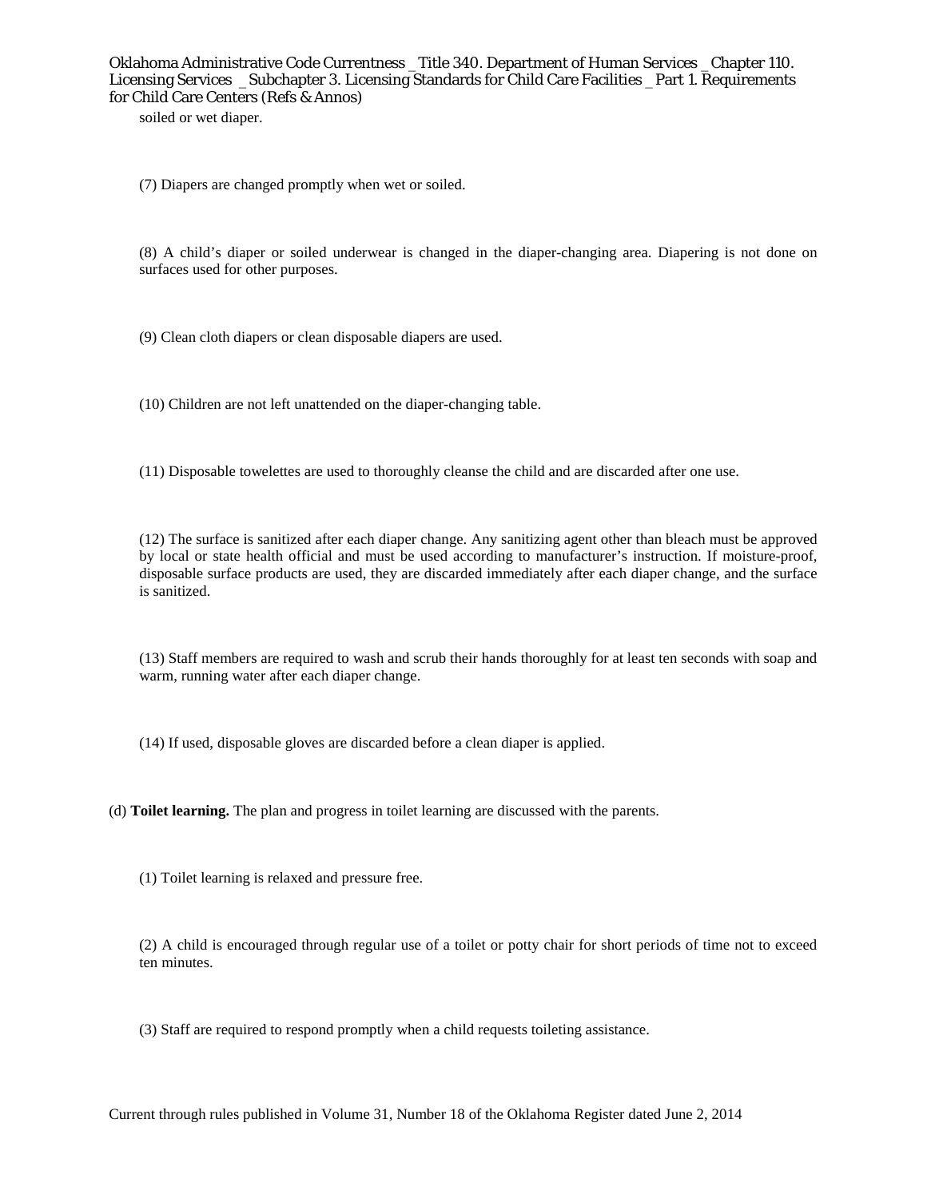soiled or wet diaper.

(7) Diapers are changed promptly when wet or soiled.

(8) A child's diaper or soiled underwear is changed in the diaper-changing area. Diapering is not done on surfaces used for other purposes.

(9) Clean cloth diapers or clean disposable diapers are used.

(10) Children are not left unattended on the diaper-changing table.

(11) Disposable towelettes are used to thoroughly cleanse the child and are discarded after one use.

(12) The surface is sanitized after each diaper change. Any sanitizing agent other than bleach must be approved by local or state health official and must be used according to manufacturer's instruction. If moisture-proof, disposable surface products are used, they are discarded immediately after each diaper change, and the surface is sanitized.

(13) Staff members are required to wash and scrub their hands thoroughly for at least ten seconds with soap and warm, running water after each diaper change.

(14) If used, disposable gloves are discarded before a clean diaper is applied.

(d) **Toilet learning.** The plan and progress in toilet learning are discussed with the parents.

(1) Toilet learning is relaxed and pressure free.

(2) A child is encouraged through regular use of a toilet or potty chair for short periods of time not to exceed ten minutes.

(3) Staff are required to respond promptly when a child requests toileting assistance.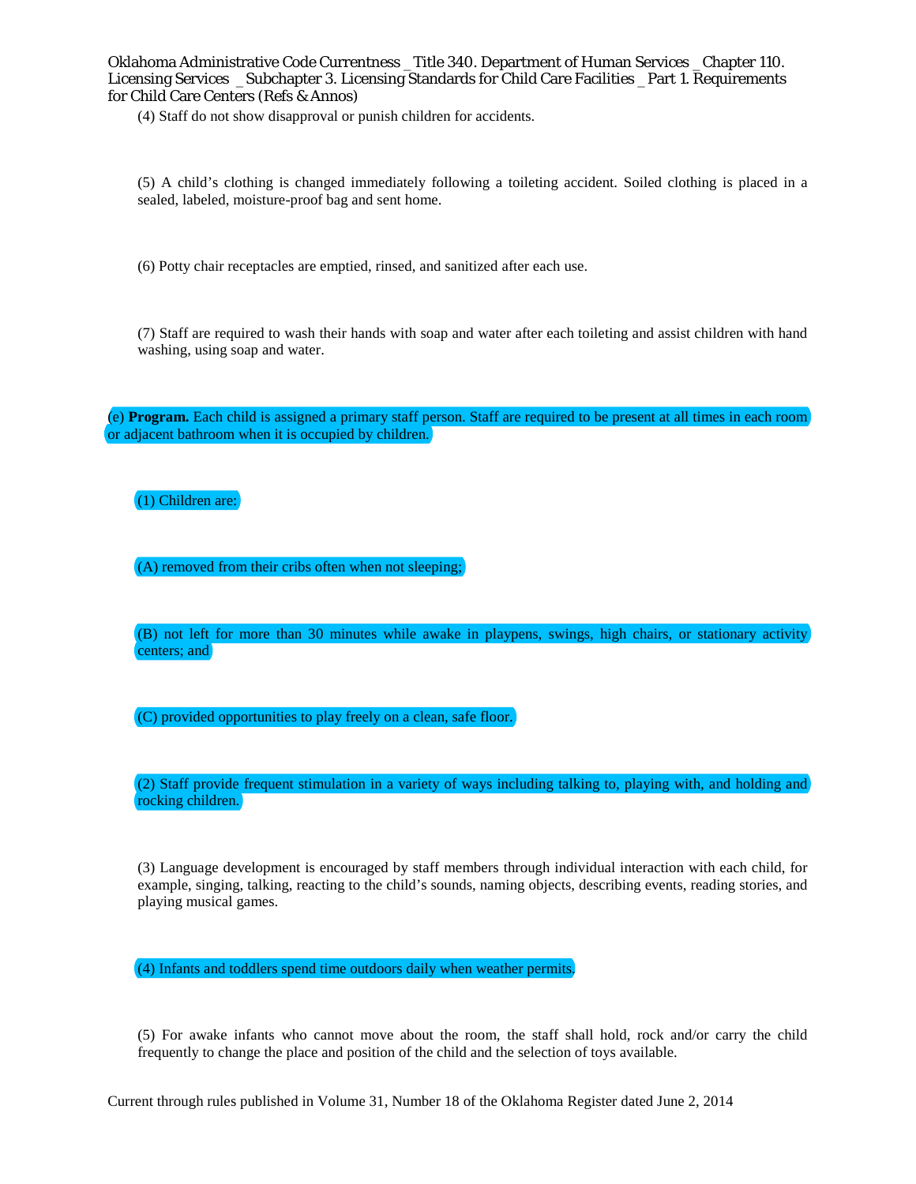(4) Staff do not show disapproval or punish children for accidents.

(5) A child's clothing is changed immediately following a toileting accident. Soiled clothing is placed in a sealed, labeled, moisture-proof bag and sent home.

(6) Potty chair receptacles are emptied, rinsed, and sanitized after each use.

(7) Staff are required to wash their hands with soap and water after each toileting and assist children with hand washing, using soap and water.

(e) **Program.** Each child is assigned a primary staff person. Staff are required to be present at all times in each room or adjacent bathroom when it is occupied by children.

(1) Children are:

(A) removed from their cribs often when not sleeping;

(B) not left for more than 30 minutes while awake in playpens, swings, high chairs, or stationary activity centers; and

(C) provided opportunities to play freely on a clean, safe floor.

(2) Staff provide frequent stimulation in a variety of ways including talking to, playing with, and holding and rocking children.

(3) Language development is encouraged by staff members through individual interaction with each child, for example, singing, talking, reacting to the child's sounds, naming objects, describing events, reading stories, and playing musical games.

(4) Infants and toddlers spend time outdoors daily when weather permits.

(5) For awake infants who cannot move about the room, the staff shall hold, rock and/or carry the child frequently to change the place and position of the child and the selection of toys available.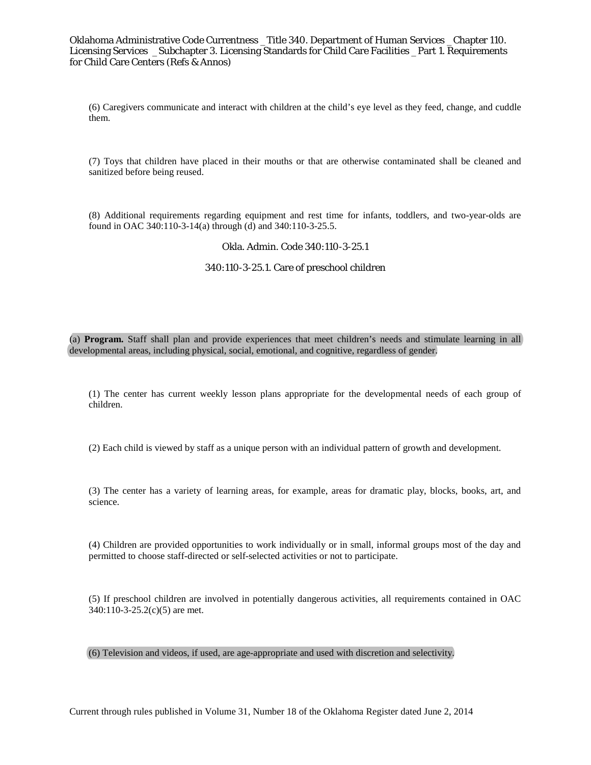(6) Caregivers communicate and interact with children at the child's eye level as they feed, change, and cuddle them.

(7) Toys that children have placed in their mouths or that are otherwise contaminated shall be cleaned and sanitized before being reused.

(8) Additional requirements regarding equipment and rest time for infants, toddlers, and two-year-olds are found in OAC 340:110-3-14(a) through (d) and 340:110-3-25.5.

Okla. Admin. Code 340:110-3-25.1

## 340:110-3-25.1. Care of preschool children

(a) **Program.** Staff shall plan and provide experiences that meet children's needs and stimulate learning in all developmental areas, including physical, social, emotional, and cognitive, regardless of gender.

(1) The center has current weekly lesson plans appropriate for the developmental needs of each group of children.

(2) Each child is viewed by staff as a unique person with an individual pattern of growth and development.

(3) The center has a variety of learning areas, for example, areas for dramatic play, blocks, books, art, and science.

(4) Children are provided opportunities to work individually or in small, informal groups most of the day and permitted to choose staff-directed or self-selected activities or not to participate.

(5) If preschool children are involved in potentially dangerous activities, all requirements contained in OAC 340:110-3-25.2(c)(5) are met.

(6) Television and videos, if used, are age-appropriate and used with discretion and selectivity.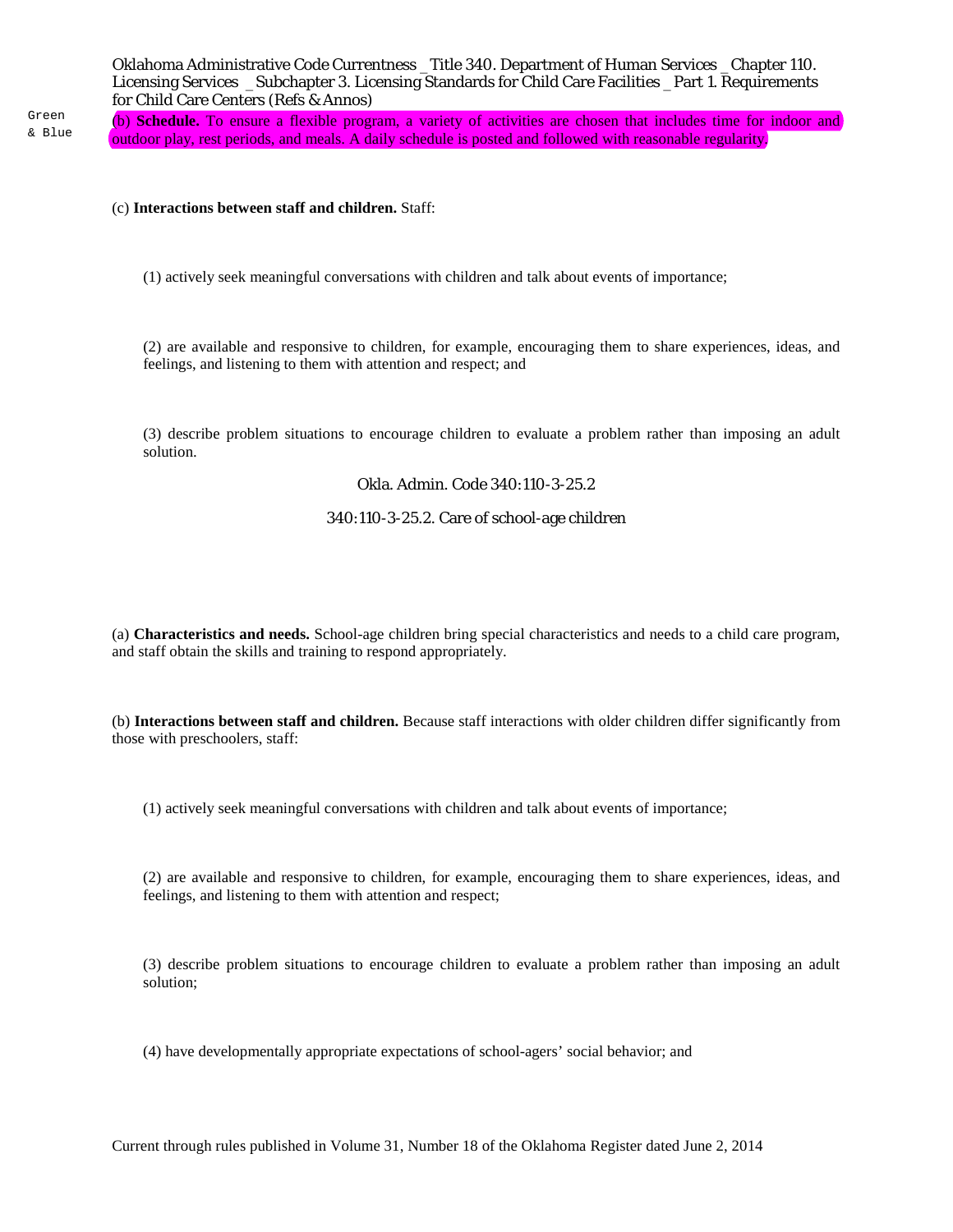Green & Blue

(b) **Schedule.** To ensure a flexible program, a variety of activities are chosen that includes time for indoor and outdoor play, rest periods, and meals. A daily schedule is posted and followed with reasonable regularity.

(c) **Interactions between staff and children.** Staff:

(1) actively seek meaningful conversations with children and talk about events of importance;

(2) are available and responsive to children, for example, encouraging them to share experiences, ideas, and feelings, and listening to them with attention and respect; and

(3) describe problem situations to encourage children to evaluate a problem rather than imposing an adult solution.

Okla. Admin. Code 340:110-3-25.2

## 340:110-3-25.2. Care of school-age children

(a) **Characteristics and needs.** School-age children bring special characteristics and needs to a child care program, and staff obtain the skills and training to respond appropriately.

(b) **Interactions between staff and children.** Because staff interactions with older children differ significantly from those with preschoolers, staff:

(1) actively seek meaningful conversations with children and talk about events of importance;

(2) are available and responsive to children, for example, encouraging them to share experiences, ideas, and feelings, and listening to them with attention and respect;

(3) describe problem situations to encourage children to evaluate a problem rather than imposing an adult solution;

(4) have developmentally appropriate expectations of school-agers' social behavior; and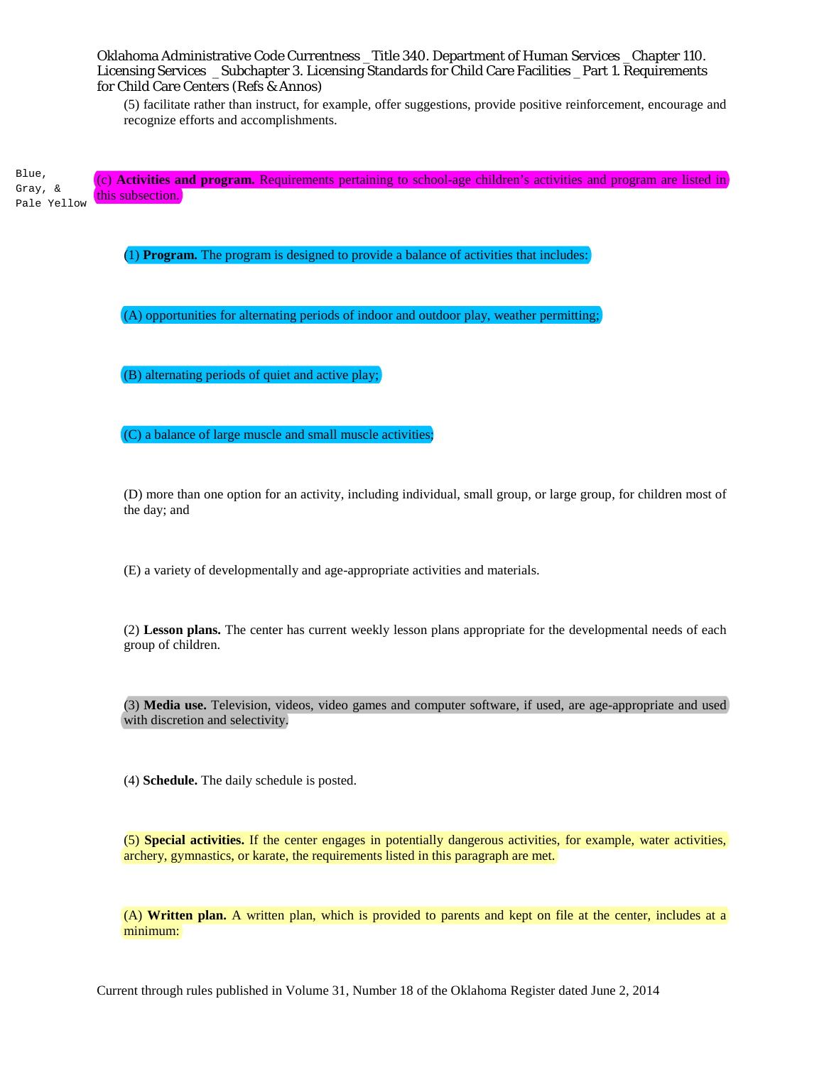(5) facilitate rather than instruct, for example, offer suggestions, provide positive reinforcement, encourage and recognize efforts and accomplishments.

Blue, Gray, & Pale Yellow

(c) **Activities and program.** Requirements pertaining to school-age children's activities and program are listed in this subsection.

(1) **Program.** The program is designed to provide a balance of activities that includes:

(A) opportunities for alternating periods of indoor and outdoor play, weather permitting;

(B) alternating periods of quiet and active play;

(C) a balance of large muscle and small muscle activities;

(D) more than one option for an activity, including individual, small group, or large group, for children most of the day; and

(E) a variety of developmentally and age-appropriate activities and materials.

(2) **Lesson plans.** The center has current weekly lesson plans appropriate for the developmental needs of each group of children.

(3) **Media use.** Television, videos, video games and computer software, if used, are age-appropriate and used with discretion and selectivity.

(4) **Schedule.** The daily schedule is posted.

(5) **Special activities.** If the center engages in potentially dangerous activities, for example, water activities, archery, gymnastics, or karate, the requirements listed in this paragraph are met.

(A) **Written plan.** A written plan, which is provided to parents and kept on file at the center, includes at a minimum: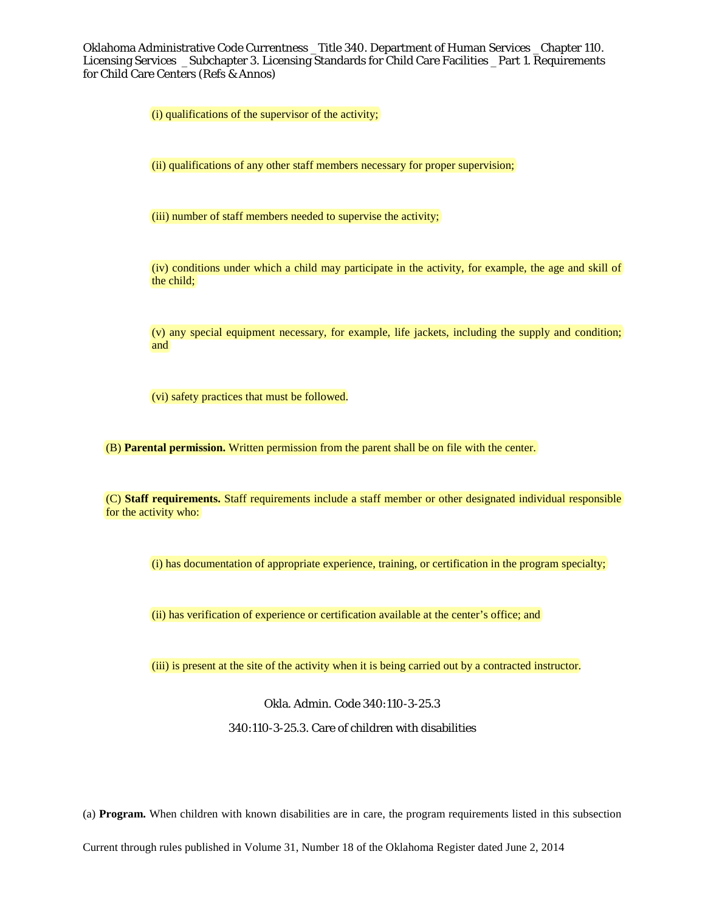(i) qualifications of the supervisor of the activity;

(ii) qualifications of any other staff members necessary for proper supervision;

(iii) number of staff members needed to supervise the activity;

(iv) conditions under which a child may participate in the activity, for example, the age and skill of the child;

(v) any special equipment necessary, for example, life jackets, including the supply and condition; and

(vi) safety practices that must be followed.

(B) **Parental permission.** Written permission from the parent shall be on file with the center.

(C) **Staff requirements.** Staff requirements include a staff member or other designated individual responsible for the activity who:

(i) has documentation of appropriate experience, training, or certification in the program specialty;

(ii) has verification of experience or certification available at the center's office; and

(iii) is present at the site of the activity when it is being carried out by a contracted instructor.

Okla. Admin. Code 340:110-3-25.3

## 340:110-3-25.3. Care of children with disabilities

(a) **Program.** When children with known disabilities are in care, the program requirements listed in this subsection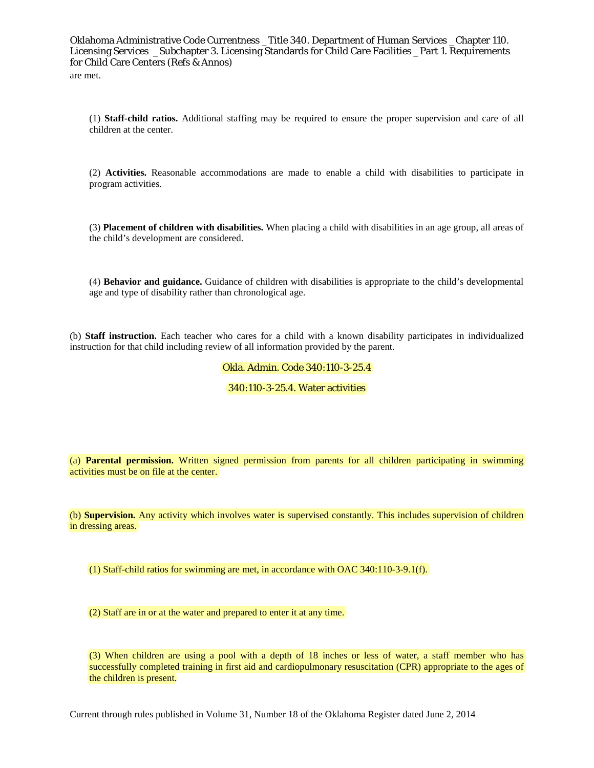are met.

(1) **Staff-child ratios.** Additional staffing may be required to ensure the proper supervision and care of all children at the center.

(2) **Activities.** Reasonable accommodations are made to enable a child with disabilities to participate in program activities.

(3) **Placement of children with disabilities.** When placing a child with disabilities in an age group, all areas of the child's development are considered.

(4) **Behavior and guidance.** Guidance of children with disabilities is appropriate to the child's developmental age and type of disability rather than chronological age.

(b) **Staff instruction.** Each teacher who cares for a child with a known disability participates in individualized instruction for that child including review of all information provided by the parent.

Okla. Admin. Code 340:110-3-25.4

## 340:110-3-25.4. Water activities

(a) **Parental permission.** Written signed permission from parents for all children participating in swimming activities must be on file at the center.

(b) **Supervision.** Any activity which involves water is supervised constantly. This includes supervision of children in dressing areas.

(1) Staff-child ratios for swimming are met, in accordance with OAC 340:110-3-9.1(f).

(2) Staff are in or at the water and prepared to enter it at any time.

(3) When children are using a pool with a depth of 18 inches or less of water, a staff member who has successfully completed training in first aid and cardiopulmonary resuscitation (CPR) appropriate to the ages of the children is present.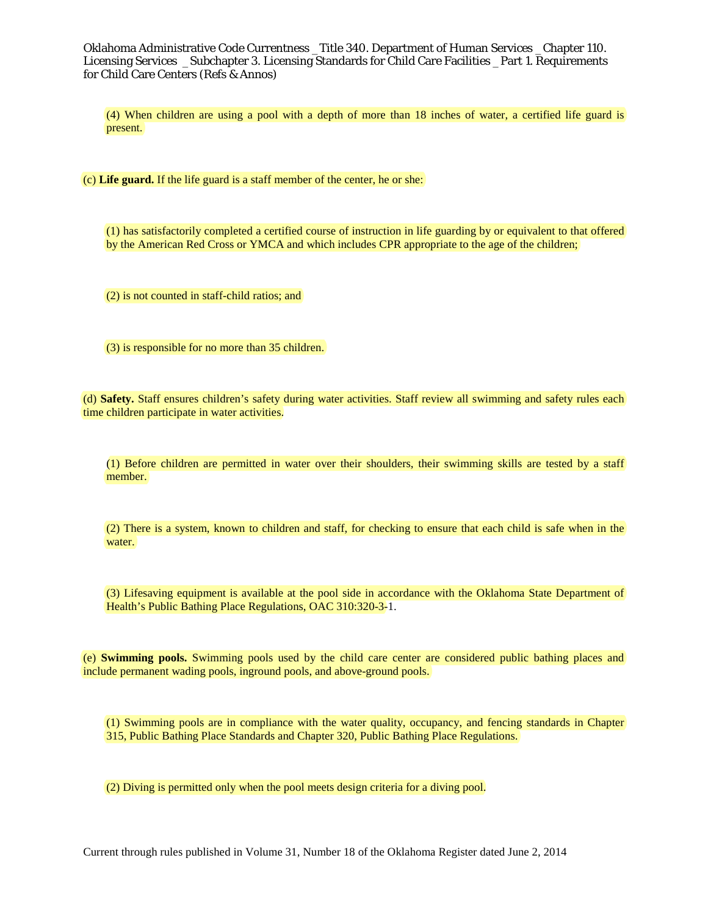(4) When children are using a pool with a depth of more than 18 inches of water, a certified life guard is present.

(c) **Life guard.** If the life guard is a staff member of the center, he or she:

(1) has satisfactorily completed a certified course of instruction in life guarding by or equivalent to that offered by the American Red Cross or YMCA and which includes CPR appropriate to the age of the children;

(2) is not counted in staff-child ratios; and

(3) is responsible for no more than 35 children.

(d) **Safety.** Staff ensures children's safety during water activities. Staff review all swimming and safety rules each time children participate in water activities.

(1) Before children are permitted in water over their shoulders, their swimming skills are tested by a staff member.

(2) There is a system, known to children and staff, for checking to ensure that each child is safe when in the water.

(3) Lifesaving equipment is available at the pool side in accordance with the Oklahoma State Department of Health's Public Bathing Place Regulations, OAC 310:320-3-1.

(e) **Swimming pools.** Swimming pools used by the child care center are considered public bathing places and include permanent wading pools, inground pools, and above-ground pools.

(1) Swimming pools are in compliance with the water quality, occupancy, and fencing standards in Chapter 315, Public Bathing Place Standards and Chapter 320, Public Bathing Place Regulations.

(2) Diving is permitted only when the pool meets design criteria for a diving pool.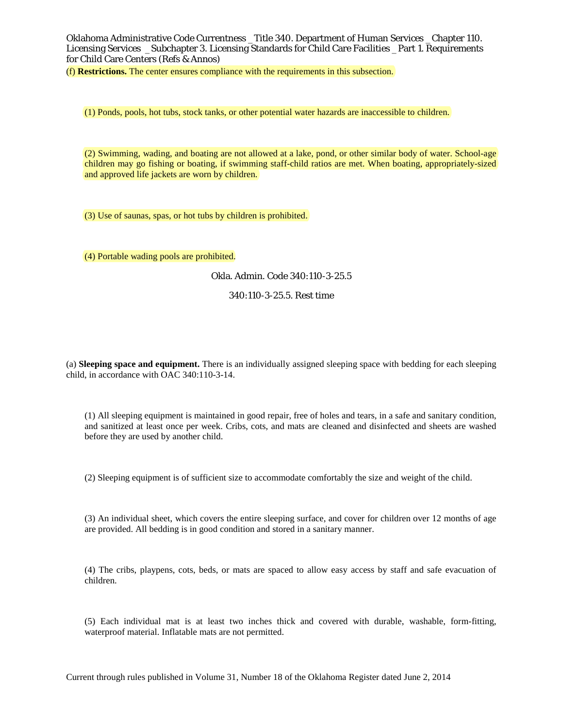(f) **Restrictions.** The center ensures compliance with the requirements in this subsection.

(1) Ponds, pools, hot tubs, stock tanks, or other potential water hazards are inaccessible to children.

(2) Swimming, wading, and boating are not allowed at a lake, pond, or other similar body of water. School-age children may go fishing or boating, if swimming staff-child ratios are met. When boating, appropriately-sized and approved life jackets are worn by children.

(3) Use of saunas, spas, or hot tubs by children is prohibited.

(4) Portable wading pools are prohibited.

Okla. Admin. Code 340:110-3-25.5

## 340:110-3-25.5. Rest time

(a) **Sleeping space and equipment.** There is an individually assigned sleeping space with bedding for each sleeping child, in accordance with OAC 340:110-3-14.

(1) All sleeping equipment is maintained in good repair, free of holes and tears, in a safe and sanitary condition, and sanitized at least once per week. Cribs, cots, and mats are cleaned and disinfected and sheets are washed before they are used by another child.

(2) Sleeping equipment is of sufficient size to accommodate comfortably the size and weight of the child.

(3) An individual sheet, which covers the entire sleeping surface, and cover for children over 12 months of age are provided. All bedding is in good condition and stored in a sanitary manner.

(4) The cribs, playpens, cots, beds, or mats are spaced to allow easy access by staff and safe evacuation of children.

(5) Each individual mat is at least two inches thick and covered with durable, washable, form-fitting, waterproof material. Inflatable mats are not permitted.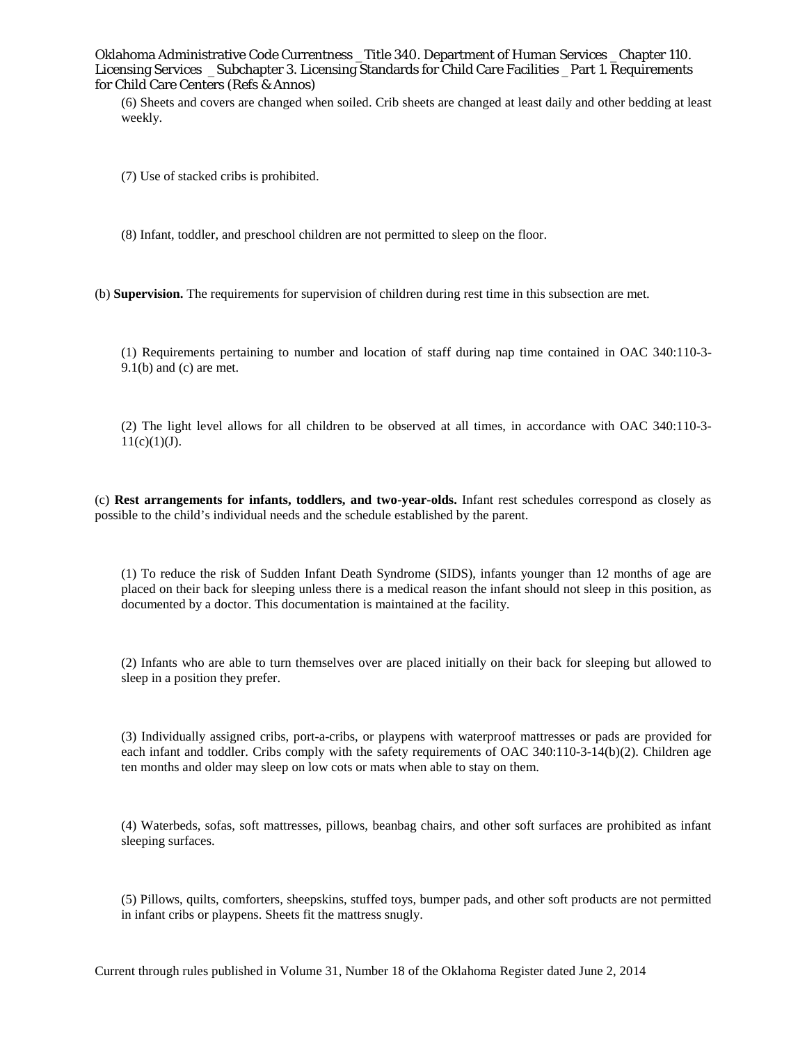(6) Sheets and covers are changed when soiled. Crib sheets are changed at least daily and other bedding at least weekly.

(7) Use of stacked cribs is prohibited.

(8) Infant, toddler, and preschool children are not permitted to sleep on the floor.

(b) **Supervision.** The requirements for supervision of children during rest time in this subsection are met.

(1) Requirements pertaining to number and location of staff during nap time contained in OAC 340:110-3-9.1(b) and (c) are met.

(2) The light level allows for all children to be observed at all times, in accordance with OAC 340:110-3-11(c)(1)(J).

(c) **Rest arrangements for infants, toddlers, and two-year-olds.** Infant rest schedules correspond as closely as possible to the child's individual needs and the schedule established by the parent.

(1) To reduce the risk of Sudden Infant Death Syndrome (SIDS), infants younger than 12 months of age are placed on their back for sleeping unless there is a medical reason the infant should not sleep in this position, as documented by a doctor. This documentation is maintained at the facility.

(2) Infants who are able to turn themselves over are placed initially on their back for sleeping but allowed to sleep in a position they prefer.

(3) Individually assigned cribs, port-a-cribs, or playpens with waterproof mattresses or pads are provided for each infant and toddler. Cribs comply with the safety requirements of OAC 340:110-3-14(b)(2). Children age ten months and older may sleep on low cots or mats when able to stay on them.

(4) Waterbeds, sofas, soft mattresses, pillows, beanbag chairs, and other soft surfaces are prohibited as infant sleeping surfaces.

(5) Pillows, quilts, comforters, sheepskins, stuffed toys, bumper pads, and other soft products are not permitted in infant cribs or playpens. Sheets fit the mattress snugly.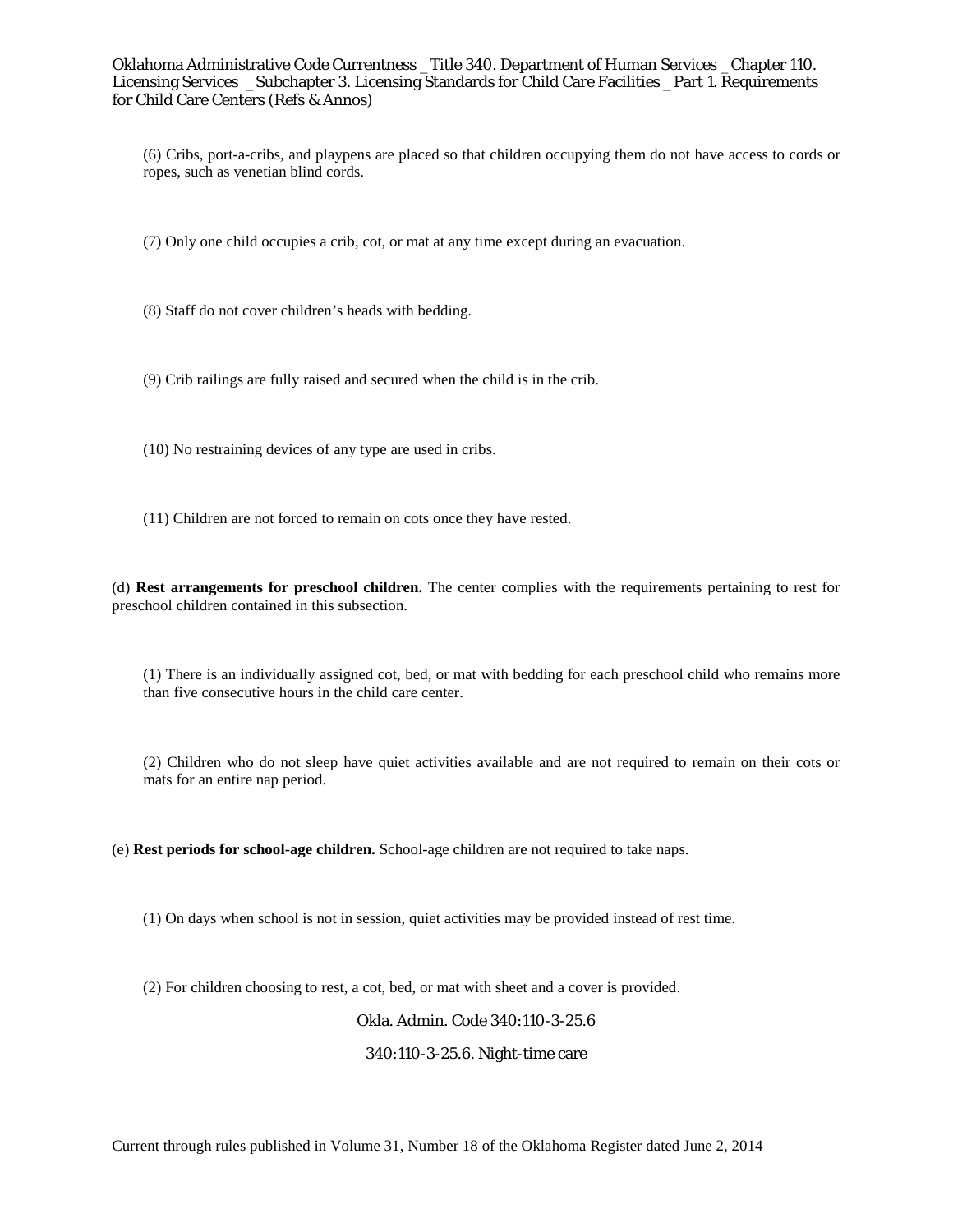(6) Cribs, port-a-cribs, and playpens are placed so that children occupying them do not have access to cords or ropes, such as venetian blind cords.

(7) Only one child occupies a crib, cot, or mat at any time except during an evacuation.

(8) Staff do not cover children's heads with bedding.

(9) Crib railings are fully raised and secured when the child is in the crib.

(10) No restraining devices of any type are used in cribs.

(11) Children are not forced to remain on cots once they have rested.

(d) **Rest arrangements for preschool children.** The center complies with the requirements pertaining to rest for preschool children contained in this subsection.

(1) There is an individually assigned cot, bed, or mat with bedding for each preschool child who remains more than five consecutive hours in the child care center.

(2) Children who do not sleep have quiet activities available and are not required to remain on their cots or mats for an entire nap period.

(e) **Rest periods for school-age children.** School-age children are not required to take naps.

(1) On days when school is not in session, quiet activities may be provided instead of rest time.

(2) For children choosing to rest, a cot, bed, or mat with sheet and a cover is provided.

Okla. Admin. Code 340:110-3-25.6

## 340:110-3-25.6. Night-time care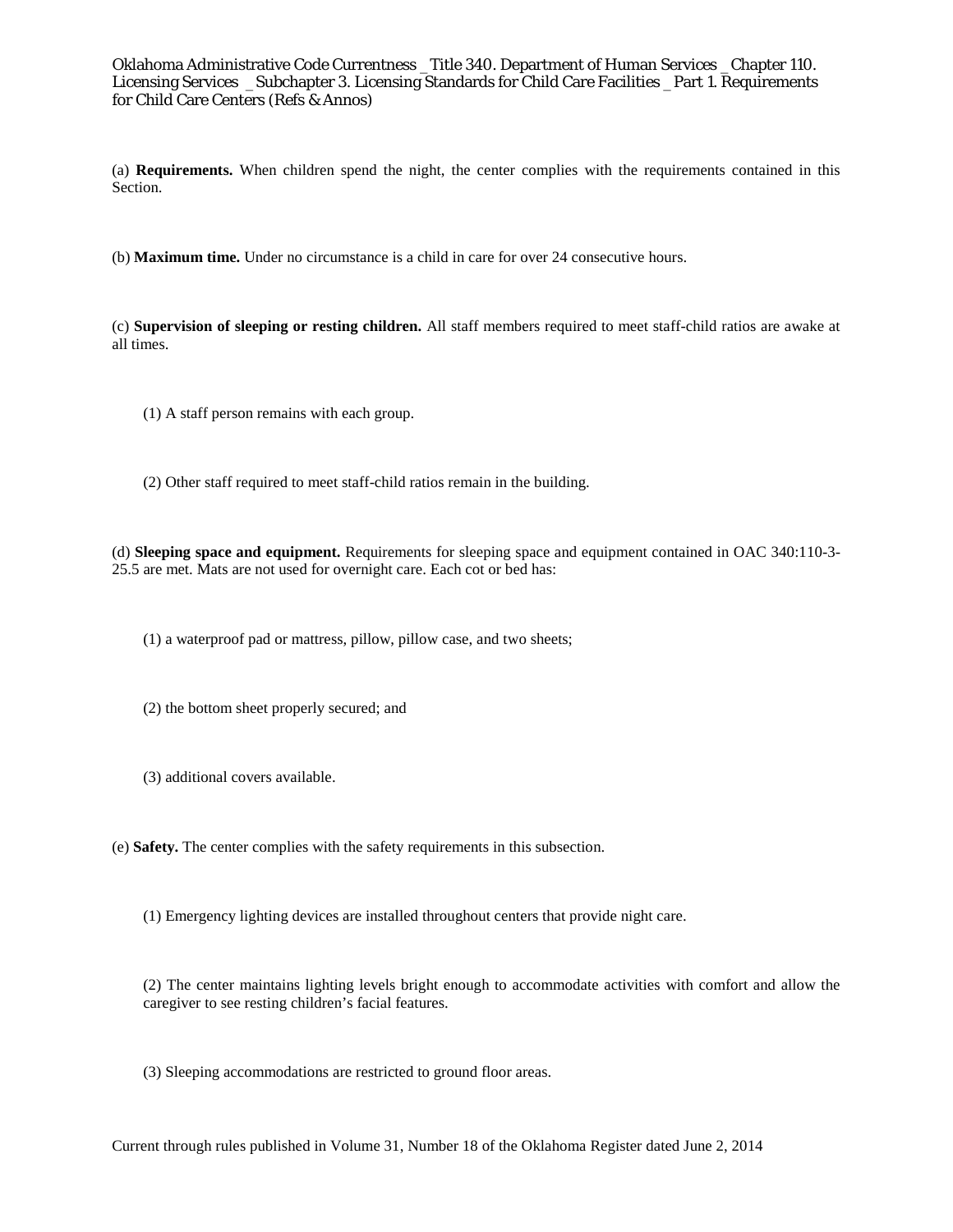(a) **Requirements.** When children spend the night, the center complies with the requirements contained in this Section.

(b) **Maximum time.** Under no circumstance is a child in care for over 24 consecutive hours.

(c) **Supervision of sleeping or resting children.** All staff members required to meet staff-child ratios are awake at all times.

(1) A staff person remains with each group.

(2) Other staff required to meet staff-child ratios remain in the building.

(d) **Sleeping space and equipment.** Requirements for sleeping space and equipment contained in OAC 340:110-3-25.5 are met. Mats are not used for overnight care. Each cot or bed has:

(1) a waterproof pad or mattress, pillow, pillow case, and two sheets;

(2) the bottom sheet properly secured; and

(3) additional covers available.

(e) **Safety.** The center complies with the safety requirements in this subsection.

(1) Emergency lighting devices are installed throughout centers that provide night care.

(2) The center maintains lighting levels bright enough to accommodate activities with comfort and allow the caregiver to see resting children's facial features.

(3) Sleeping accommodations are restricted to ground floor areas.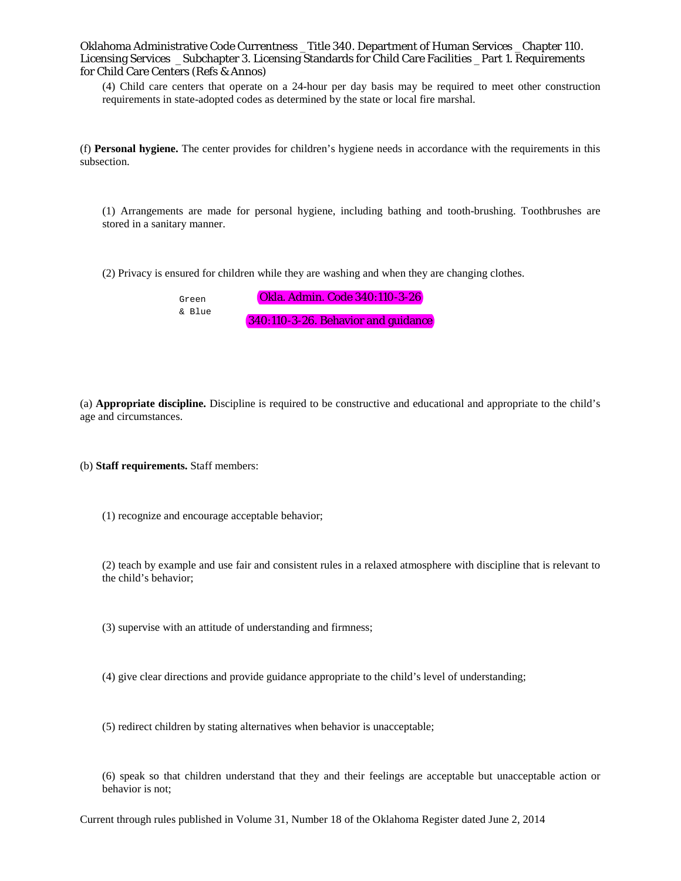(4) Child care centers that operate on a 24-hour per day basis may be required to meet other construction requirements in state-adopted codes as determined by the state or local fire marshal.

(f) **Personal hygiene.** The center provides for children's hygiene needs in accordance with the requirements in this subsection.

(1) Arrangements are made for personal hygiene, including bathing and tooth-brushing. Toothbrushes are stored in a sanitary manner.

(2) Privacy is ensured for children while they are washing and when they are changing clothes.

Green & Blue

## Okla. Admin. Code 340:110-3-26

## 340:110-3-26. Behavior and guidance

(a) **Appropriate discipline.** Discipline is required to be constructive and educational and appropriate to the child's age and circumstances.

(b) **Staff requirements.** Staff members:

(1) recognize and encourage acceptable behavior;

(2) teach by example and use fair and consistent rules in a relaxed atmosphere with discipline that is relevant to the child's behavior;

(3) supervise with an attitude of understanding and firmness;

(4) give clear directions and provide guidance appropriate to the child's level of understanding;

(5) redirect children by stating alternatives when behavior is unacceptable;

(6) speak so that children understand that they and their feelings are acceptable but unacceptable action or behavior is not;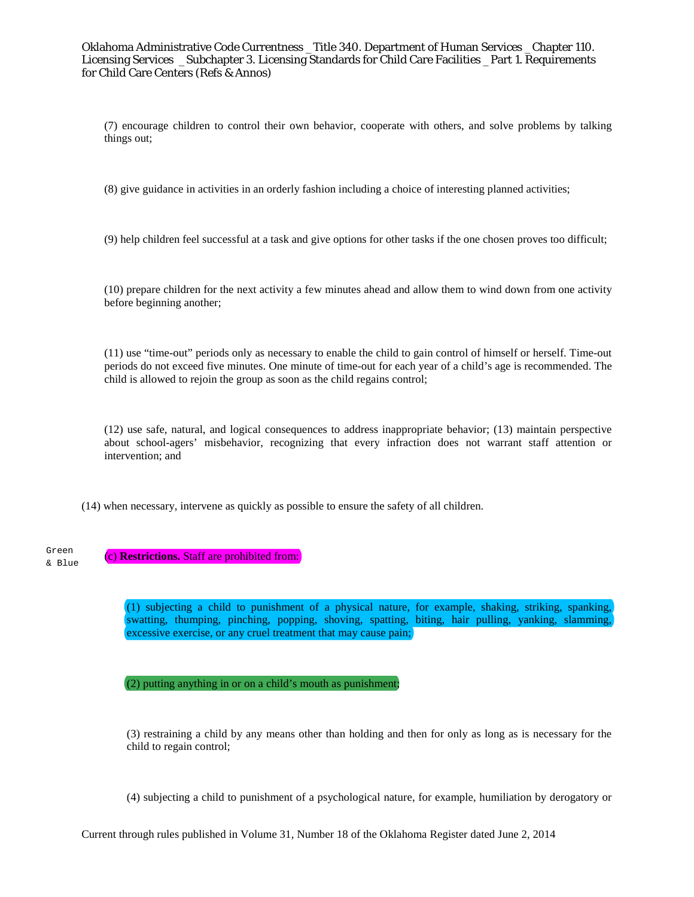(7) encourage children to control their own behavior, cooperate with others, and solve problems by talking things out;

(8) give guidance in activities in an orderly fashion including a choice of interesting planned activities;

(9) help children feel successful at a task and give options for other tasks if the one chosen proves too difficult;

(10) prepare children for the next activity a few minutes ahead and allow them to wind down from one activity before beginning another;

(11) use “time-out” periods only as necessary to enable the child to gain control of himself or herself. Time-out periods do not exceed five minutes. One minute of time-out for each year of a child’s age is recommended. The child is allowed to rejoin the group as soon as the child regains control;

(12) use safe, natural, and logical consequences to address inappropriate behavior; (13) maintain perspective about school-agers’ misbehavior, recognizing that every infraction does not warrant staff attention or intervention; and

(14) when necessary, intervene as quickly as possible to ensure the safety of all children.

Green & Blue

(c) **Restrictions.** Staff are prohibited from:

(1) subjecting a child to punishment of a physical nature, for example, shaking, striking, spanking, swatting, thumping, pinching, popping, shoving, spatting, biting, hair pulling, yanking, slamming, excessive exercise, or any cruel treatment that may cause pain;

(2) putting anything in or on a child’s mouth as punishment;

(3) restraining a child by any means other than holding and then for only as long as is necessary for the child to regain control;

(4) subjecting a child to punishment of a psychological nature, for example, humiliation by derogatory or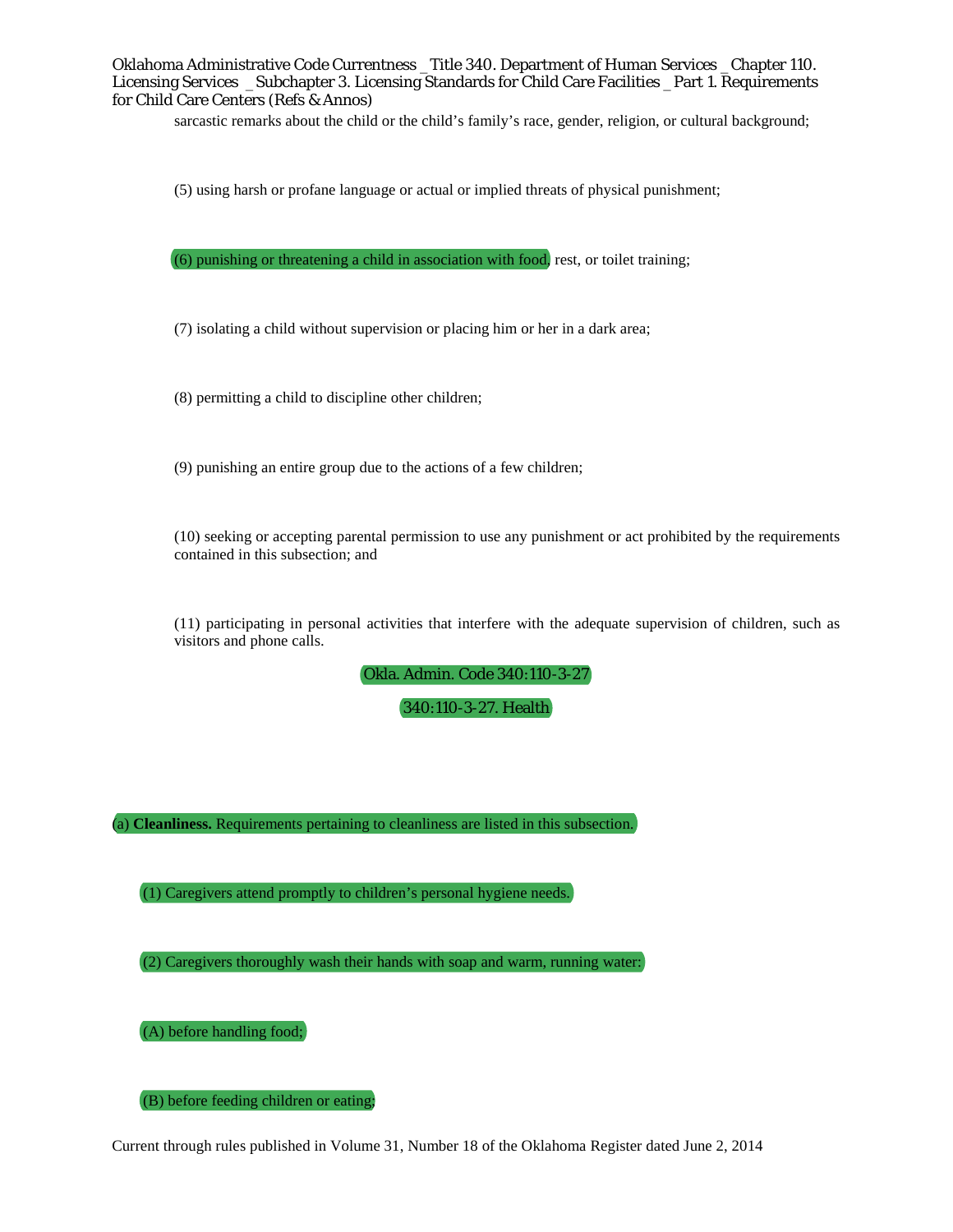sarcastic remarks about the child or the child's family's race, gender, religion, or cultural background;

(5) using harsh or profane language or actual or implied threats of physical punishment;

(6) punishing or threatening a child in association with food, rest, or toilet training;

(7) isolating a child without supervision or placing him or her in a dark area;

(8) permitting a child to discipline other children;

(9) punishing an entire group due to the actions of a few children;

(10) seeking or accepting parental permission to use any punishment or act prohibited by the requirements contained in this subsection; and

(11) participating in personal activities that interfere with the adequate supervision of children, such as visitors and phone calls.

Okla. Admin. Code 340:110-3-27

## 340:110-3-27. Health

(a) **Cleanliness.** Requirements pertaining to cleanliness are listed in this subsection.

(1) Caregivers attend promptly to children's personal hygiene needs.

(2) Caregivers thoroughly wash their hands with soap and warm, running water:

(A) before handling food;

(B) before feeding children or eating;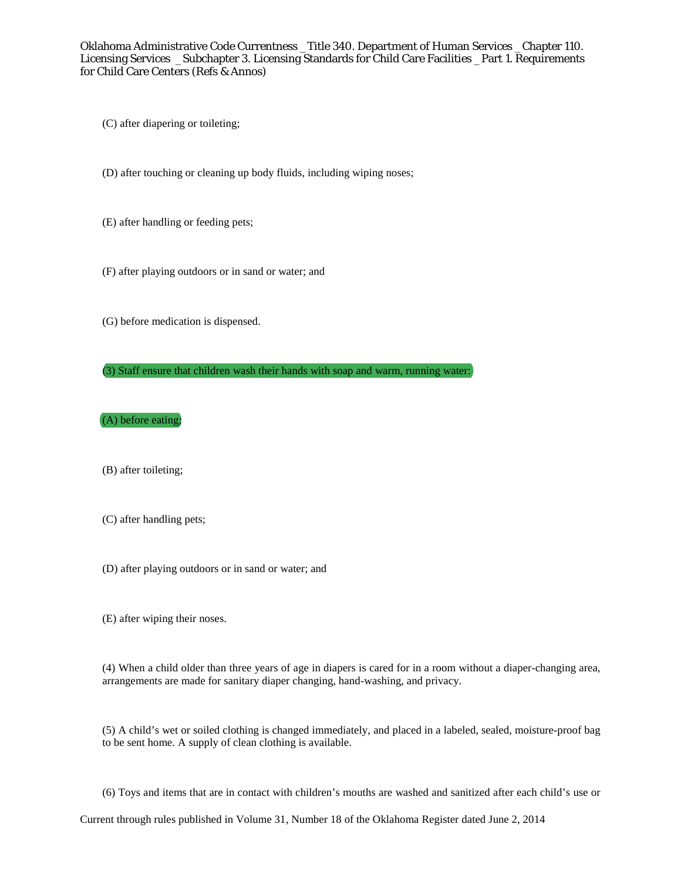(C) after diapering or toileting;

(D) after touching or cleaning up body fluids, including wiping noses;

(E) after handling or feeding pets;

(F) after playing outdoors or in sand or water; and

(G) before medication is dispensed.

(3) Staff ensure that children wash their hands with soap and warm, running water:

(A) before eating;

(B) after toileting;

(C) after handling pets;

(D) after playing outdoors or in sand or water; and

(E) after wiping their noses.

(4) When a child older than three years of age in diapers is cared for in a room without a diaper-changing area, arrangements are made for sanitary diaper changing, hand-washing, and privacy.

(5) A child's wet or soiled clothing is changed immediately, and placed in a labeled, sealed, moisture-proof bag to be sent home. A supply of clean clothing is available.

(6) Toys and items that are in contact with children's mouths are washed and sanitized after each child's use or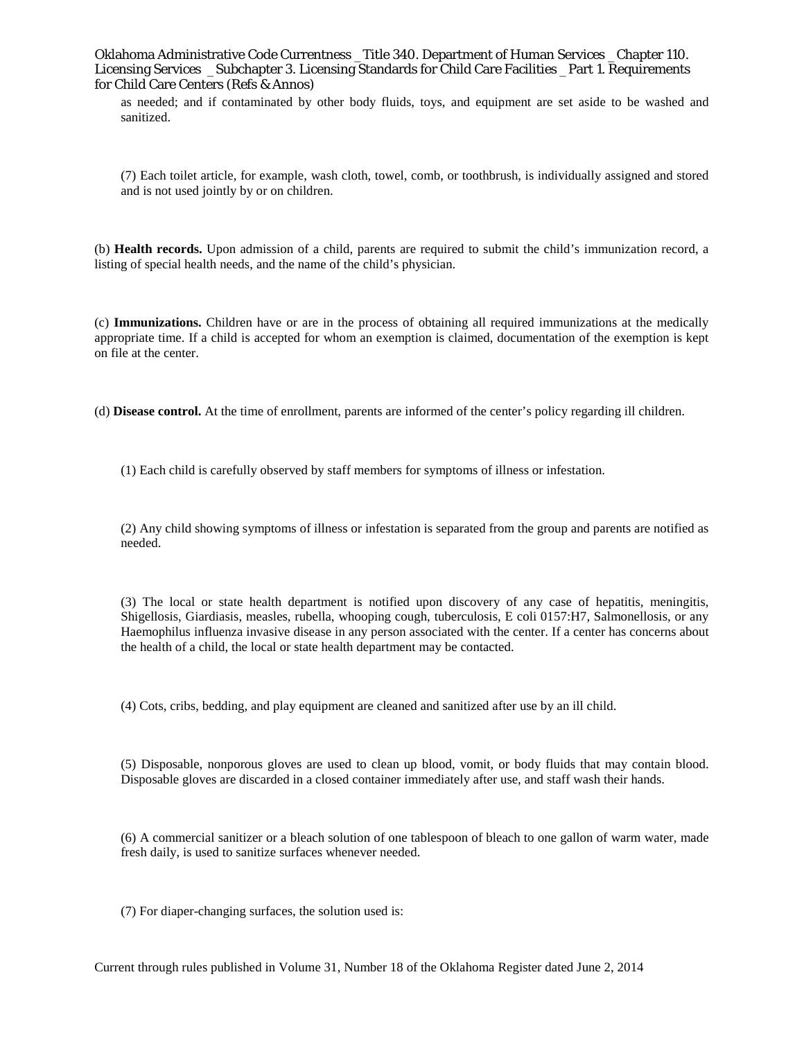as needed; and if contaminated by other body fluids, toys, and equipment are set aside to be washed and sanitized.

(7) Each toilet article, for example, wash cloth, towel, comb, or toothbrush, is individually assigned and stored and is not used jointly by or on children.

(b) **Health records.** Upon admission of a child, parents are required to submit the child's immunization record, a listing of special health needs, and the name of the child's physician.

(c) **Immunizations.** Children have or are in the process of obtaining all required immunizations at the medically appropriate time. If a child is accepted for whom an exemption is claimed, documentation of the exemption is kept on file at the center.

(d) **Disease control.** At the time of enrollment, parents are informed of the center's policy regarding ill children.

(1) Each child is carefully observed by staff members for symptoms of illness or infestation.

(2) Any child showing symptoms of illness or infestation is separated from the group and parents are notified as needed.

(3) The local or state health department is notified upon discovery of any case of hepatitis, meningitis, Shigellosis, Giardiasis, measles, rubella, whooping cough, tuberculosis, E coli 0157:H7, Salmonellosis, or any Haemophilus influenza invasive disease in any person associated with the center. If a center has concerns about the health of a child, the local or state health department may be contacted.

(4) Cots, cribs, bedding, and play equipment are cleaned and sanitized after use by an ill child.

(5) Disposable, nonporous gloves are used to clean up blood, vomit, or body fluids that may contain blood. Disposable gloves are discarded in a closed container immediately after use, and staff wash their hands.

(6) A commercial sanitizer or a bleach solution of one tablespoon of bleach to one gallon of warm water, made fresh daily, is used to sanitize surfaces whenever needed.

(7) For diaper-changing surfaces, the solution used is: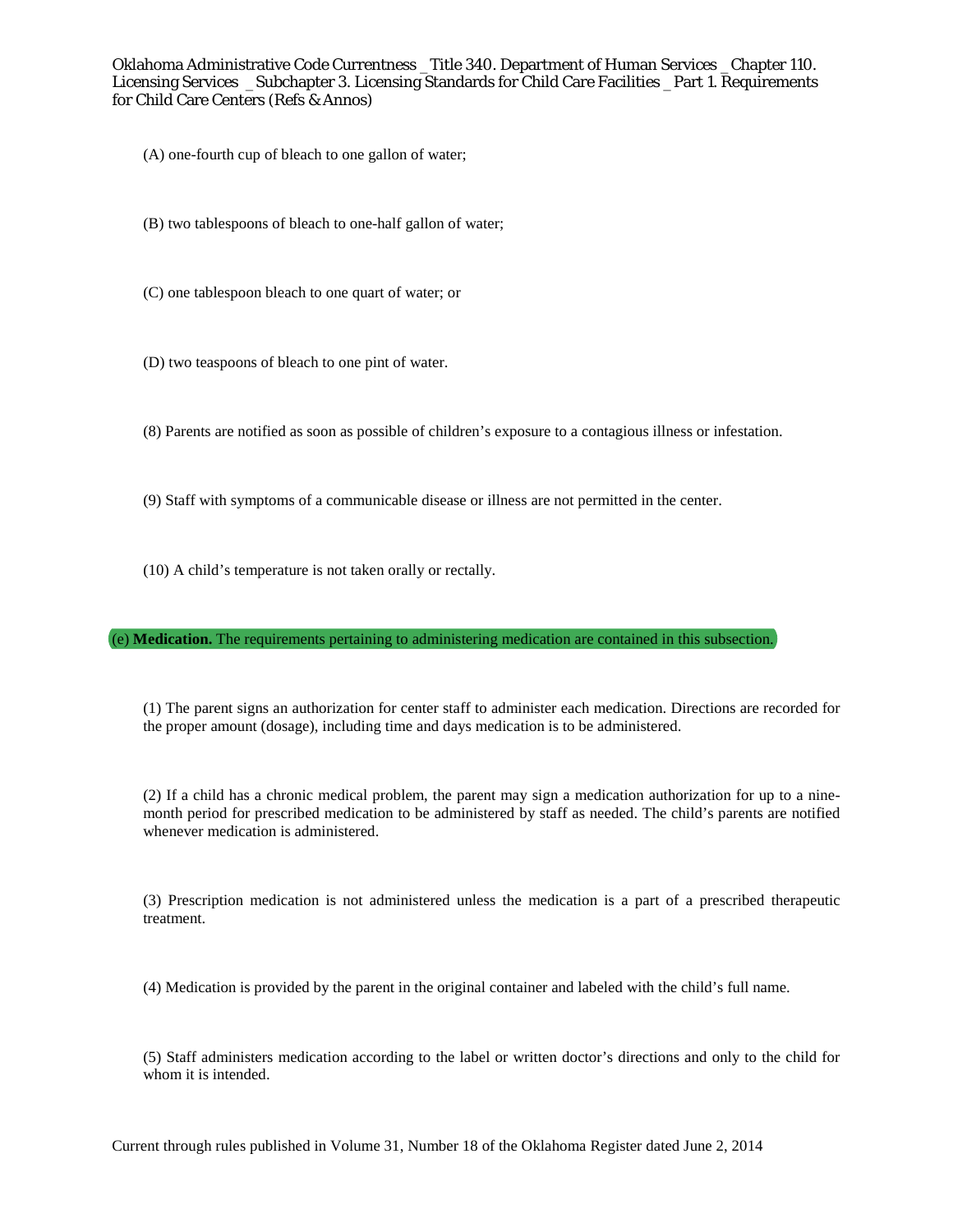(A) one-fourth cup of bleach to one gallon of water;

(B) two tablespoons of bleach to one-half gallon of water;

(C) one tablespoon bleach to one quart of water; or

(D) two teaspoons of bleach to one pint of water.

(8) Parents are notified as soon as possible of children's exposure to a contagious illness or infestation.

(9) Staff with symptoms of a communicable disease or illness are not permitted in the center.

(10) A child's temperature is not taken orally or rectally.

(e) **Medication.** The requirements pertaining to administering medication are contained in this subsection.

(1) The parent signs an authorization for center staff to administer each medication. Directions are recorded for the proper amount (dosage), including time and days medication is to be administered.

(2) If a child has a chronic medical problem, the parent may sign a medication authorization for up to a nine-month period for prescribed medication to be administered by staff as needed. The child's parents are notified whenever medication is administered.

(3) Prescription medication is not administered unless the medication is a part of a prescribed therapeutic treatment.

(4) Medication is provided by the parent in the original container and labeled with the child's full name.

(5) Staff administers medication according to the label or written doctor's directions and only to the child for whom it is intended.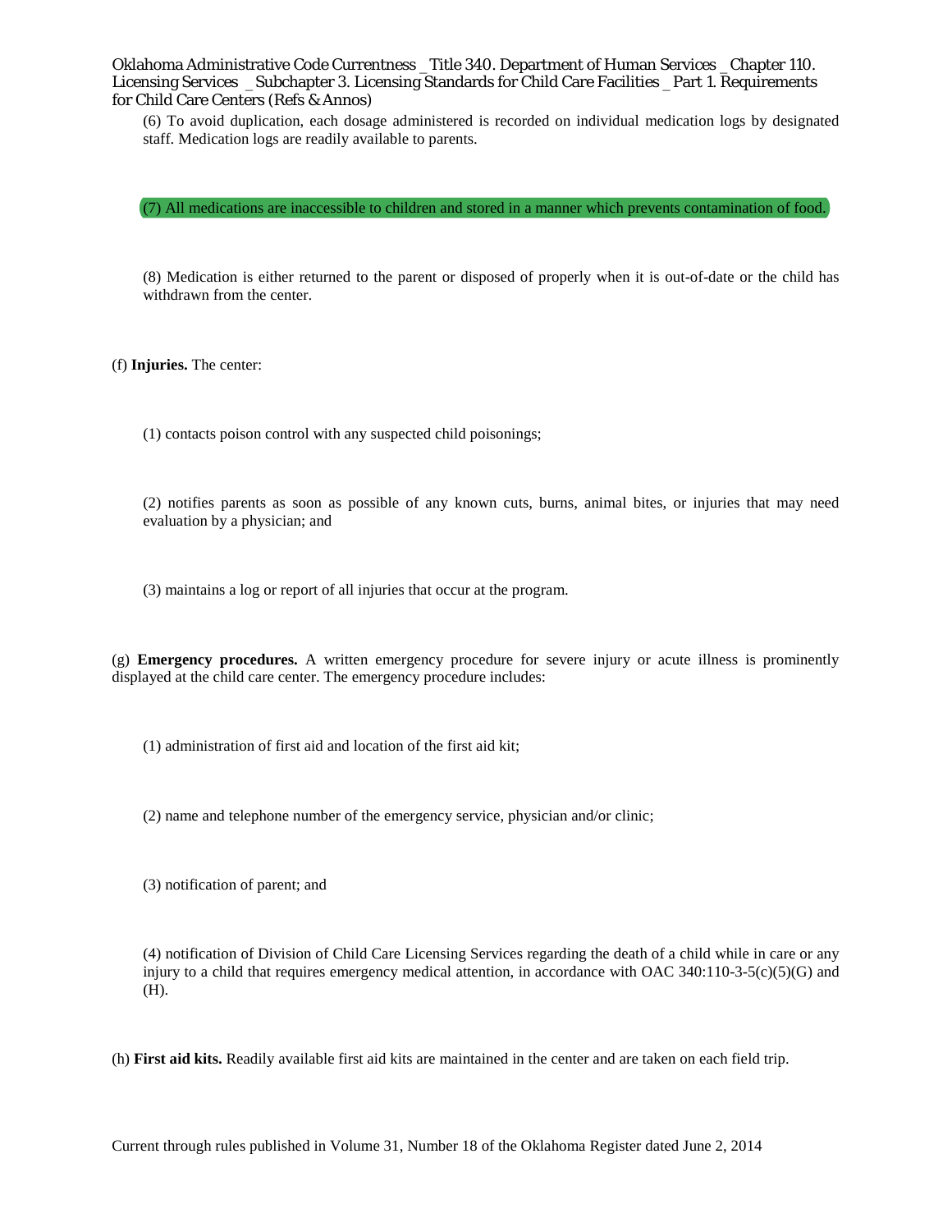(6) To avoid duplication, each dosage administered is recorded on individual medication logs by designated staff. Medication logs are readily available to parents.

(7) All medications are inaccessible to children and stored in a manner which prevents contamination of food.

(8) Medication is either returned to the parent or disposed of properly when it is out-of-date or the child has withdrawn from the center.

(f) **Injuries.** The center:

(1) contacts poison control with any suspected child poisonings;

(2) notifies parents as soon as possible of any known cuts, burns, animal bites, or injuries that may need evaluation by a physician; and

(3) maintains a log or report of all injuries that occur at the program.

(g) **Emergency procedures.** A written emergency procedure for severe injury or acute illness is prominently displayed at the child care center. The emergency procedure includes:

(1) administration of first aid and location of the first aid kit;

(2) name and telephone number of the emergency service, physician and/or clinic;

(3) notification of parent; and

(4) notification of Division of Child Care Licensing Services regarding the death of a child while in care or any injury to a child that requires emergency medical attention, in accordance with OAC 340:110-3-5(c)(5)(G) and (H).

(h) **First aid kits.** Readily available first aid kits are maintained in the center and are taken on each field trip.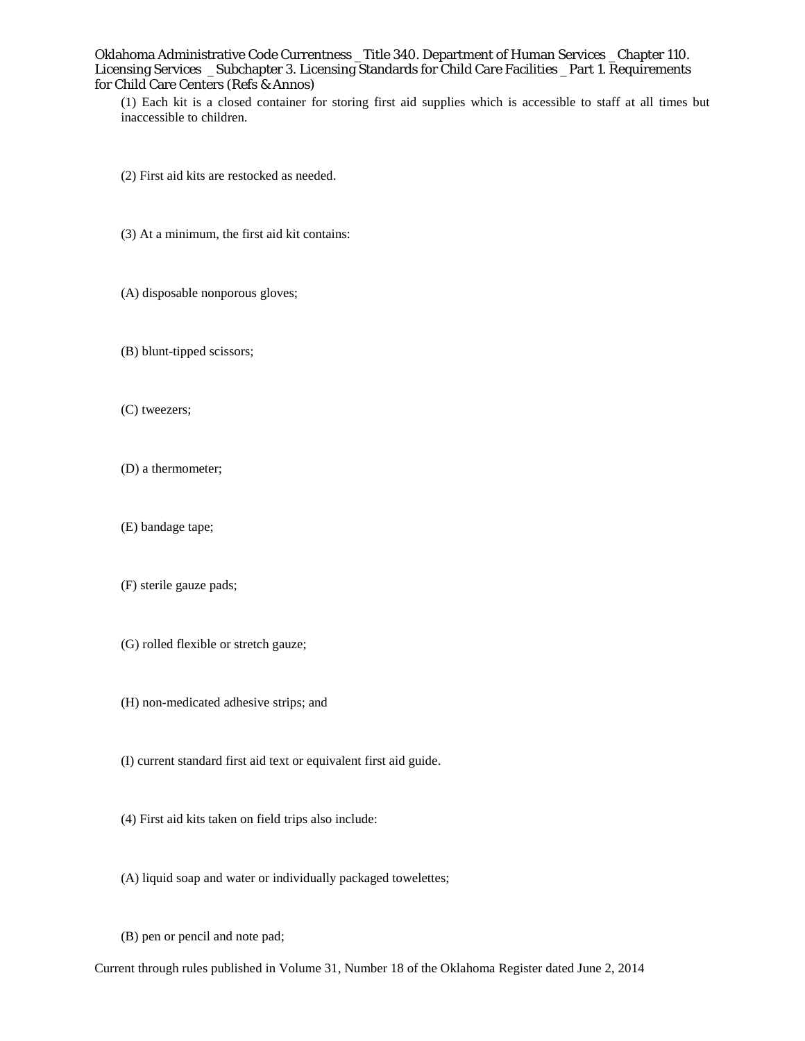(1) Each kit is a closed container for storing first aid supplies which is accessible to staff at all times but inaccessible to children.

(2) First aid kits are restocked as needed.

(3) At a minimum, the first aid kit contains:

(A) disposable nonporous gloves;

(B) blunt-tipped scissors;

(C) tweezers;

(D) a thermometer;

(E) bandage tape;

(F) sterile gauze pads;

(G) rolled flexible or stretch gauze;

(H) non-medicated adhesive strips; and

(I) current standard first aid text or equivalent first aid guide.

(4) First aid kits taken on field trips also include:

(A) liquid soap and water or individually packaged towelettes;

(B) pen or pencil and note pad;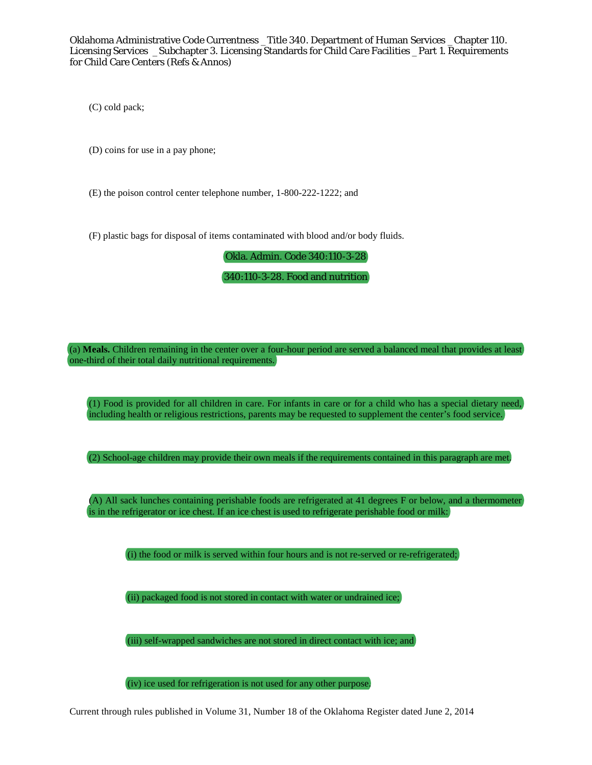(C) cold pack;

(D) coins for use in a pay phone;

(E) the poison control center telephone number, 1-800-222-1222; and

(F) plastic bags for disposal of items contaminated with blood and/or body fluids.

Okla. Admin. Code 340:110-3-28

## 340:110-3-28. Food and nutrition

(a) **Meals.** Children remaining in the center over a four-hour period are served a balanced meal that provides at least one-third of their total daily nutritional requirements.

(1) Food is provided for all children in care. For infants in care or for a child who has a special dietary need, including health or religious restrictions, parents may be requested to supplement the center's food service.

(2) School-age children may provide their own meals if the requirements contained in this paragraph are met.

(A) All sack lunches containing perishable foods are refrigerated at 41 degrees F or below, and a thermometer is in the refrigerator or ice chest. If an ice chest is used to refrigerate perishable food or milk:

(i) the food or milk is served within four hours and is not re-served or re-refrigerated;

(ii) packaged food is not stored in contact with water or undrained ice;

(iii) self-wrapped sandwiches are not stored in direct contact with ice; and

(iv) ice used for refrigeration is not used for any other purpose.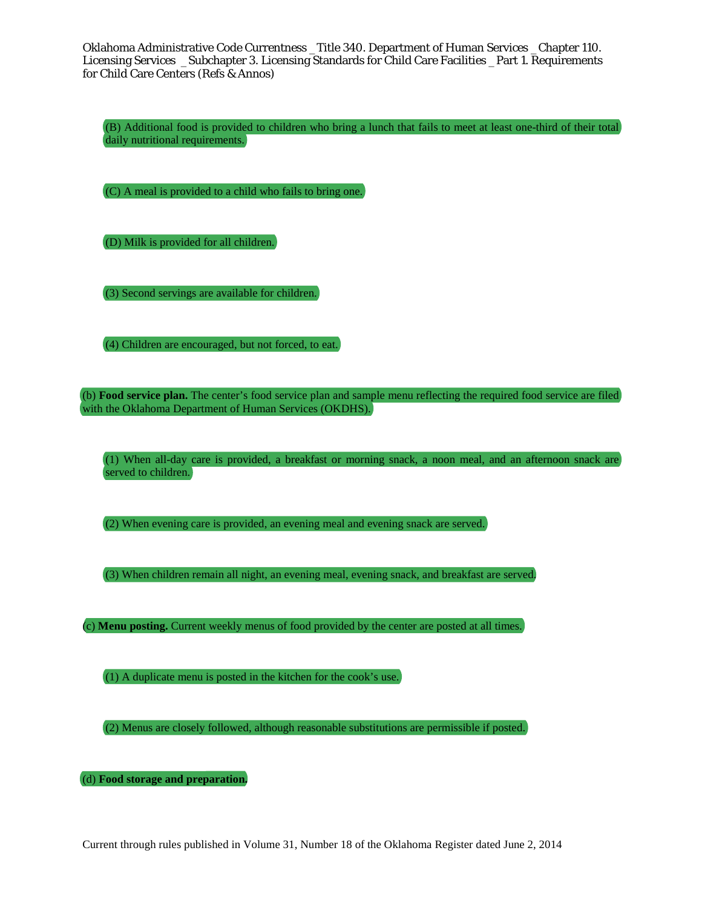(B) Additional food is provided to children who bring a lunch that fails to meet at least one-third of their total daily nutritional requirements.

(C) A meal is provided to a child who fails to bring one.

(D) Milk is provided for all children.

(3) Second servings are available for children.

(4) Children are encouraged, but not forced, to eat.

(b) **Food service plan.** The center's food service plan and sample menu reflecting the required food service are filed with the Oklahoma Department of Human Services (OKDHS).

(1) When all-day care is provided, a breakfast or morning snack, a noon meal, and an afternoon snack are served to children.

(2) When evening care is provided, an evening meal and evening snack are served.

(3) When children remain all night, an evening meal, evening snack, and breakfast are served.

(c) **Menu posting.** Current weekly menus of food provided by the center are posted at all times.

(1) A duplicate menu is posted in the kitchen for the cook's use.

(2) Menus are closely followed, although reasonable substitutions are permissible if posted.

(d) **Food storage and preparation.**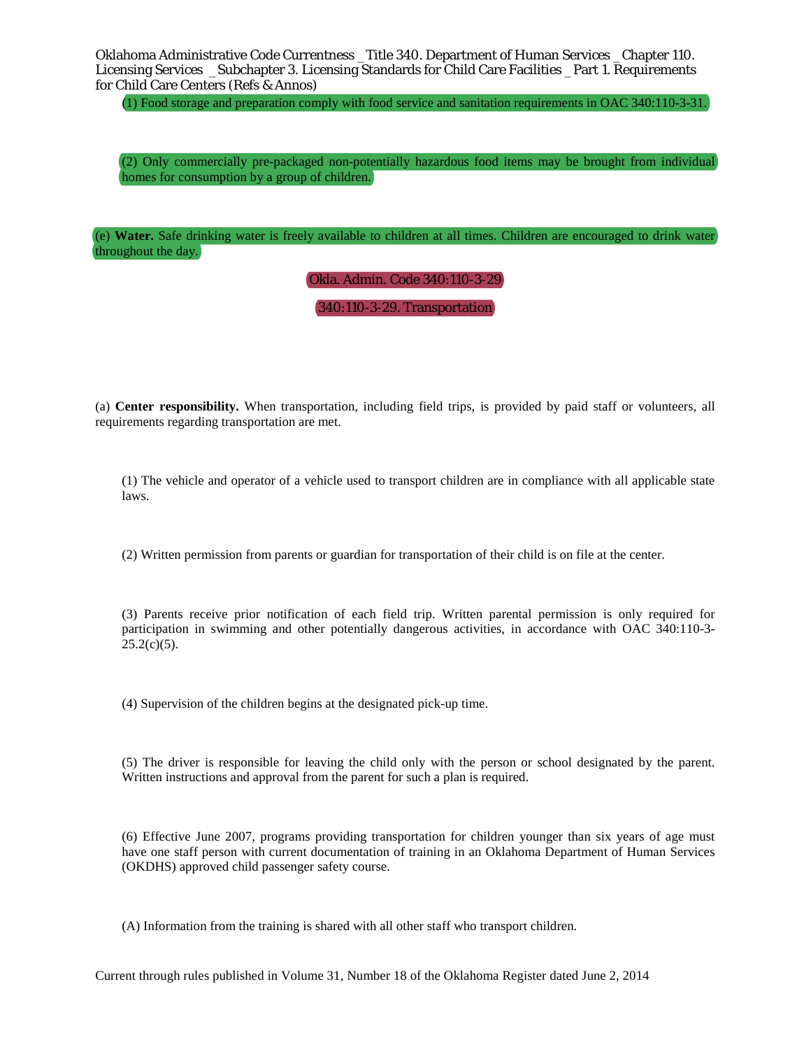(1) Food storage and preparation comply with food service and sanitation requirements in OAC 340:110-3-31.

(2) Only commercially pre-packaged non-potentially hazardous food items may be brought from individual homes for consumption by a group of children.

(e) **Water.** Safe drinking water is freely available to children at all times. Children are encouraged to drink water throughout the day.

Okla. Admin. Code 340:110-3-29

## 340:110-3-29. Transportation

(a) **Center responsibility.** When transportation, including field trips, is provided by paid staff or volunteers, all requirements regarding transportation are met.

(1) The vehicle and operator of a vehicle used to transport children are in compliance with all applicable state laws.

(2) Written permission from parents or guardian for transportation of their child is on file at the center.

(3) Parents receive prior notification of each field trip. Written parental permission is only required for participation in swimming and other potentially dangerous activities, in accordance with OAC 340:110-3-25.2(c)(5).

(4) Supervision of the children begins at the designated pick-up time.

(5) The driver is responsible for leaving the child only with the person or school designated by the parent. Written instructions and approval from the parent for such a plan is required.

(6) Effective June 2007, programs providing transportation for children younger than six years of age must have one staff person with current documentation of training in an Oklahoma Department of Human Services (OKDHS) approved child passenger safety course.

(A) Information from the training is shared with all other staff who transport children.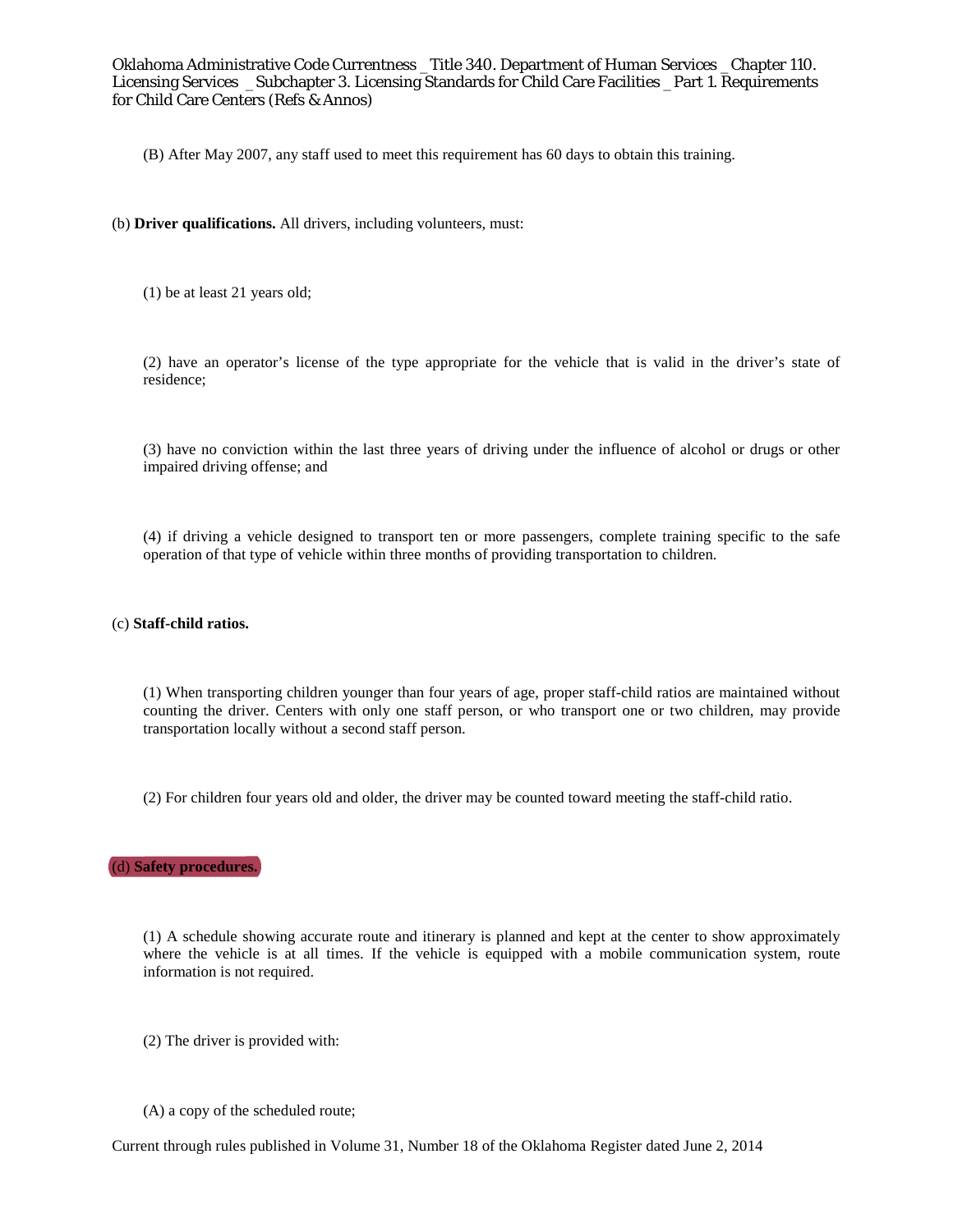(B) After May 2007, any staff used to meet this requirement has 60 days to obtain this training.

(b) **Driver qualifications.** All drivers, including volunteers, must:

(1) be at least 21 years old;

(2) have an operator's license of the type appropriate for the vehicle that is valid in the driver's state of residence;

(3) have no conviction within the last three years of driving under the influence of alcohol or drugs or other impaired driving offense; and

(4) if driving a vehicle designed to transport ten or more passengers, complete training specific to the safe operation of that type of vehicle within three months of providing transportation to children.

(c) **Staff-child ratios.**

(1) When transporting children younger than four years of age, proper staff-child ratios are maintained without counting the driver. Centers with only one staff person, or who transport one or two children, may provide transportation locally without a second staff person.

(2) For children four years old and older, the driver may be counted toward meeting the staff-child ratio.

(d) **Safety procedures.**

(1) A schedule showing accurate route and itinerary is planned and kept at the center to show approximately where the vehicle is at all times. If the vehicle is equipped with a mobile communication system, route information is not required.

(2) The driver is provided with:

(A) a copy of the scheduled route;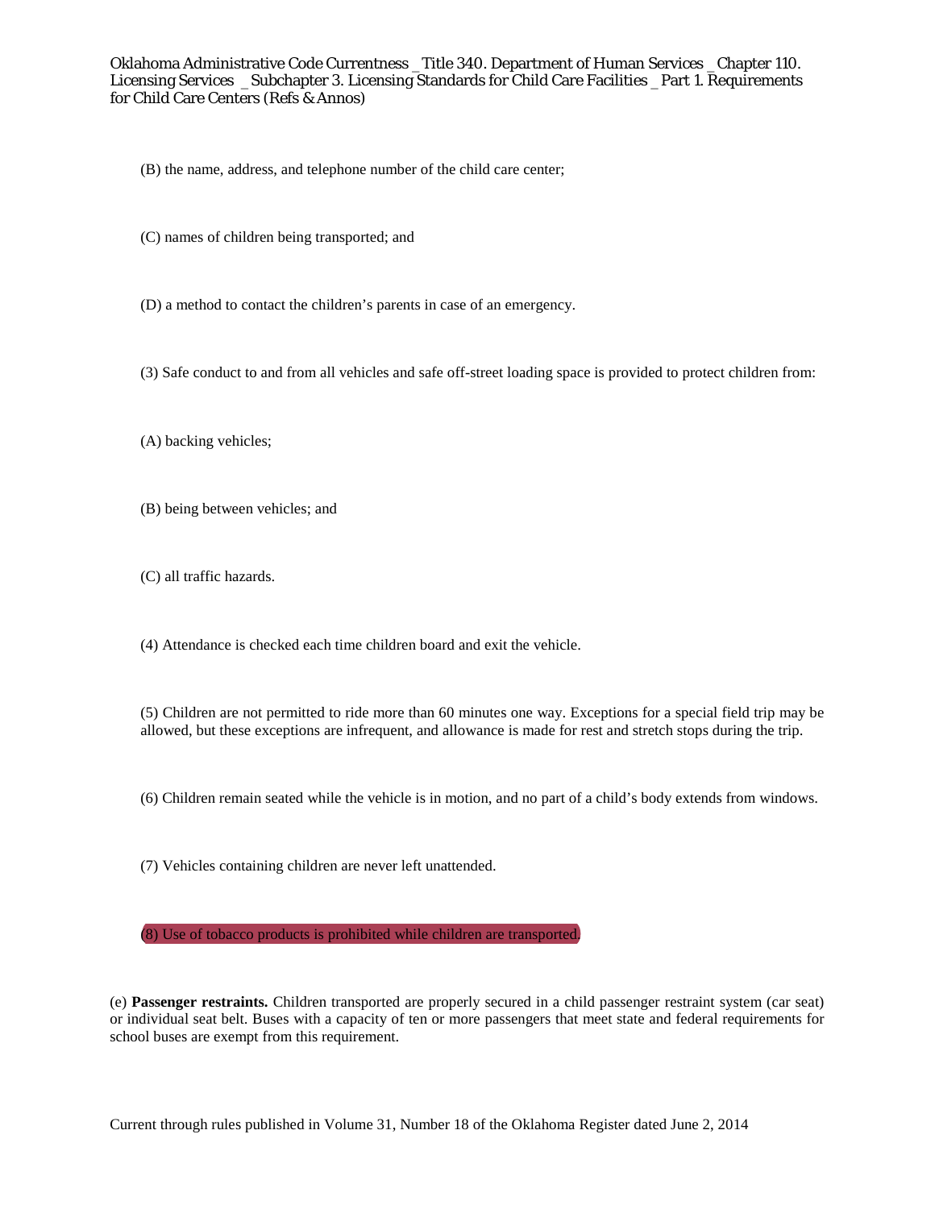(B) the name, address, and telephone number of the child care center;

(C) names of children being transported; and

(D) a method to contact the children's parents in case of an emergency.

(3) Safe conduct to and from all vehicles and safe off-street loading space is provided to protect children from:

(A) backing vehicles;

(B) being between vehicles; and

(C) all traffic hazards.

(4) Attendance is checked each time children board and exit the vehicle.

(5) Children are not permitted to ride more than 60 minutes one way. Exceptions for a special field trip may be allowed, but these exceptions are infrequent, and allowance is made for rest and stretch stops during the trip.

(6) Children remain seated while the vehicle is in motion, and no part of a child's body extends from windows.

(7) Vehicles containing children are never left unattended.

(8) Use of tobacco products is prohibited while children are transported.

(e) **Passenger restraints.** Children transported are properly secured in a child passenger restraint system (car seat) or individual seat belt. Buses with a capacity of ten or more passengers that meet state and federal requirements for school buses are exempt from this requirement.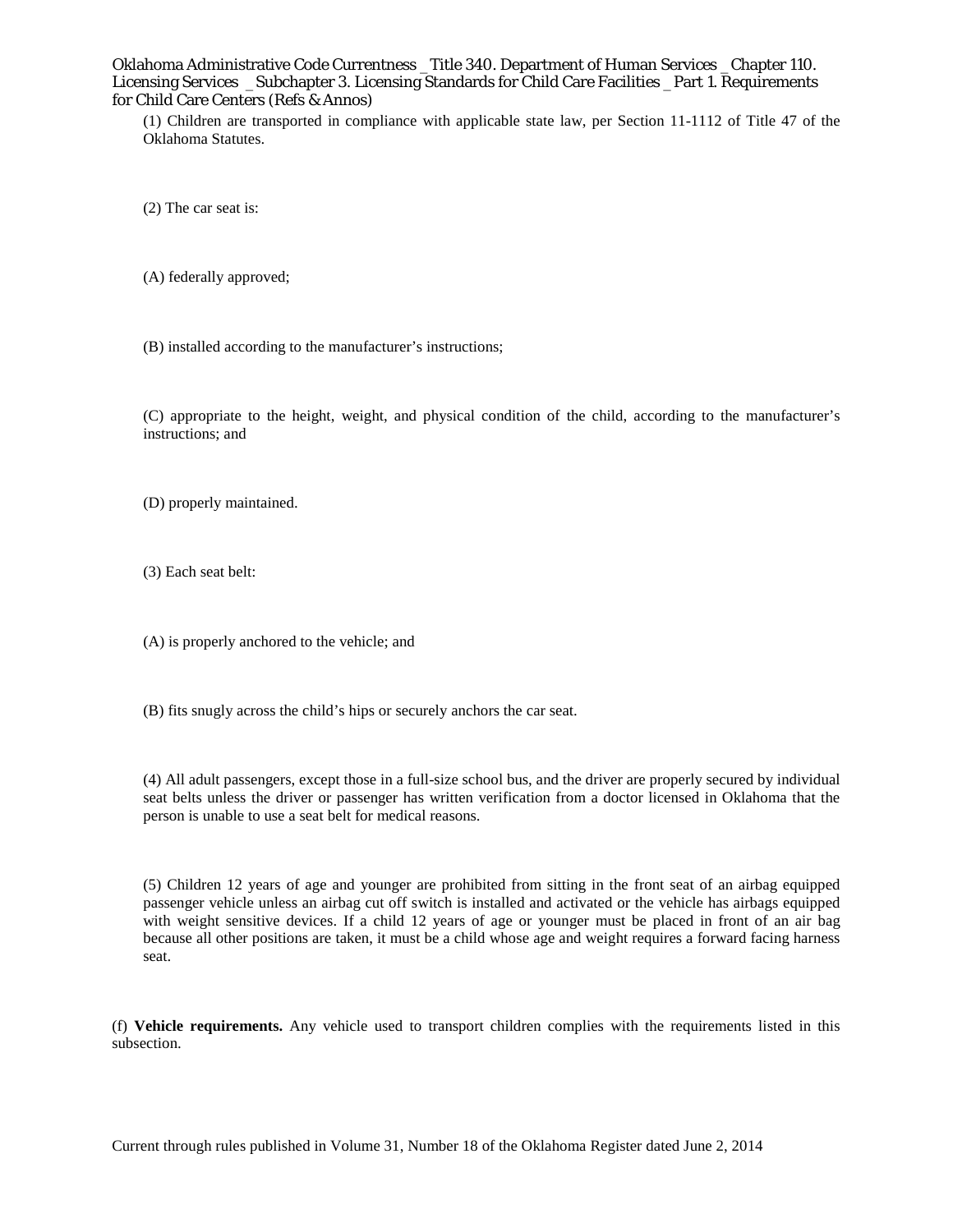(1) Children are transported in compliance with applicable state law, per Section 11-1112 of Title 47 of the Oklahoma Statutes.

(2) The car seat is:

(A) federally approved;

(B) installed according to the manufacturer's instructions;

(C) appropriate to the height, weight, and physical condition of the child, according to the manufacturer's instructions; and

(D) properly maintained.

(3) Each seat belt:

(A) is properly anchored to the vehicle; and

(B) fits snugly across the child's hips or securely anchors the car seat.

(4) All adult passengers, except those in a full-size school bus, and the driver are properly secured by individual seat belts unless the driver or passenger has written verification from a doctor licensed in Oklahoma that the person is unable to use a seat belt for medical reasons.

(5) Children 12 years of age and younger are prohibited from sitting in the front seat of an airbag equipped passenger vehicle unless an airbag cut off switch is installed and activated or the vehicle has airbags equipped with weight sensitive devices. If a child 12 years of age or younger must be placed in front of an air bag because all other positions are taken, it must be a child whose age and weight requires a forward facing harness seat.

(f) **Vehicle requirements.** Any vehicle used to transport children complies with the requirements listed in this subsection.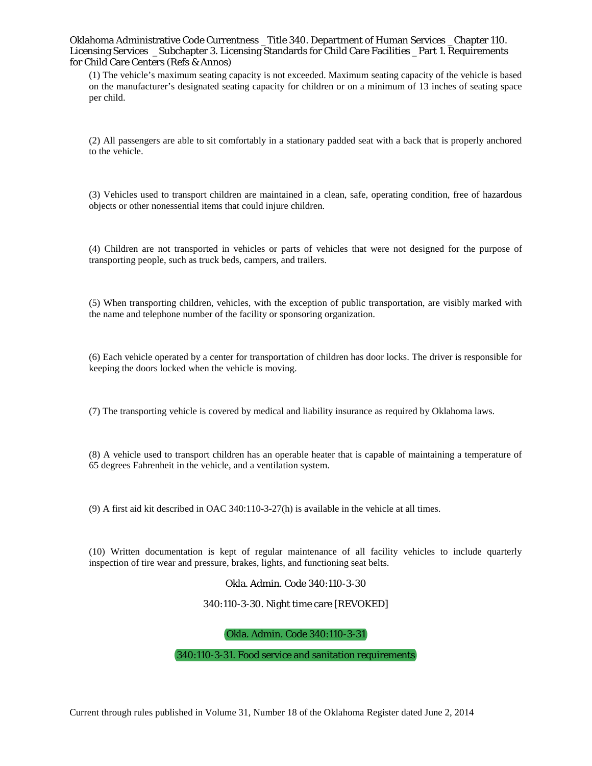(1) The vehicle’s maximum seating capacity is not exceeded. Maximum seating capacity of the vehicle is based on the manufacturer’s designated seating capacity for children or on a minimum of 13 inches of seating space per child.

(2) All passengers are able to sit comfortably in a stationary padded seat with a back that is properly anchored to the vehicle.

(3) Vehicles used to transport children are maintained in a clean, safe, operating condition, free of hazardous objects or other nonessential items that could injure children.

(4) Children are not transported in vehicles or parts of vehicles that were not designed for the purpose of transporting people, such as truck beds, campers, and trailers.

(5) When transporting children, vehicles, with the exception of public transportation, are visibly marked with the name and telephone number of the facility or sponsoring organization.

(6) Each vehicle operated by a center for transportation of children has door locks. The driver is responsible for keeping the doors locked when the vehicle is moving.

(7) The transporting vehicle is covered by medical and liability insurance as required by Oklahoma laws.

(8) A vehicle used to transport children has an operable heater that is capable of maintaining a temperature of 65 degrees Fahrenheit in the vehicle, and a ventilation system.

(9) A first aid kit described in OAC 340:110-3-27(h) is available in the vehicle at all times.

(10) Written documentation is kept of regular maintenance of all facility vehicles to include quarterly inspection of tire wear and pressure, brakes, lights, and functioning seat belts.

Okla. Admin. Code 340:110-3-30

## 340:110-3-30. Night time care [REVOKED]

Okla. Admin. Code 340:110-3-31

## 340:110-3-31. Food service and sanitation requirements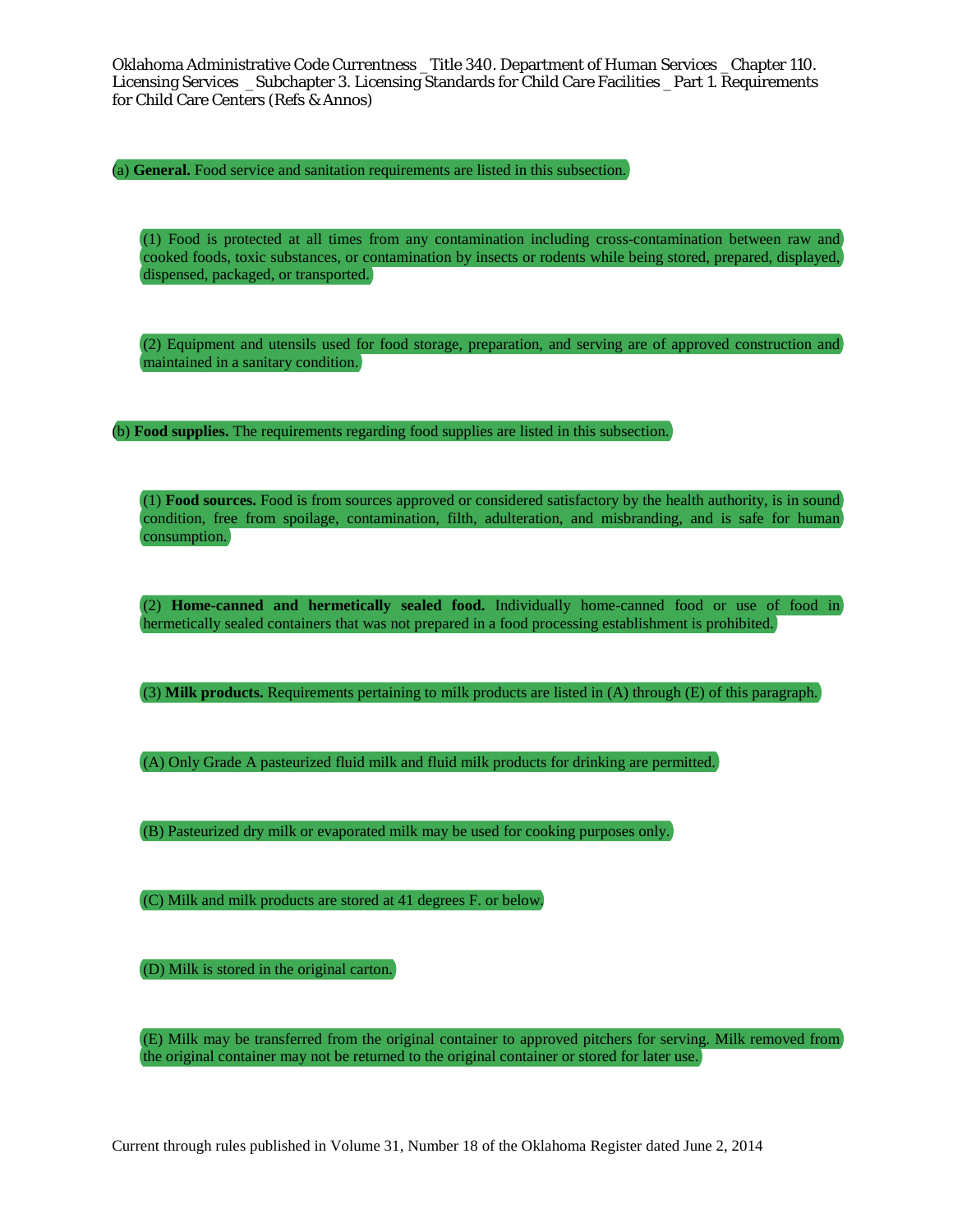(a) **General.** Food service and sanitation requirements are listed in this subsection.

(1) Food is protected at all times from any contamination including cross-contamination between raw and cooked foods, toxic substances, or contamination by insects or rodents while being stored, prepared, displayed, dispensed, packaged, or transported.

(2) Equipment and utensils used for food storage, preparation, and serving are of approved construction and maintained in a sanitary condition.

(b) **Food supplies.** The requirements regarding food supplies are listed in this subsection.

(1) **Food sources.** Food is from sources approved or considered satisfactory by the health authority, is in sound condition, free from spoilage, contamination, filth, adulteration, and misbranding, and is safe for human consumption.

(2) **Home-canned and hermetically sealed food.** Individually home-canned food or use of food in hermetically sealed containers that was not prepared in a food processing establishment is prohibited.

(3) **Milk products.** Requirements pertaining to milk products are listed in (A) through (E) of this paragraph.

(A) Only Grade A pasteurized fluid milk and fluid milk products for drinking are permitted.

(B) Pasteurized dry milk or evaporated milk may be used for cooking purposes only.

(C) Milk and milk products are stored at 41 degrees F. or below.

(D) Milk is stored in the original carton.

(E) Milk may be transferred from the original container to approved pitchers for serving. Milk removed from the original container may not be returned to the original container or stored for later use.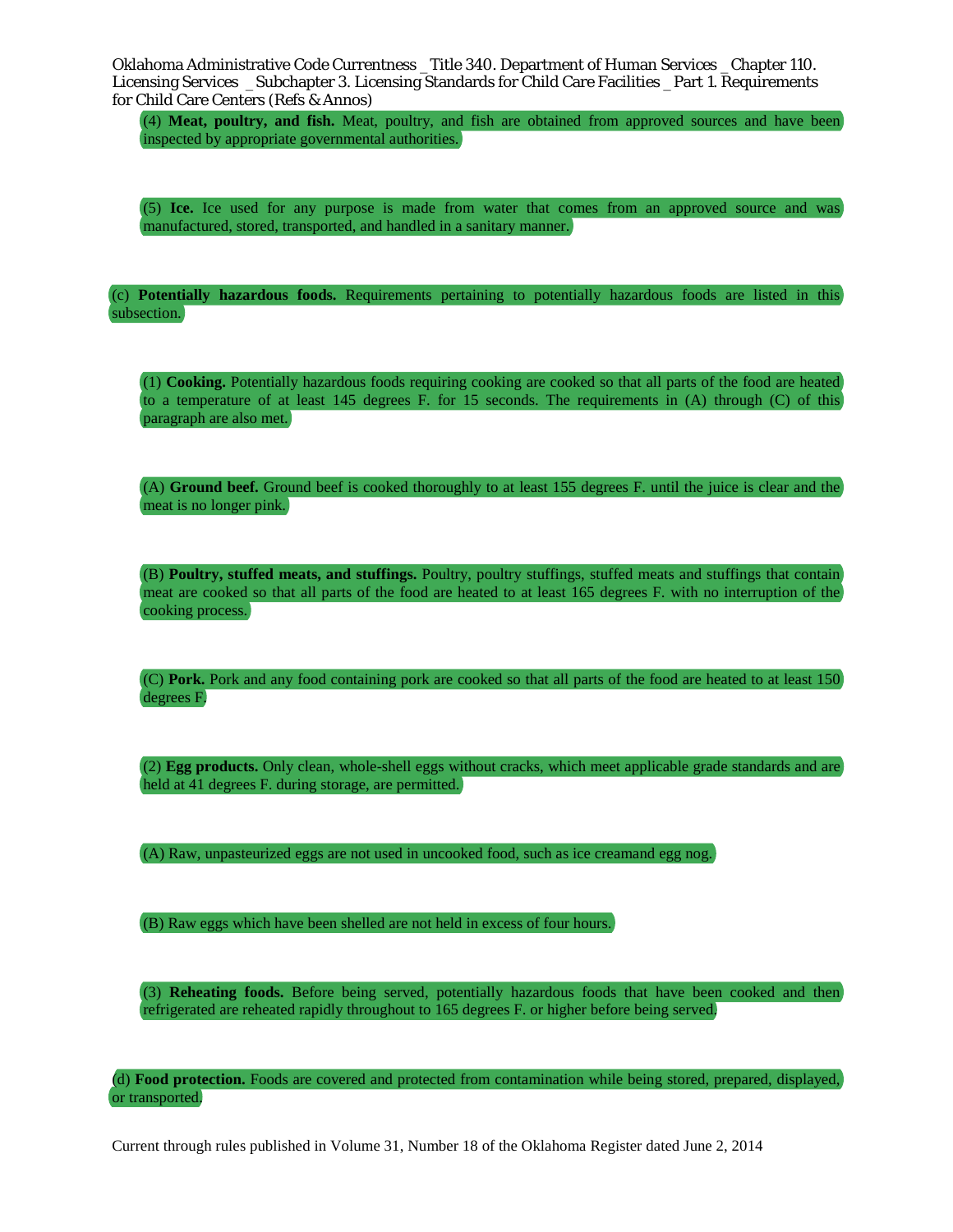(4) **Meat, poultry, and fish.** Meat, poultry, and fish are obtained from approved sources and have been inspected by appropriate governmental authorities.

(5) **Ice.** Ice used for any purpose is made from water that comes from an approved source and was manufactured, stored, transported, and handled in a sanitary manner.

(c) **Potentially hazardous foods.** Requirements pertaining to potentially hazardous foods are listed in this subsection.

(1) **Cooking.** Potentially hazardous foods requiring cooking are cooked so that all parts of the food are heated to a temperature of at least 145 degrees F. for 15 seconds. The requirements in (A) through (C) of this paragraph are also met.

(A) **Ground beef.** Ground beef is cooked thoroughly to at least 155 degrees F. until the juice is clear and the meat is no longer pink.

(B) **Poultry, stuffed meats, and stuffings.** Poultry, poultry stuffings, stuffed meats and stuffings that contain meat are cooked so that all parts of the food are heated to at least 165 degrees F. with no interruption of the cooking process.

(C) **Pork.** Pork and any food containing pork are cooked so that all parts of the food are heated to at least 150 degrees F.

(2) **Egg products.** Only clean, whole-shell eggs without cracks, which meet applicable grade standards and are held at 41 degrees F. during storage, are permitted.

(A) Raw, unpasteurized eggs are not used in uncooked food, such as ice creamand egg nog.

(B) Raw eggs which have been shelled are not held in excess of four hours.

(3) **Reheating foods.** Before being served, potentially hazardous foods that have been cooked and then refrigerated are reheated rapidly throughout to 165 degrees F. or higher before being served.

(d) **Food protection.** Foods are covered and protected from contamination while being stored, prepared, displayed, or transported.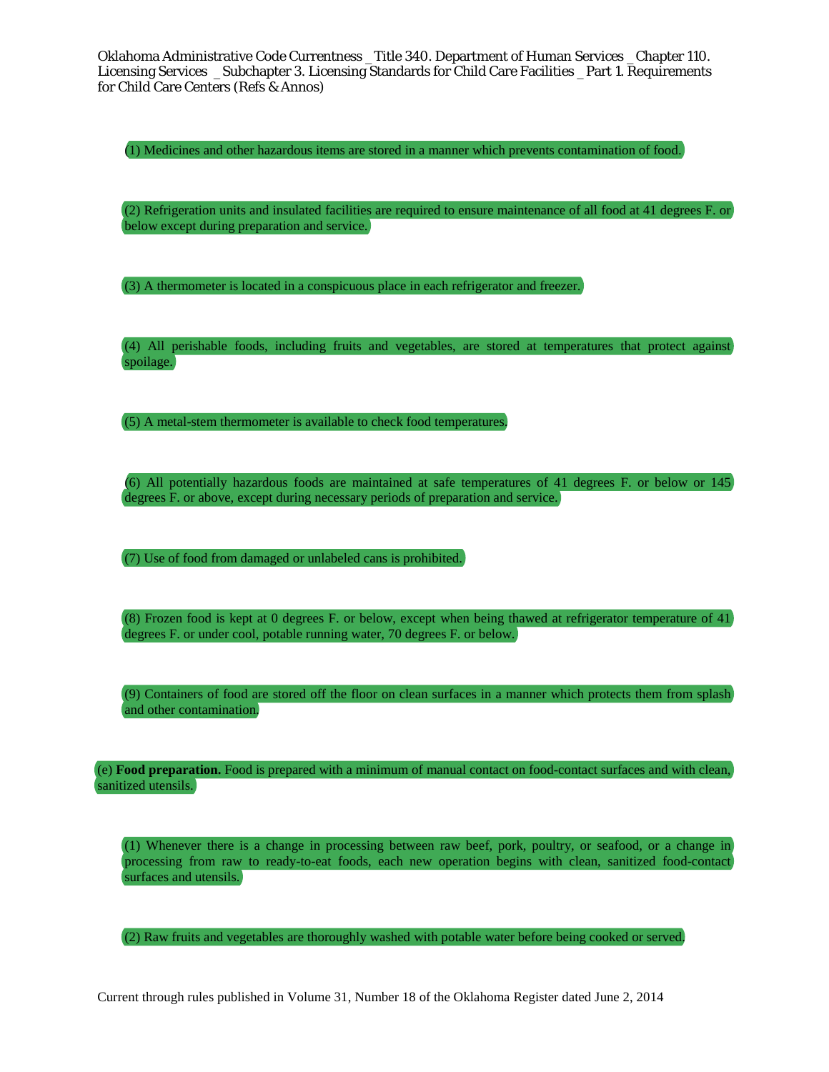(1) Medicines and other hazardous items are stored in a manner which prevents contamination of food.

(2) Refrigeration units and insulated facilities are required to ensure maintenance of all food at 41 degrees F. or below except during preparation and service.

(3) A thermometer is located in a conspicuous place in each refrigerator and freezer.

(4) All perishable foods, including fruits and vegetables, are stored at temperatures that protect against spoilage.

(5) A metal-stem thermometer is available to check food temperatures.

(6) All potentially hazardous foods are maintained at safe temperatures of 41 degrees F. or below or 145 degrees F. or above, except during necessary periods of preparation and service.

(7) Use of food from damaged or unlabeled cans is prohibited.

(8) Frozen food is kept at 0 degrees F. or below, except when being thawed at refrigerator temperature of 41 degrees F. or under cool, potable running water, 70 degrees F. or below.

(9) Containers of food are stored off the floor on clean surfaces in a manner which protects them from splash and other contamination.

(e) **Food preparation.** Food is prepared with a minimum of manual contact on food-contact surfaces and with clean, sanitized utensils.

(1) Whenever there is a change in processing between raw beef, pork, poultry, or seafood, or a change in processing from raw to ready-to-eat foods, each new operation begins with clean, sanitized food-contact surfaces and utensils.

(2) Raw fruits and vegetables are thoroughly washed with potable water before being cooked or served.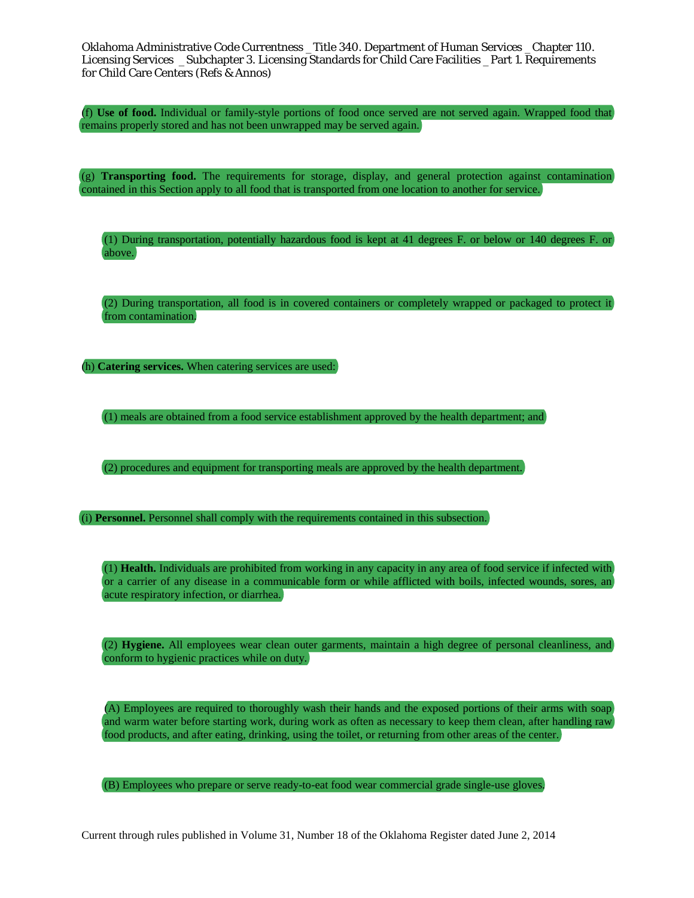(f) **Use of food.** Individual or family-style portions of food once served are not served again. Wrapped food that remains properly stored and has not been unwrapped may be served again.

(g) **Transporting food.** The requirements for storage, display, and general protection against contamination contained in this Section apply to all food that is transported from one location to another for service.

(1) During transportation, potentially hazardous food is kept at 41 degrees F. or below or 140 degrees F. or above.

(2) During transportation, all food is in covered containers or completely wrapped or packaged to protect it from contamination.

(h) **Catering services.** When catering services are used:

(1) meals are obtained from a food service establishment approved by the health department; and

(2) procedures and equipment for transporting meals are approved by the health department.

(i) **Personnel.** Personnel shall comply with the requirements contained in this subsection.

(1) **Health.** Individuals are prohibited from working in any capacity in any area of food service if infected with or a carrier of any disease in a communicable form or while afflicted with boils, infected wounds, sores, an acute respiratory infection, or diarrhea.

(2) **Hygiene.** All employees wear clean outer garments, maintain a high degree of personal cleanliness, and conform to hygienic practices while on duty.

(A) Employees are required to thoroughly wash their hands and the exposed portions of their arms with soap and warm water before starting work, during work as often as necessary to keep them clean, after handling raw food products, and after eating, drinking, using the toilet, or returning from other areas of the center.

(B) Employees who prepare or serve ready-to-eat food wear commercial grade single-use gloves.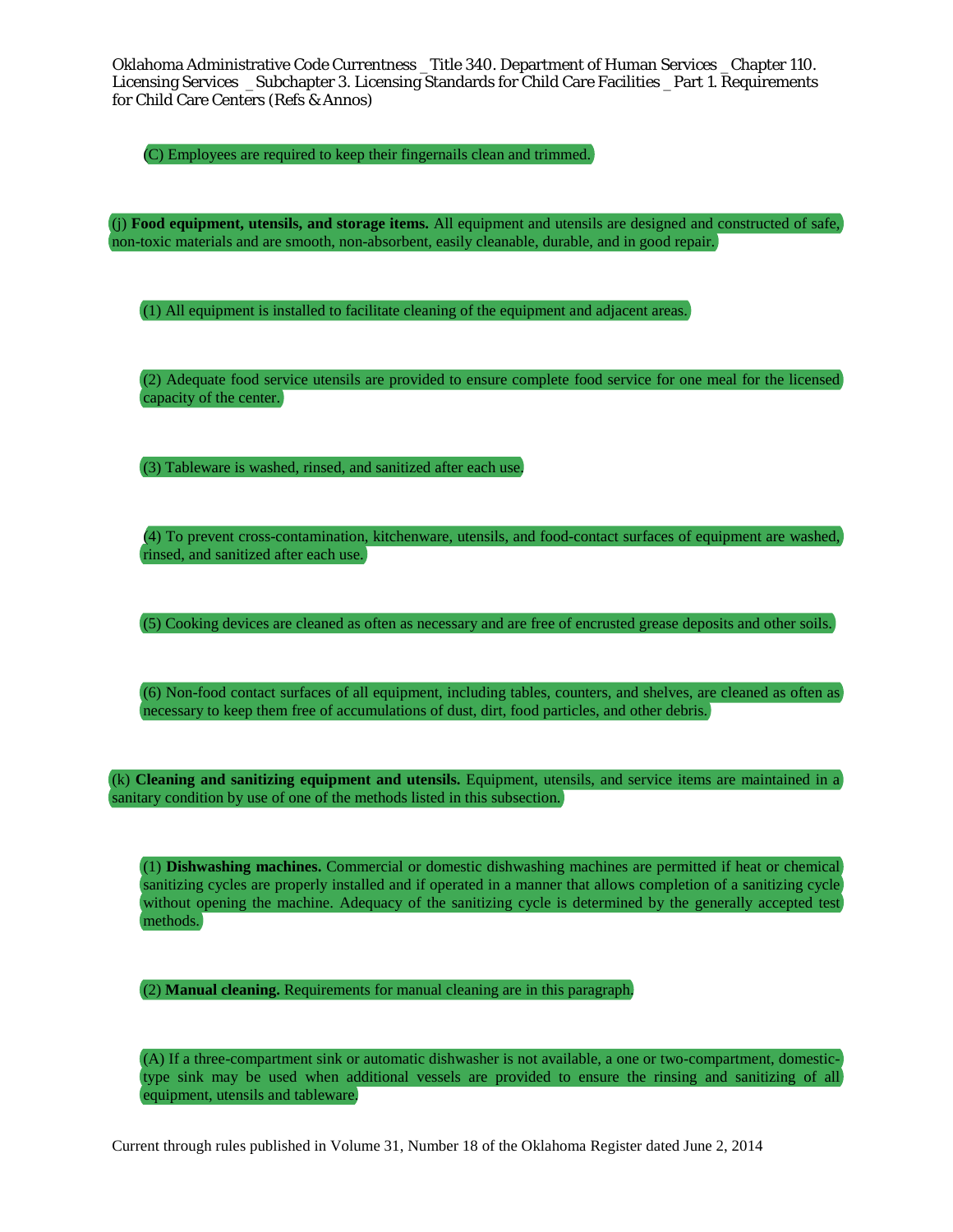(C) Employees are required to keep their fingernails clean and trimmed.

(j) **Food equipment, utensils, and storage items.** All equipment and utensils are designed and constructed of safe, non-toxic materials and are smooth, non-absorbent, easily cleanable, durable, and in good repair.

(1) All equipment is installed to facilitate cleaning of the equipment and adjacent areas.

(2) Adequate food service utensils are provided to ensure complete food service for one meal for the licensed capacity of the center.

(3) Tableware is washed, rinsed, and sanitized after each use.

(4) To prevent cross-contamination, kitchenware, utensils, and food-contact surfaces of equipment are washed, rinsed, and sanitized after each use.

(5) Cooking devices are cleaned as often as necessary and are free of encrusted grease deposits and other soils.

(6) Non-food contact surfaces of all equipment, including tables, counters, and shelves, are cleaned as often as necessary to keep them free of accumulations of dust, dirt, food particles, and other debris.

(k) **Cleaning and sanitizing equipment and utensils.** Equipment, utensils, and service items are maintained in a sanitary condition by use of one of the methods listed in this subsection.

(1) **Dishwashing machines.** Commercial or domestic dishwashing machines are permitted if heat or chemical sanitizing cycles are properly installed and if operated in a manner that allows completion of a sanitizing cycle without opening the machine. Adequacy of the sanitizing cycle is determined by the generally accepted test methods.

(2) **Manual cleaning.** Requirements for manual cleaning are in this paragraph.

(A) If a three-compartment sink or automatic dishwasher is not available, a one or two-compartment, domestic-type sink may be used when additional vessels are provided to ensure the rinsing and sanitizing of all equipment, utensils and tableware.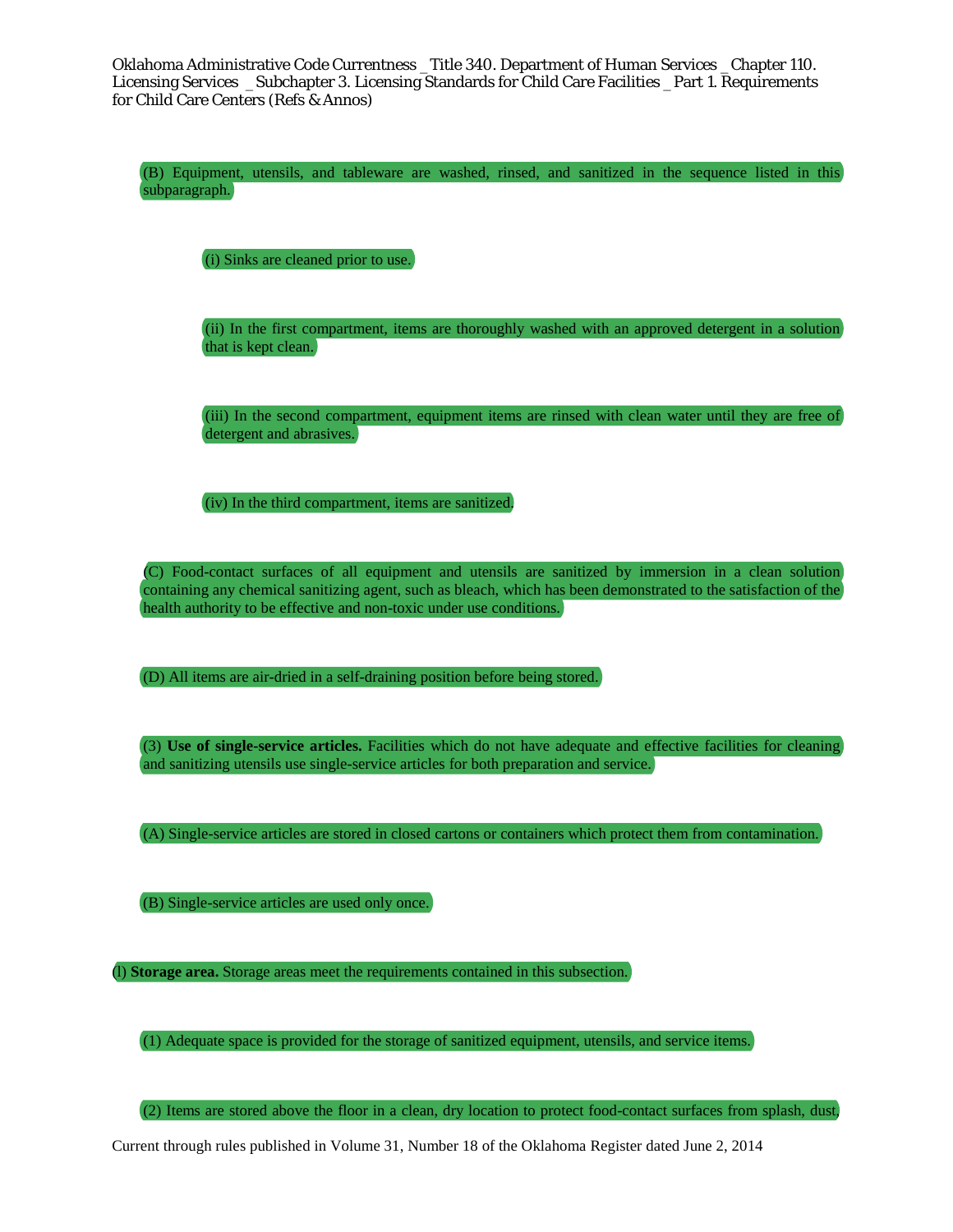(B) Equipment, utensils, and tableware are washed, rinsed, and sanitized in the sequence listed in this subparagraph.

(i) Sinks are cleaned prior to use.

(ii) In the first compartment, items are thoroughly washed with an approved detergent in a solution that is kept clean.

(iii) In the second compartment, equipment items are rinsed with clean water until they are free of detergent and abrasives.

(iv) In the third compartment, items are sanitized.

(C) Food-contact surfaces of all equipment and utensils are sanitized by immersion in a clean solution containing any chemical sanitizing agent, such as bleach, which has been demonstrated to the satisfaction of the health authority to be effective and non-toxic under use conditions.

(D) All items are air-dried in a self-draining position before being stored.

(3) **Use of single-service articles.** Facilities which do not have adequate and effective facilities for cleaning and sanitizing utensils use single-service articles for both preparation and service.

(A) Single-service articles are stored in closed cartons or containers which protect them from contamination.

(B) Single-service articles are used only once.

(l) **Storage area.** Storage areas meet the requirements contained in this subsection.

(1) Adequate space is provided for the storage of sanitized equipment, utensils, and service items.

(2) Items are stored above the floor in a clean, dry location to protect food-contact surfaces from splash, dust,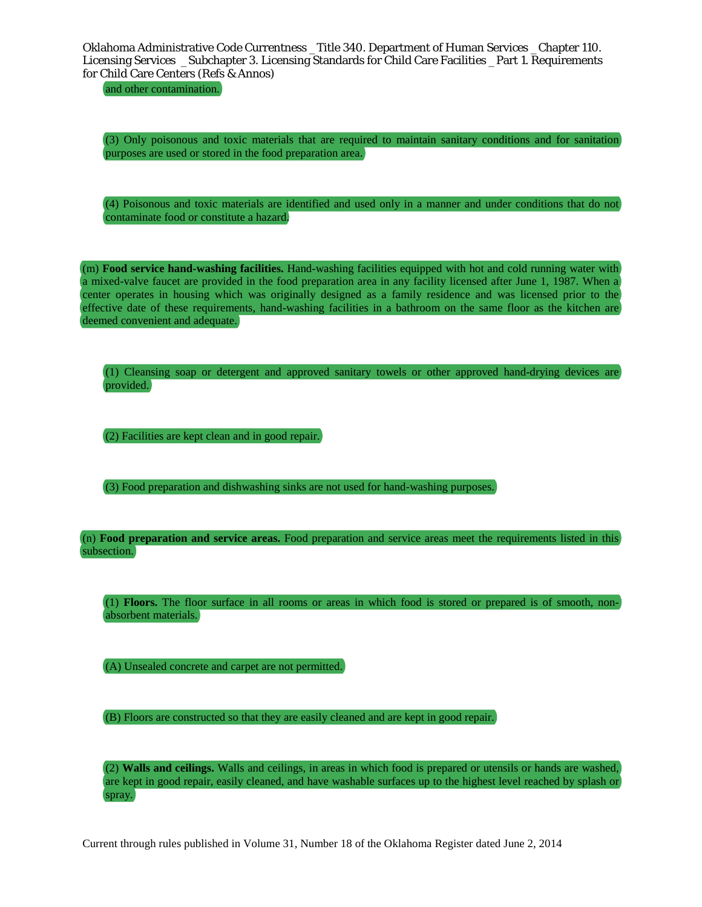and other contamination.

(3) Only poisonous and toxic materials that are required to maintain sanitary conditions and for sanitation purposes are used or stored in the food preparation area.

(4) Poisonous and toxic materials are identified and used only in a manner and under conditions that do not contaminate food or constitute a hazard.

(m) **Food service hand-washing facilities.** Hand-washing facilities equipped with hot and cold running water with a mixed-valve faucet are provided in the food preparation area in any facility licensed after June 1, 1987. When a center operates in housing which was originally designed as a family residence and was licensed prior to the effective date of these requirements, hand-washing facilities in a bathroom on the same floor as the kitchen are deemed convenient and adequate.

(1) Cleansing soap or detergent and approved sanitary towels or other approved hand-drying devices are provided.

(2) Facilities are kept clean and in good repair.

(3) Food preparation and dishwashing sinks are not used for hand-washing purposes.

(n) **Food preparation and service areas.** Food preparation and service areas meet the requirements listed in this subsection.

(1) **Floors.** The floor surface in all rooms or areas in which food is stored or prepared is of smooth, non-absorbent materials.

(A) Unsealed concrete and carpet are not permitted.

(B) Floors are constructed so that they are easily cleaned and are kept in good repair.

(2) **Walls and ceilings.** Walls and ceilings, in areas in which food is prepared or utensils or hands are washed, are kept in good repair, easily cleaned, and have washable surfaces up to the highest level reached by splash or spray.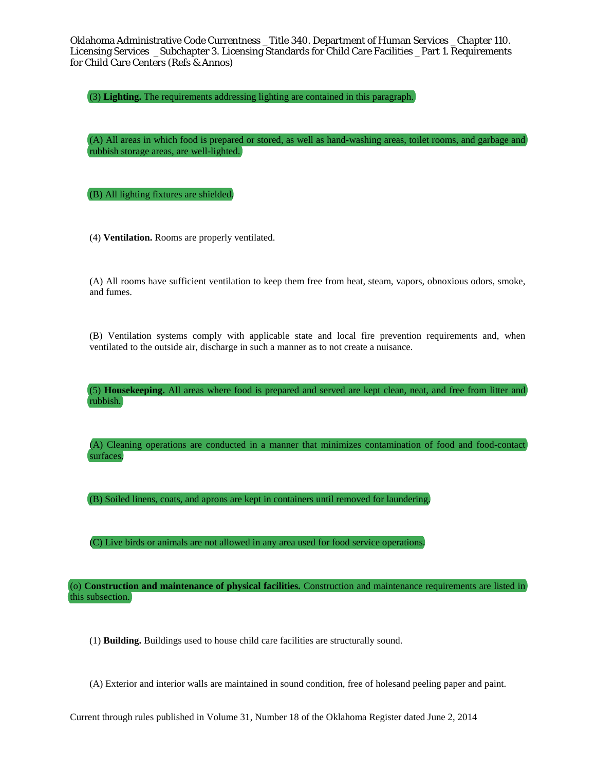(3) **Lighting.** The requirements addressing lighting are contained in this paragraph.

(A) All areas in which food is prepared or stored, as well as hand-washing areas, toilet rooms, and garbage and rubbish storage areas, are well-lighted.

(B) All lighting fixtures are shielded.

(4) **Ventilation.** Rooms are properly ventilated.

(A) All rooms have sufficient ventilation to keep them free from heat, steam, vapors, obnoxious odors, smoke, and fumes.

(B) Ventilation systems comply with applicable state and local fire prevention requirements and, when ventilated to the outside air, discharge in such a manner as to not create a nuisance.

(5) **Housekeeping.** All areas where food is prepared and served are kept clean, neat, and free from litter and rubbish.

(A) Cleaning operations are conducted in a manner that minimizes contamination of food and food-contact surfaces.

(B) Soiled linens, coats, and aprons are kept in containers until removed for laundering.

(C) Live birds or animals are not allowed in any area used for food service operations.

(o) **Construction and maintenance of physical facilities.** Construction and maintenance requirements are listed in this subsection.

(1) **Building.** Buildings used to house child care facilities are structurally sound.

(A) Exterior and interior walls are maintained in sound condition, free of holesand peeling paper and paint.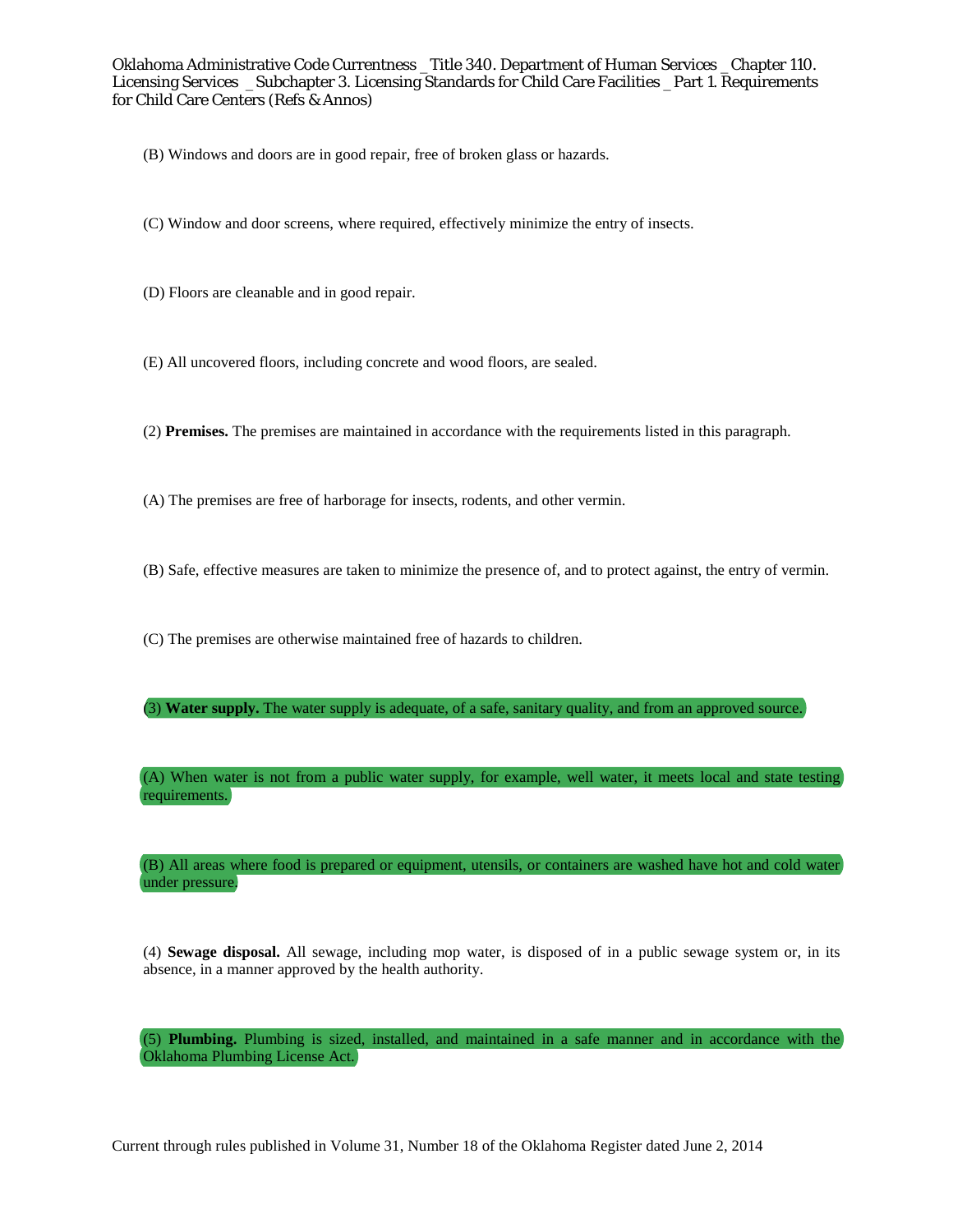(B) Windows and doors are in good repair, free of broken glass or hazards.

(C) Window and door screens, where required, effectively minimize the entry of insects.

(D) Floors are cleanable and in good repair.

(E) All uncovered floors, including concrete and wood floors, are sealed.

(2) **Premises.** The premises are maintained in accordance with the requirements listed in this paragraph.

(A) The premises are free of harborage for insects, rodents, and other vermin.

(B) Safe, effective measures are taken to minimize the presence of, and to protect against, the entry of vermin.

(C) The premises are otherwise maintained free of hazards to children.

(3) **Water supply.** The water supply is adequate, of a safe, sanitary quality, and from an approved source.

(A) When water is not from a public water supply, for example, well water, it meets local and state testing requirements.

(B) All areas where food is prepared or equipment, utensils, or containers are washed have hot and cold water under pressure.

(4) **Sewage disposal.** All sewage, including mop water, is disposed of in a public sewage system or, in its absence, in a manner approved by the health authority.

(5) **Plumbing.** Plumbing is sized, installed, and maintained in a safe manner and in accordance with the Oklahoma Plumbing License Act.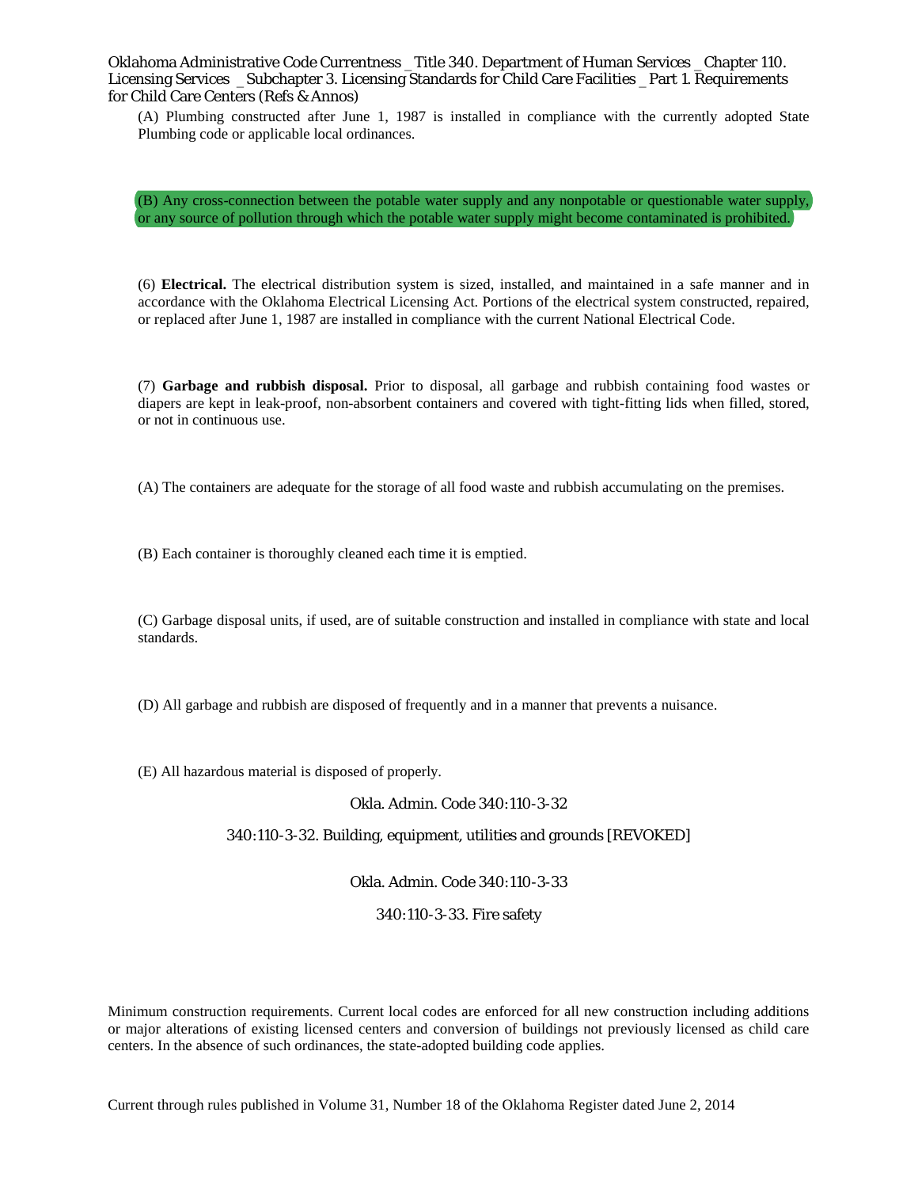(A) Plumbing constructed after June 1, 1987 is installed in compliance with the currently adopted State Plumbing code or applicable local ordinances.

(B) Any cross-connection between the potable water supply and any nonpotable or questionable water supply, or any source of pollution through which the potable water supply might become contaminated is prohibited.

(6) **Electrical.** The electrical distribution system is sized, installed, and maintained in a safe manner and in accordance with the Oklahoma Electrical Licensing Act. Portions of the electrical system constructed, repaired, or replaced after June 1, 1987 are installed in compliance with the current National Electrical Code.

(7) **Garbage and rubbish disposal.** Prior to disposal, all garbage and rubbish containing food wastes or diapers are kept in leak-proof, non-absorbent containers and covered with tight-fitting lids when filled, stored, or not in continuous use.

(A) The containers are adequate for the storage of all food waste and rubbish accumulating on the premises.

(B) Each container is thoroughly cleaned each time it is emptied.

(C) Garbage disposal units, if used, are of suitable construction and installed in compliance with state and local standards.

(D) All garbage and rubbish are disposed of frequently and in a manner that prevents a nuisance.

(E) All hazardous material is disposed of properly.

Okla. Admin. Code 340:110-3-32

## 340:110-3-32. Building, equipment, utilities and grounds [REVOKED]

Okla. Admin. Code 340:110-3-33

## 340:110-3-33. Fire safety

Minimum construction requirements. Current local codes are enforced for all new construction including additions or major alterations of existing licensed centers and conversion of buildings not previously licensed as child care centers. In the absence of such ordinances, the state-adopted building code applies.

Current through rules published in Volume 31, Number 18 of the Oklahoma Register dated June 2, 2014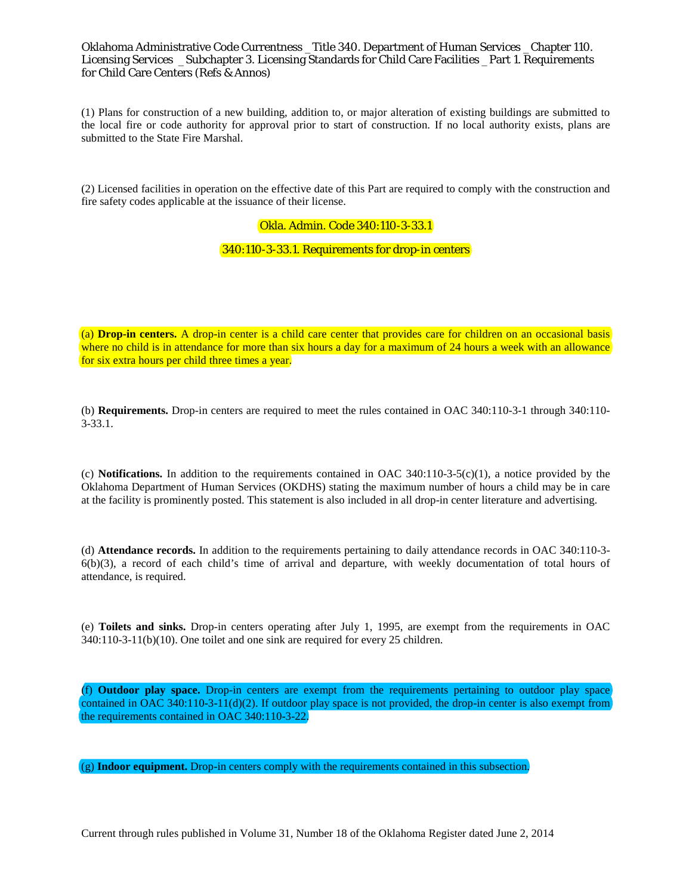(1) Plans for construction of a new building, addition to, or major alteration of existing buildings are submitted to the local fire or code authority for approval prior to start of construction. If no local authority exists, plans are submitted to the State Fire Marshal.

(2) Licensed facilities in operation on the effective date of this Part are required to comply with the construction and fire safety codes applicable at the issuance of their license.

Okla. Admin. Code 340:110-3-33.1

## 340:110-3-33.1. Requirements for drop-in centers

(a) **Drop-in centers.** A drop-in center is a child care center that provides care for children on an occasional basis where no child is in attendance for more than six hours a day for a maximum of 24 hours a week with an allowance for six extra hours per child three times a year.

(b) **Requirements.** Drop-in centers are required to meet the rules contained in OAC 340:110-3-1 through 340:110-3-33.1.

(c) **Notifications.** In addition to the requirements contained in OAC 340:110-3-5(c)(1), a notice provided by the Oklahoma Department of Human Services (OKDHS) stating the maximum number of hours a child may be in care at the facility is prominently posted. This statement is also included in all drop-in center literature and advertising.

(d) **Attendance records.** In addition to the requirements pertaining to daily attendance records in OAC 340:110-3-6(b)(3), a record of each child's time of arrival and departure, with weekly documentation of total hours of attendance, is required.

(e) **Toilets and sinks.** Drop-in centers operating after July 1, 1995, are exempt from the requirements in OAC 340:110-3-11(b)(10). One toilet and one sink are required for every 25 children.

(f) **Outdoor play space.** Drop-in centers are exempt from the requirements pertaining to outdoor play space contained in OAC 340:110-3-11(d)(2). If outdoor play space is not provided, the drop-in center is also exempt from the requirements contained in OAC 340:110-3-22.

(g) **Indoor equipment.** Drop-in centers comply with the requirements contained in this subsection.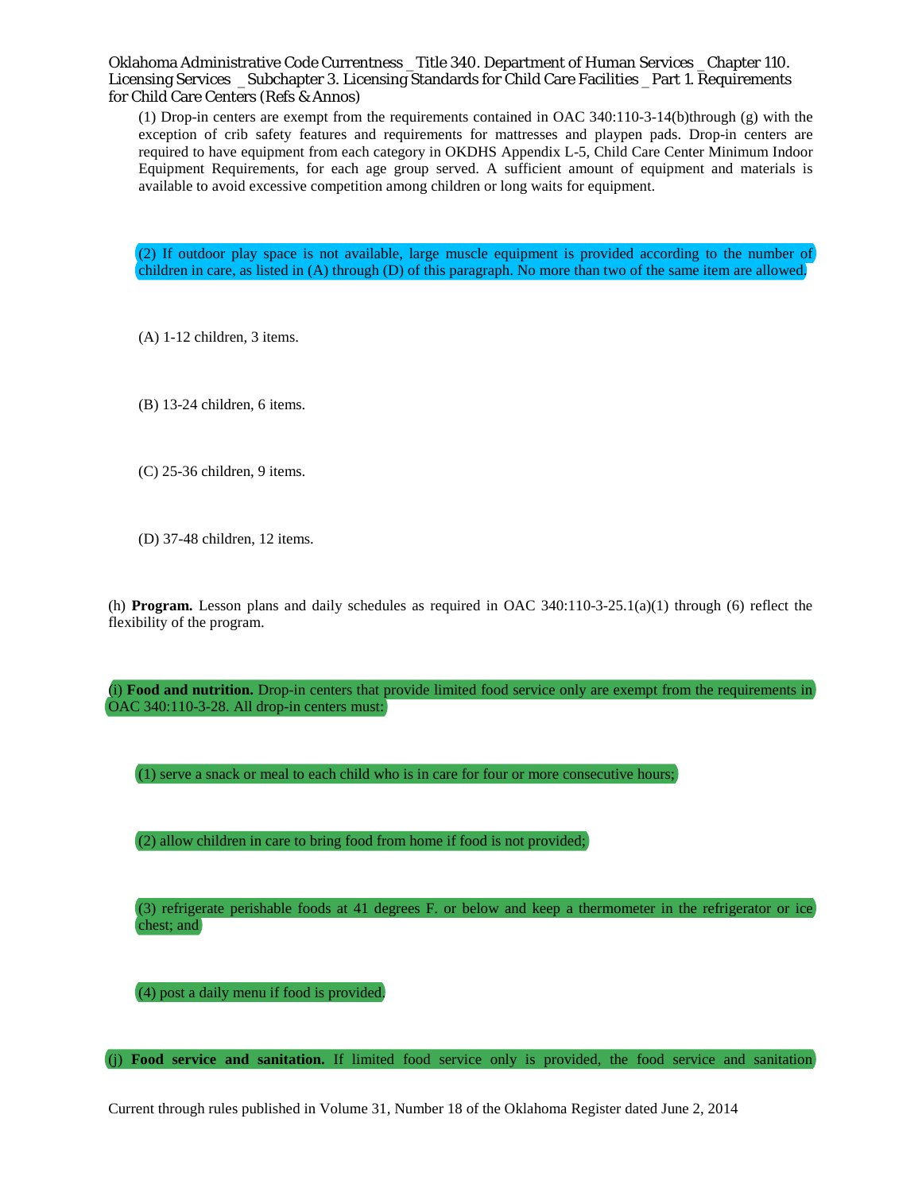(1) Drop-in centers are exempt from the requirements contained in OAC 340:110-3-14(b)through (g) with the exception of crib safety features and requirements for mattresses and playpen pads. Drop-in centers are required to have equipment from each category in OKDHS Appendix L-5, Child Care Center Minimum Indoor Equipment Requirements, for each age group served. A sufficient amount of equipment and materials is available to avoid excessive competition among children or long waits for equipment.

(2) If outdoor play space is not available, large muscle equipment is provided according to the number of children in care, as listed in (A) through (D) of this paragraph. No more than two of the same item are allowed.

(A) 1-12 children, 3 items.

(B) 13-24 children, 6 items.

(C) 25-36 children, 9 items.

(D) 37-48 children, 12 items.

(h) **Program.** Lesson plans and daily schedules as required in OAC 340:110-3-25.1(a)(1) through (6) reflect the flexibility of the program.

(i) **Food and nutrition.** Drop-in centers that provide limited food service only are exempt from the requirements in OAC 340:110-3-28. All drop-in centers must:

(1) serve a snack or meal to each child who is in care for four or more consecutive hours;

(2) allow children in care to bring food from home if food is not provided;

(3) refrigerate perishable foods at 41 degrees F. or below and keep a thermometer in the refrigerator or ice chest; and

(4) post a daily menu if food is provided.

(j) **Food service and sanitation.** If limited food service only is provided, the food service and sanitation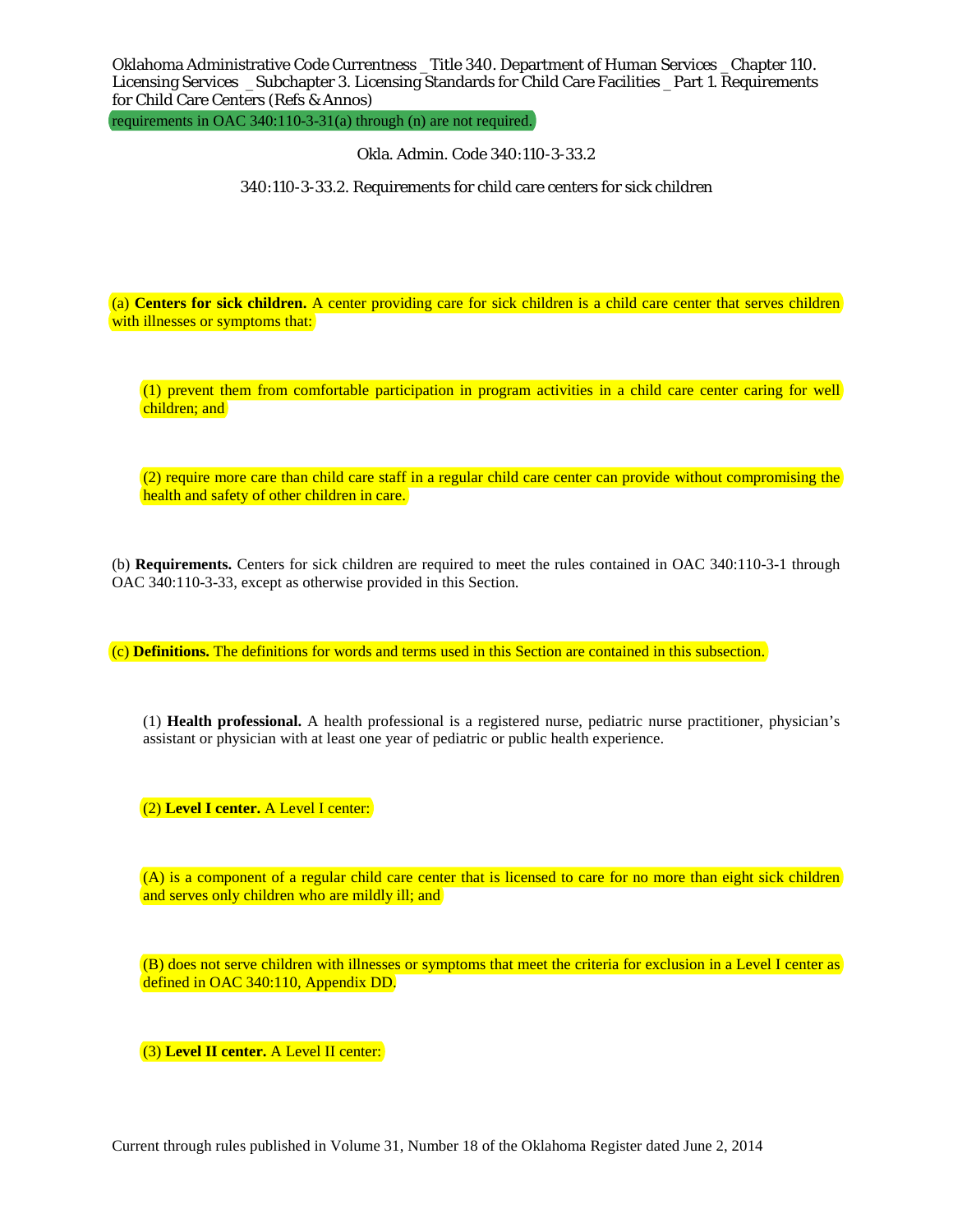requirements in OAC 340:110-3-31(a) through (n) are not required.

Okla. Admin. Code 340:110-3-33.2

340:110-3-33.2. Requirements for child care centers for sick children

(a) **Centers for sick children.** A center providing care for sick children is a child care center that serves children with illnesses or symptoms that:

(1) prevent them from comfortable participation in program activities in a child care center caring for well children; and

(2) require more care than child care staff in a regular child care center can provide without compromising the health and safety of other children in care.

(b) **Requirements.** Centers for sick children are required to meet the rules contained in OAC 340:110-3-1 through OAC 340:110-3-33, except as otherwise provided in this Section.

(c) **Definitions.** The definitions for words and terms used in this Section are contained in this subsection.

(1) **Health professional.** A health professional is a registered nurse, pediatric nurse practitioner, physician's assistant or physician with at least one year of pediatric or public health experience.

(2) **Level I center.** A Level I center:

(A) is a component of a regular child care center that is licensed to care for no more than eight sick children and serves only children who are mildly ill; and

(B) does not serve children with illnesses or symptoms that meet the criteria for exclusion in a Level I center as defined in OAC 340:110, Appendix DD.

(3) **Level II center.** A Level II center: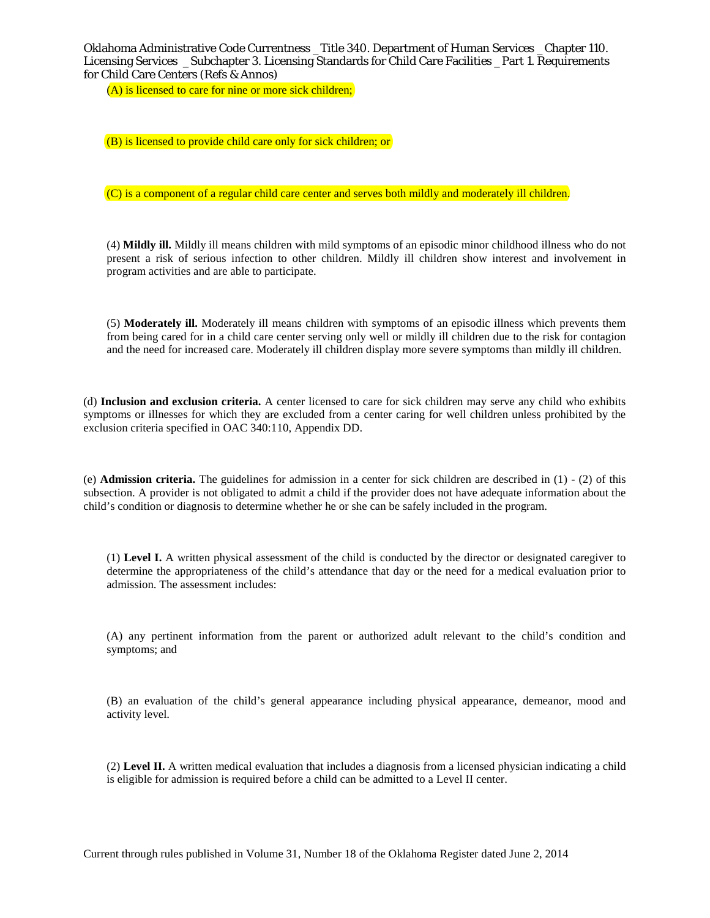(A) is licensed to care for nine or more sick children;

(B) is licensed to provide child care only for sick children; or

(C) is a component of a regular child care center and serves both mildly and moderately ill children.

(4) **Mildly ill.** Mildly ill means children with mild symptoms of an episodic minor childhood illness who do not present a risk of serious infection to other children. Mildly ill children show interest and involvement in program activities and are able to participate.

(5) **Moderately ill.** Moderately ill means children with symptoms of an episodic illness which prevents them from being cared for in a child care center serving only well or mildly ill children due to the risk for contagion and the need for increased care. Moderately ill children display more severe symptoms than mildly ill children.

(d) **Inclusion and exclusion criteria.** A center licensed to care for sick children may serve any child who exhibits symptoms or illnesses for which they are excluded from a center caring for well children unless prohibited by the exclusion criteria specified in OAC 340:110, Appendix DD.

(e) **Admission criteria.** The guidelines for admission in a center for sick children are described in (1) - (2) of this subsection. A provider is not obligated to admit a child if the provider does not have adequate information about the child's condition or diagnosis to determine whether he or she can be safely included in the program.

(1) **Level I.** A written physical assessment of the child is conducted by the director or designated caregiver to determine the appropriateness of the child's attendance that day or the need for a medical evaluation prior to admission. The assessment includes:

(A) any pertinent information from the parent or authorized adult relevant to the child's condition and symptoms; and

(B) an evaluation of the child's general appearance including physical appearance, demeanor, mood and activity level.

(2) **Level II.** A written medical evaluation that includes a diagnosis from a licensed physician indicating a child is eligible for admission is required before a child can be admitted to a Level II center.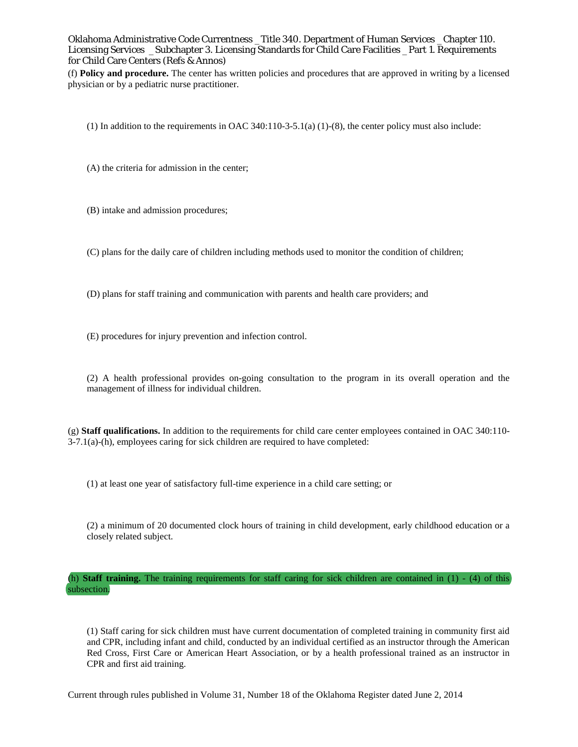(f) **Policy and procedure.** The center has written policies and procedures that are approved in writing by a licensed physician or by a pediatric nurse practitioner.

(1) In addition to the requirements in OAC 340:110-3-5.1(a) (1)-(8), the center policy must also include:

(A) the criteria for admission in the center;

(B) intake and admission procedures;

(C) plans for the daily care of children including methods used to monitor the condition of children;

(D) plans for staff training and communication with parents and health care providers; and

(E) procedures for injury prevention and infection control.

(2) A health professional provides on-going consultation to the program in its overall operation and the management of illness for individual children.

(g) **Staff qualifications.** In addition to the requirements for child care center employees contained in OAC 340:110-3-7.1(a)-(h), employees caring for sick children are required to have completed:

(1) at least one year of satisfactory full-time experience in a child care setting; or

(2) a minimum of 20 documented clock hours of training in child development, early childhood education or a closely related subject.

(h) **Staff training.** The training requirements for staff caring for sick children are contained in (1) - (4) of this subsection.

(1) Staff caring for sick children must have current documentation of completed training in community first aid and CPR, including infant and child, conducted by an individual certified as an instructor through the American Red Cross, First Care or American Heart Association, or by a health professional trained as an instructor in CPR and first aid training.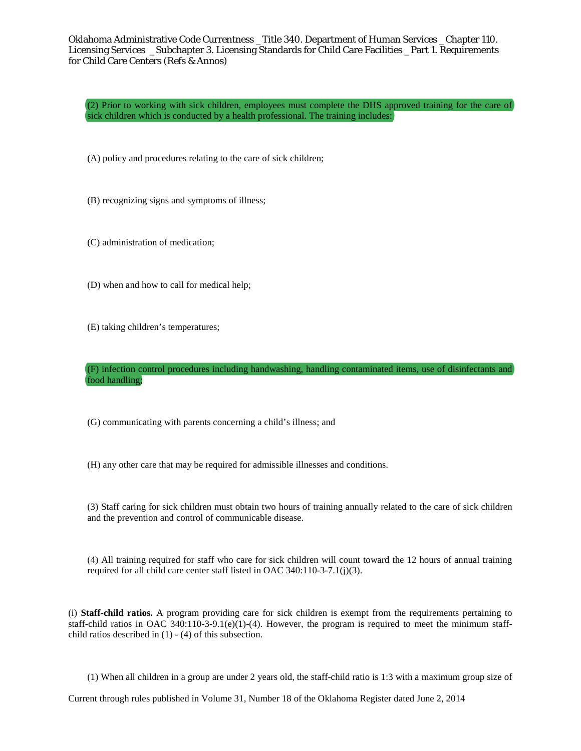(2) Prior to working with sick children, employees must complete the DHS approved training for the care of sick children which is conducted by a health professional. The training includes:

(A) policy and procedures relating to the care of sick children;

(B) recognizing signs and symptoms of illness;

(C) administration of medication;

(D) when and how to call for medical help;

(E) taking children's temperatures;

(F) infection control procedures including handwashing, handling contaminated items, use of disinfectants and food handling;

(G) communicating with parents concerning a child's illness; and

(H) any other care that may be required for admissible illnesses and conditions.

(3) Staff caring for sick children must obtain two hours of training annually related to the care of sick children and the prevention and control of communicable disease.

(4) All training required for staff who care for sick children will count toward the 12 hours of annual training required for all child care center staff listed in OAC 340:110-3-7.1(j)(3).

(i) **Staff-child ratios.** A program providing care for sick children is exempt from the requirements pertaining to staff-child ratios in OAC 340:110-3-9.1(e)(1)-(4). However, the program is required to meet the minimum staff-child ratios described in (1) - (4) of this subsection.

(1) When all children in a group are under 2 years old, the staff-child ratio is 1:3 with a maximum group size of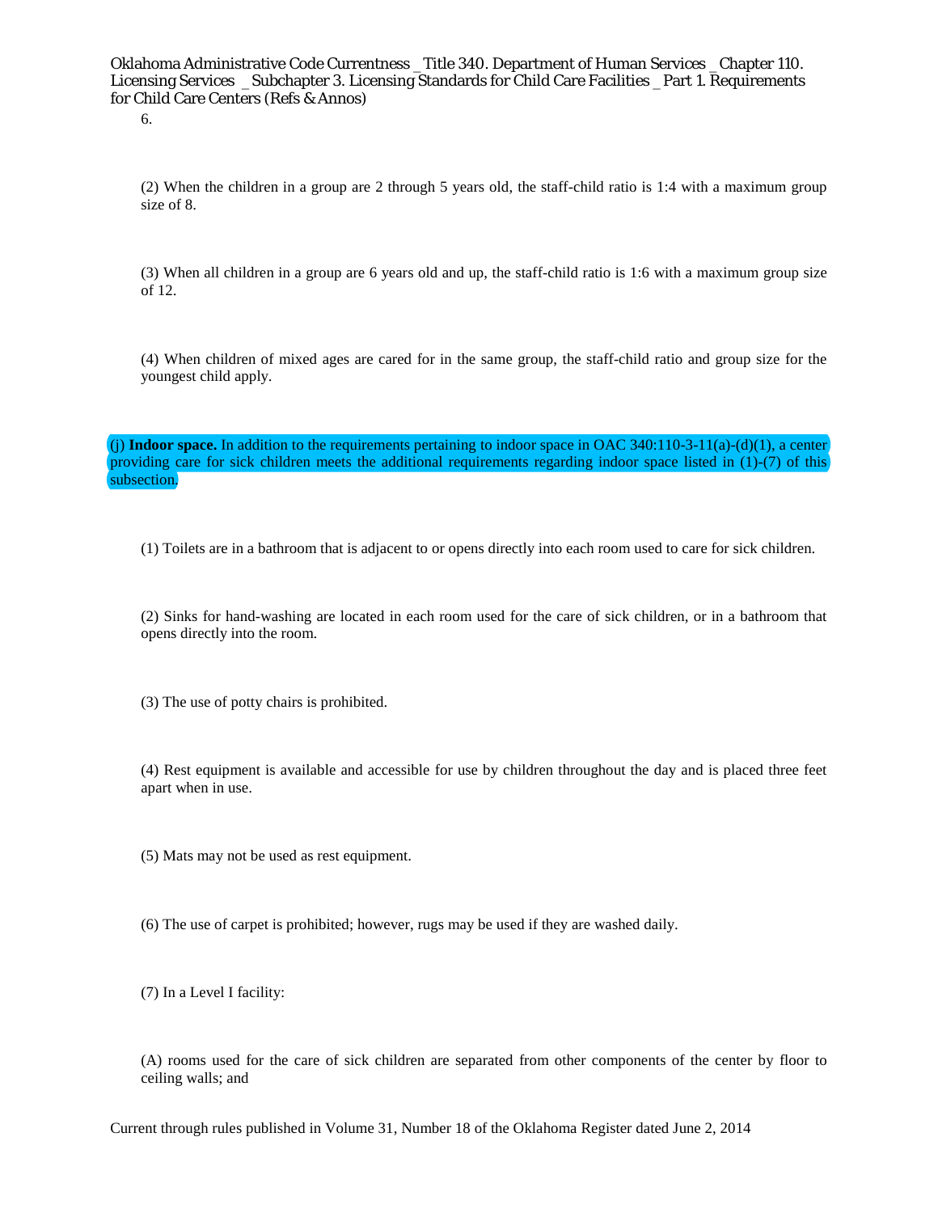6.

(2) When the children in a group are 2 through 5 years old, the staff-child ratio is 1:4 with a maximum group size of 8.

(3) When all children in a group are 6 years old and up, the staff-child ratio is 1:6 with a maximum group size of 12.

(4) When children of mixed ages are cared for in the same group, the staff-child ratio and group size for the youngest child apply.

(j) **Indoor space.** In addition to the requirements pertaining to indoor space in OAC 340:110-3-11(a)-(d)(1), a center providing care for sick children meets the additional requirements regarding indoor space listed in (1)-(7) of this subsection.

(1) Toilets are in a bathroom that is adjacent to or opens directly into each room used to care for sick children.

(2) Sinks for hand-washing are located in each room used for the care of sick children, or in a bathroom that opens directly into the room.

(3) The use of potty chairs is prohibited.

(4) Rest equipment is available and accessible for use by children throughout the day and is placed three feet apart when in use.

(5) Mats may not be used as rest equipment.

(6) The use of carpet is prohibited; however, rugs may be used if they are washed daily.

(7) In a Level I facility:

(A) rooms used for the care of sick children are separated from other components of the center by floor to ceiling walls; and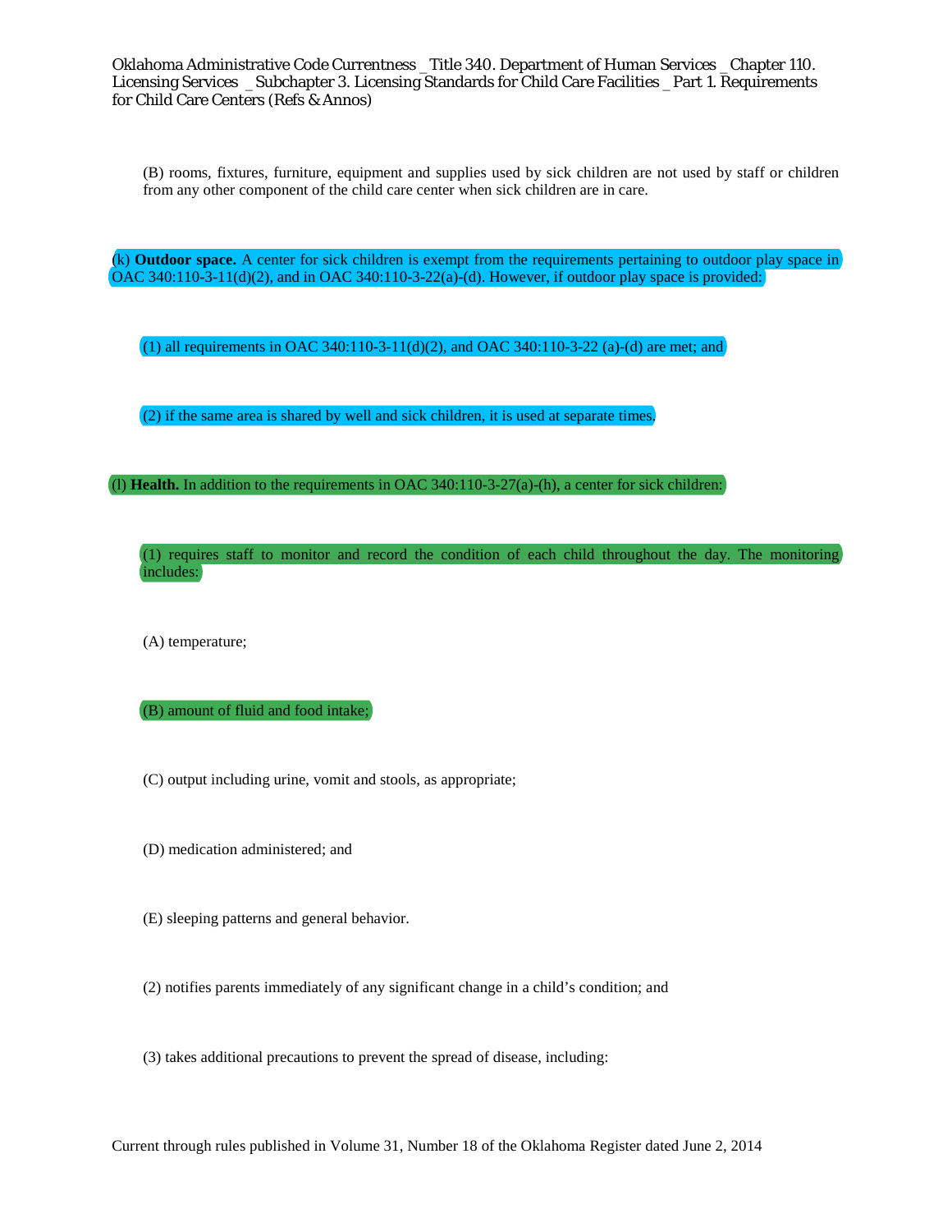(B) rooms, fixtures, furniture, equipment and supplies used by sick children are not used by staff or children from any other component of the child care center when sick children are in care.

(k) **Outdoor space.** A center for sick children is exempt from the requirements pertaining to outdoor play space in OAC 340:110-3-11(d)(2), and in OAC 340:110-3-22(a)-(d). However, if outdoor play space is provided:

(1) all requirements in OAC 340:110-3-11(d)(2), and OAC 340:110-3-22 (a)-(d) are met; and

(2) if the same area is shared by well and sick children, it is used at separate times.

(l) **Health.** In addition to the requirements in OAC 340:110-3-27(a)-(h), a center for sick children:

(1) requires staff to monitor and record the condition of each child throughout the day. The monitoring includes:

(A) temperature;

(B) amount of fluid and food intake;

(C) output including urine, vomit and stools, as appropriate;

(D) medication administered; and

(E) sleeping patterns and general behavior.

(2) notifies parents immediately of any significant change in a child's condition; and

(3) takes additional precautions to prevent the spread of disease, including: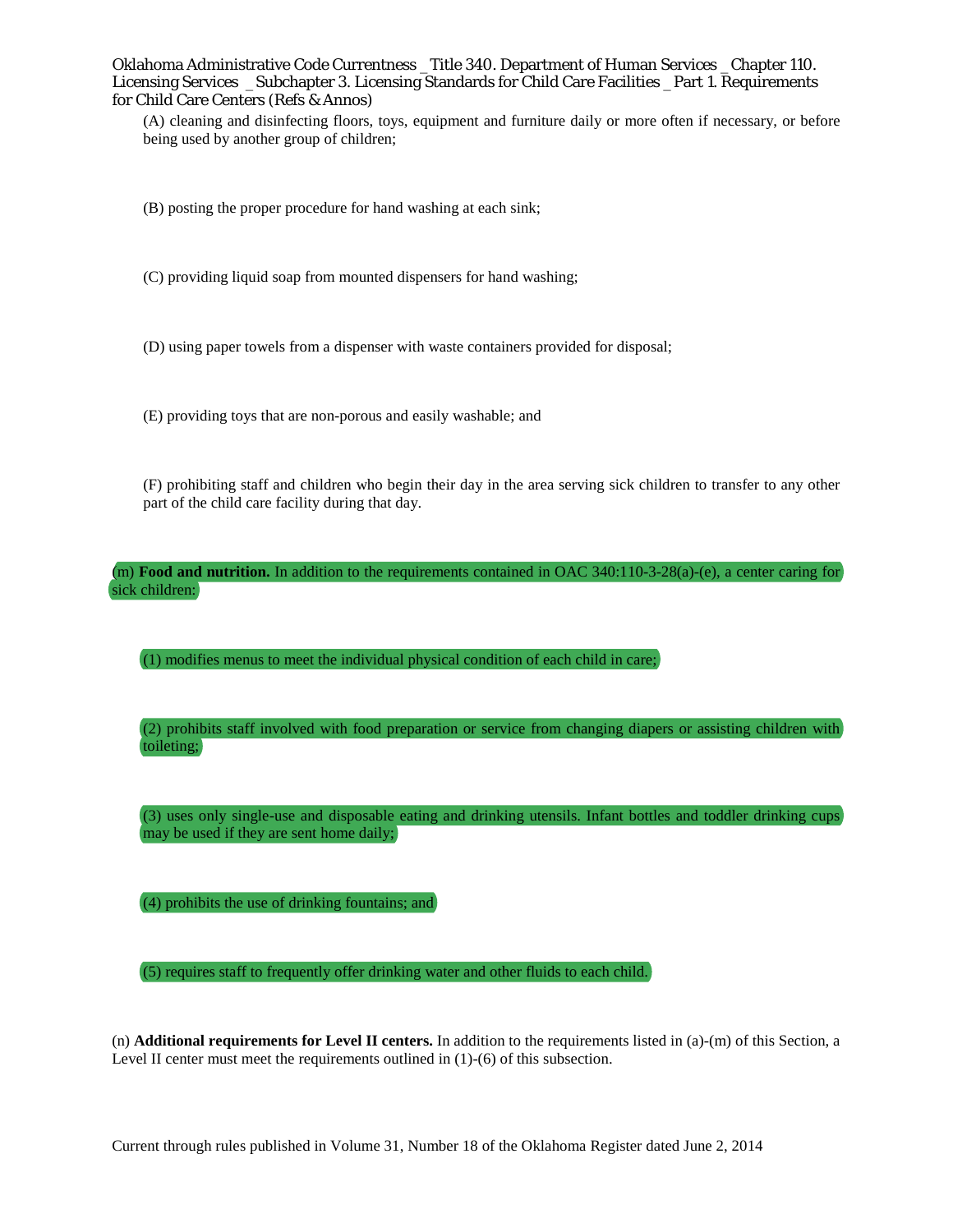(A) cleaning and disinfecting floors, toys, equipment and furniture daily or more often if necessary, or before being used by another group of children;

(B) posting the proper procedure for hand washing at each sink;

(C) providing liquid soap from mounted dispensers for hand washing;

(D) using paper towels from a dispenser with waste containers provided for disposal;

(E) providing toys that are non-porous and easily washable; and

(F) prohibiting staff and children who begin their day in the area serving sick children to transfer to any other part of the child care facility during that day.

(m) **Food and nutrition.** In addition to the requirements contained in OAC 340:110-3-28(a)-(e), a center caring for sick children:

(1) modifies menus to meet the individual physical condition of each child in care;

(2) prohibits staff involved with food preparation or service from changing diapers or assisting children with toileting;

(3) uses only single-use and disposable eating and drinking utensils. Infant bottles and toddler drinking cups may be used if they are sent home daily;

(4) prohibits the use of drinking fountains; and

(5) requires staff to frequently offer drinking water and other fluids to each child.

(n) **Additional requirements for Level II centers.** In addition to the requirements listed in (a)-(m) of this Section, a Level II center must meet the requirements outlined in (1)-(6) of this subsection.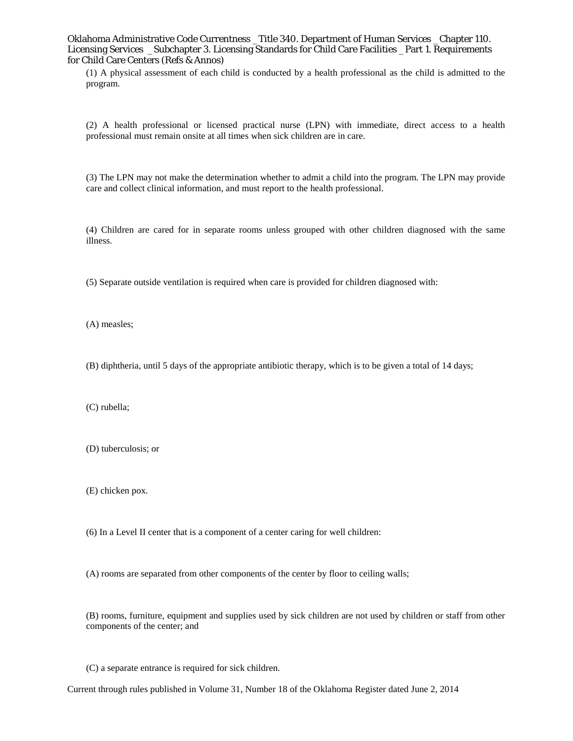(1) A physical assessment of each child is conducted by a health professional as the child is admitted to the program.

(2) A health professional or licensed practical nurse (LPN) with immediate, direct access to a health professional must remain onsite at all times when sick children are in care.

(3) The LPN may not make the determination whether to admit a child into the program. The LPN may provide care and collect clinical information, and must report to the health professional.

(4) Children are cared for in separate rooms unless grouped with other children diagnosed with the same illness.

(5) Separate outside ventilation is required when care is provided for children diagnosed with:

(A) measles;

(B) diphtheria, until 5 days of the appropriate antibiotic therapy, which is to be given a total of 14 days;

(C) rubella;

(D) tuberculosis; or

(E) chicken pox.

(6) In a Level II center that is a component of a center caring for well children:

(A) rooms are separated from other components of the center by floor to ceiling walls;

(B) rooms, furniture, equipment and supplies used by sick children are not used by children or staff from other components of the center; and

(C) a separate entrance is required for sick children.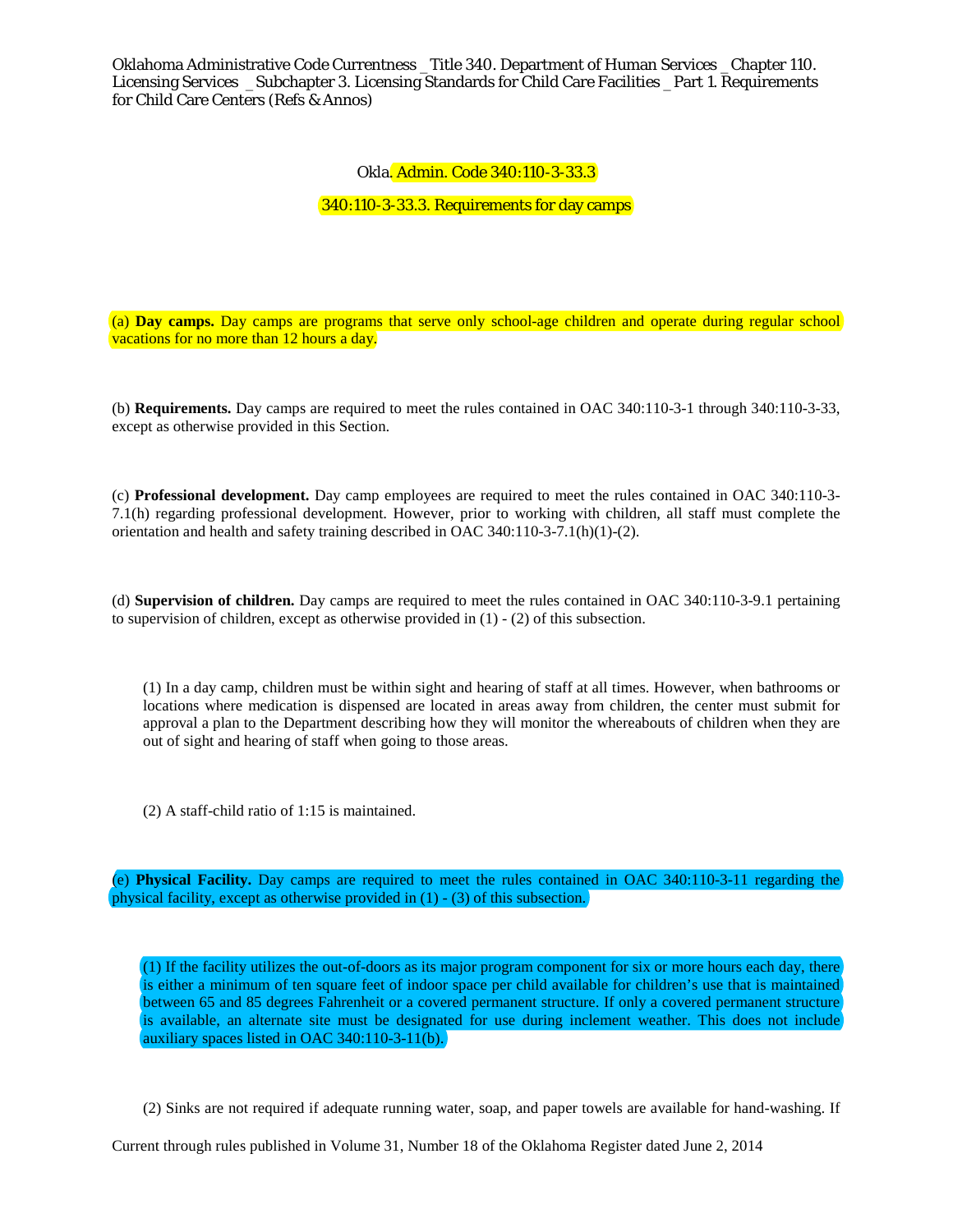Oklahoma Administrative Code Currentness _Title 340. Department of Human Services _Chapter 110. Licensing Services _ Subchapter 3. Licensing Standards for Child Care Facilities _Part 1. Requirements for Child Care Centers (Refs & Annos)

Okla. Admin. Code 340:110-3-33.3

340:110-3-33.3. Requirements for day camps

(a) **Day camps.** Day camps are programs that serve only school-age children and operate during regular school vacations for no more than 12 hours a day.

(b) **Requirements.** Day camps are required to meet the rules contained in OAC 340:110-3-1 through 340:110-3-33, except as otherwise provided in this Section.

(c) **Professional development.** Day camp employees are required to meet the rules contained in OAC 340:110-3-7.1(h) regarding professional development. However, prior to working with children, all staff must complete the orientation and health and safety training described in OAC 340:110-3-7.1(h)(1)-(2).

(d) **Supervision of children.** Day camps are required to meet the rules contained in OAC 340:110-3-9.1 pertaining to supervision of children, except as otherwise provided in (1) - (2) of this subsection.

(1) In a day camp, children must be within sight and hearing of staff at all times. However, when bathrooms or locations where medication is dispensed are located in areas away from children, the center must submit for approval a plan to the Department describing how they will monitor the whereabouts of children when they are out of sight and hearing of staff when going to those areas.

(2) A staff-child ratio of 1:15 is maintained.

(e) **Physical Facility.** Day camps are required to meet the rules contained in OAC 340:110-3-11 regarding the physical facility, except as otherwise provided in (1) - (3) of this subsection.

(1) If the facility utilizes the out-of-doors as its major program component for six or more hours each day, there is either a minimum of ten square feet of indoor space per child available for children's use that is maintained between 65 and 85 degrees Fahrenheit or a covered permanent structure. If only a covered permanent structure is available, an alternate site must be designated for use during inclement weather. This does not include auxiliary spaces listed in OAC 340:110-3-11(b).

(2) Sinks are not required if adequate running water, soap, and paper towels are available for hand-washing. If

Current through rules published in Volume 31, Number 18 of the Oklahoma Register dated June 2, 2014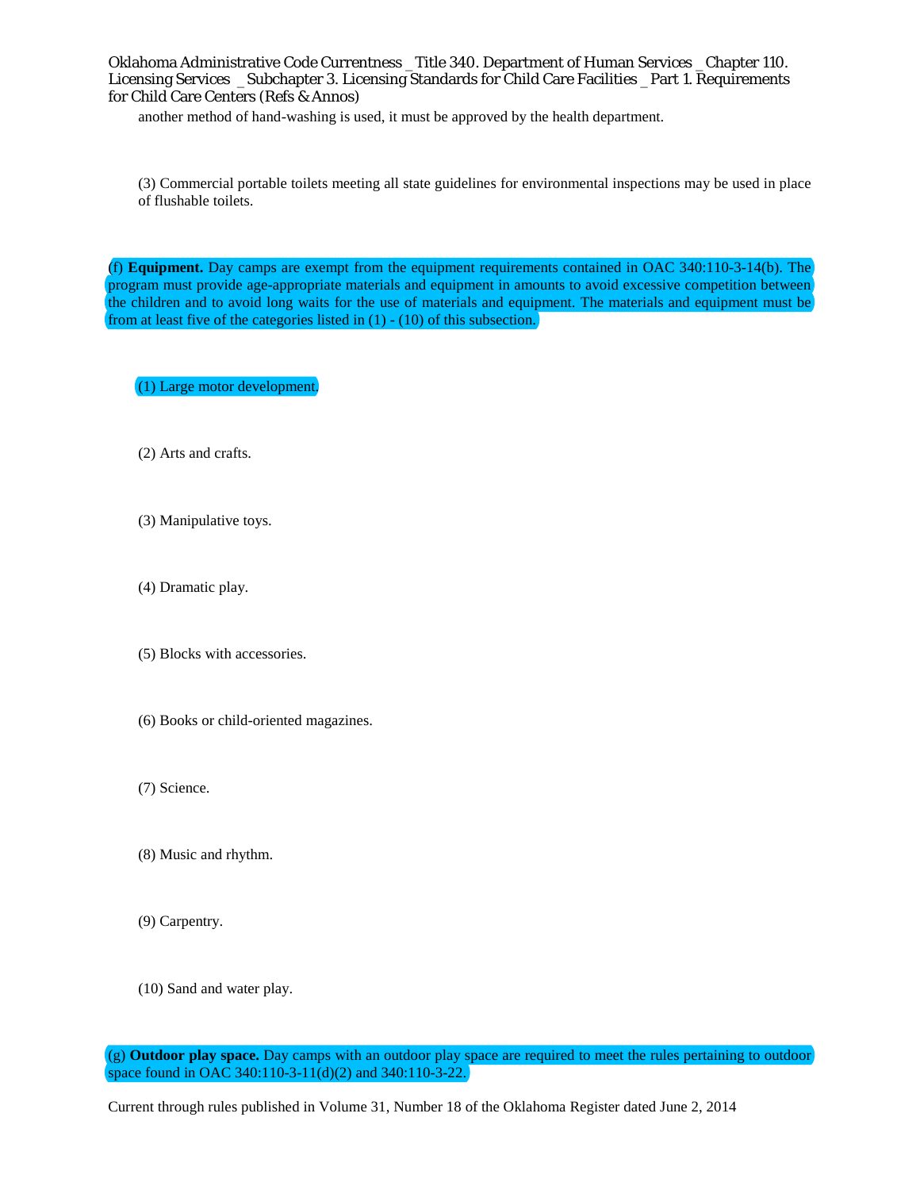another method of hand-washing is used, it must be approved by the health department.

(3) Commercial portable toilets meeting all state guidelines for environmental inspections may be used in place of flushable toilets.

(f) **Equipment.** Day camps are exempt from the equipment requirements contained in OAC 340:110-3-14(b). The program must provide age-appropriate materials and equipment in amounts to avoid excessive competition between the children and to avoid long waits for the use of materials and equipment. The materials and equipment must be from at least five of the categories listed in (1) - (10) of this subsection.

(1) Large motor development.

(2) Arts and crafts.

(3) Manipulative toys.

(4) Dramatic play.

(5) Blocks with accessories.

(6) Books or child-oriented magazines.

(7) Science.

(8) Music and rhythm.

(9) Carpentry.

(10) Sand and water play.

(g) **Outdoor play space.** Day camps with an outdoor play space are required to meet the rules pertaining to outdoor space found in OAC 340:110-3-11(d)(2) and 340:110-3-22.

Current through rules published in Volume 31, Number 18 of the Oklahoma Register dated June 2, 2014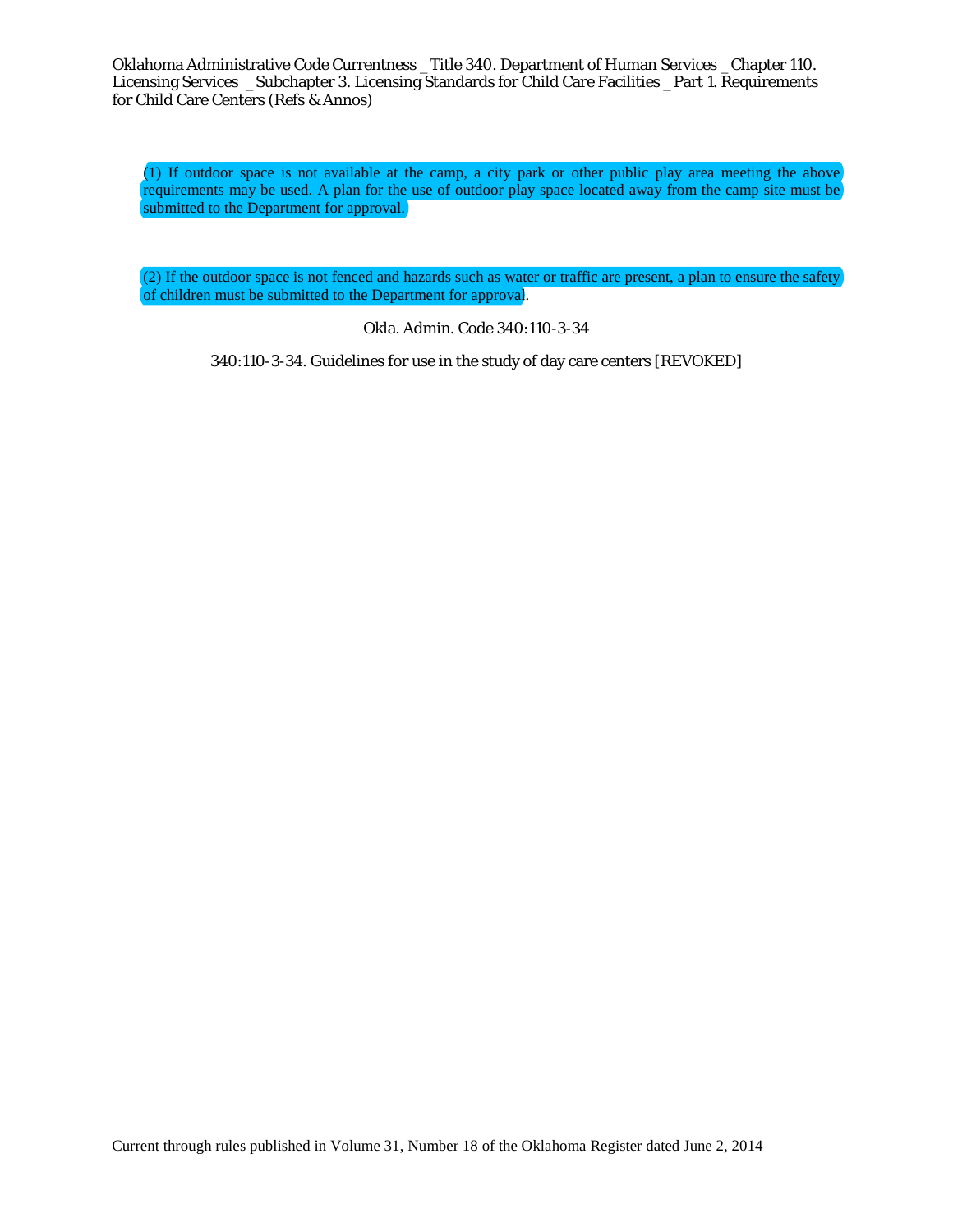(1) If outdoor space is not available at the camp, a city park or other public play area meeting the above requirements may be used. A plan for the use of outdoor play space located away from the camp site must be submitted to the Department for approval.

(2) If the outdoor space is not fenced and hazards such as water or traffic are present, a plan to ensure the safety of children must be submitted to the Department for approval.

Okla. Admin. Code 340:110-3-34

340:110-3-34. Guidelines for use in the study of day care centers [REVOKED]